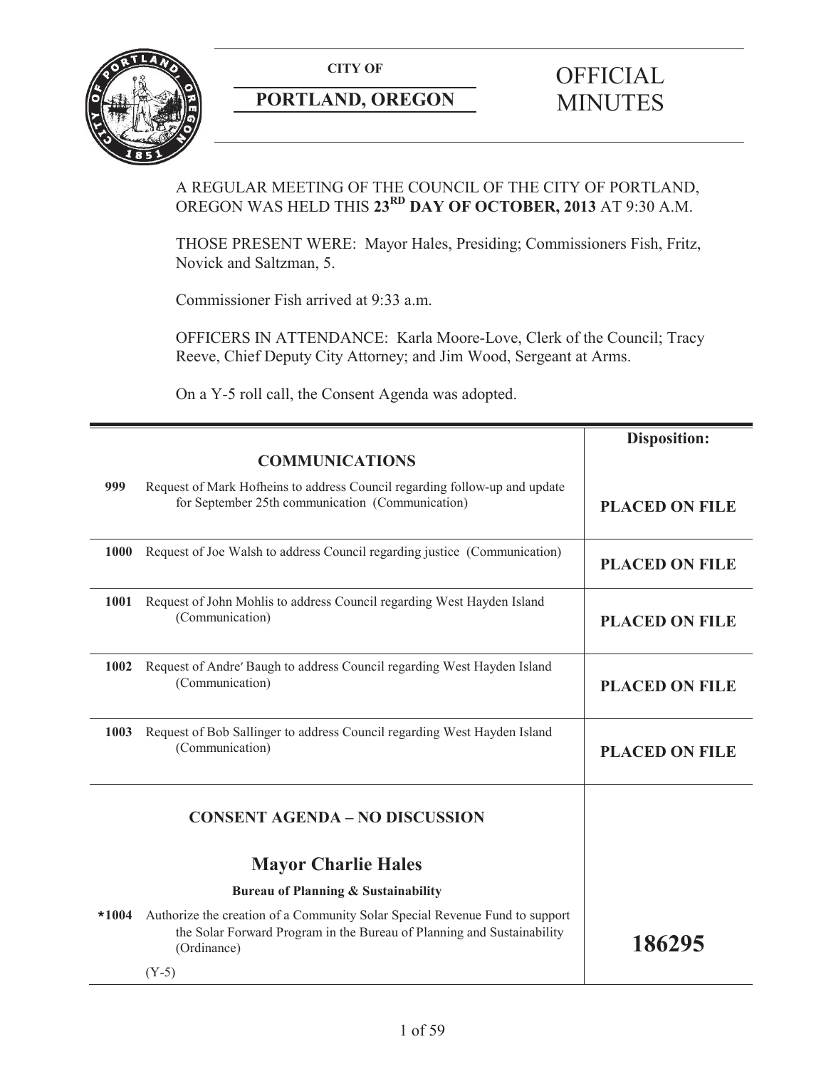**CITY OF**

**PORTLAND, OREGON**

# OFFICIAL MINUTES

A REGULAR MEETING OF THE COUNCIL OF THE CITY OF PORTLAND, OREGON WAS HELD THIS **23RD DAY OF OCTOBER, 2013** AT 9:30 A.M.

THOSE PRESENT WERE: Mayor Hales, Presiding; Commissioners Fish, Fritz, Novick and Saltzman, 5.

Commissioner Fish arrived at 9:33 a.m.

OFFICERS IN ATTENDANCE: Karla Moore-Love, Clerk of the Council; Tracy Reeve, Chief Deputy City Attorney; and Jim Wood, Sergeant at Arms.

On a Y-5 roll call, the Consent Agenda was adopted.

| | | **Disposition:** |
|---|---|---|
| | **COMMUNICATIONS** | |
| **999** | Request of Mark Hofheins to address Council regarding follow-up and update for September 25th communication (Communication) | **PLACED ON FILE** |
| **1000** | Request of Joe Walsh to address Council regarding justice (Communication) | **PLACED ON FILE** |
| **1001** | Request of John Mohlis to address Council regarding West Hayden Island (Communication) | **PLACED ON FILE** |
| **1002** | Request of Andre′ Baugh to address Council regarding West Hayden Island (Communication) | **PLACED ON FILE** |
| **1003** | Request of Bob Sallinger to address Council regarding West Hayden Island (Communication) | **PLACED ON FILE** |
| | **CONSENT AGENDA – NO DISCUSSION** | |
| | **Mayor Charlie Hales** | |
| | **Bureau of Planning & Sustainability** | |
| ***1004** | Authorize the creation of a Community Solar Special Revenue Fund to support the Solar Forward Program in the Bureau of Planning and Sustainability (Ordinance)<br><br>(Y-5) | **186295** |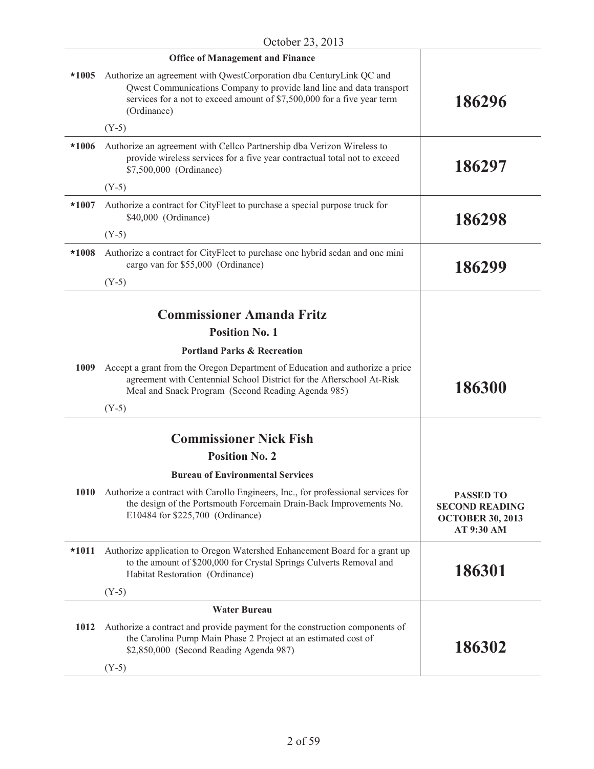October 23, 2013

| | | |
|---|---|---|
| | **Office of Management and Finance** | |
| *1005 | Authorize an agreement with QwestCorporation dba CenturyLink QC and Qwest Communications Company to provide land line and data transport services for a not to exceed amount of $7,500,000 for a five year term (Ordinance)<br><br>(Y-5) | **186296** |
| *1006 | Authorize an agreement with Cellco Partnership dba Verizon Wireless to provide wireless services for a five year contractual total not to exceed $7,500,000 (Ordinance)<br><br>(Y-5) | **186297** |
| *1007 | Authorize a contract for CityFleet to purchase a special purpose truck for $40,000 (Ordinance)<br><br>(Y-5) | **186298** |
| *1008 | Authorize a contract for CityFleet to purchase one hybrid sedan and one mini cargo van for $55,000 (Ordinance)<br><br>(Y-5) | **186299** |
| | **Commissioner Amanda Fritz**<br>**Position No. 1**<br><br>**Portland Parks & Recreation** | |
| 1009 | Accept a grant from the Oregon Department of Education and authorize a price agreement with Centennial School District for the Afterschool At-Risk Meal and Snack Program (Second Reading Agenda 985)<br><br>(Y-5) | **186300** |
| | **Commissioner Nick Fish**<br>**Position No. 2**<br><br>**Bureau of Environmental Services** | |
| 1010 | Authorize a contract with Carollo Engineers, Inc., for professional services for the design of the Portsmouth Forcemain Drain-Back Improvements No. E10484 for $225,700 (Ordinance) | **PASSED TO SECOND READING OCTOBER 30, 2013 AT 9:30 AM** |
| *1011 | Authorize application to Oregon Watershed Enhancement Board for a grant up to the amount of $200,000 for Crystal Springs Culverts Removal and Habitat Restoration (Ordinance)<br><br>(Y-5) | **186301** |
| | **Water Bureau** | |
| 1012 | Authorize a contract and provide payment for the construction components of the Carolina Pump Main Phase 2 Project at an estimated cost of $2,850,000 (Second Reading Agenda 987)<br><br>(Y-5) | **186302** |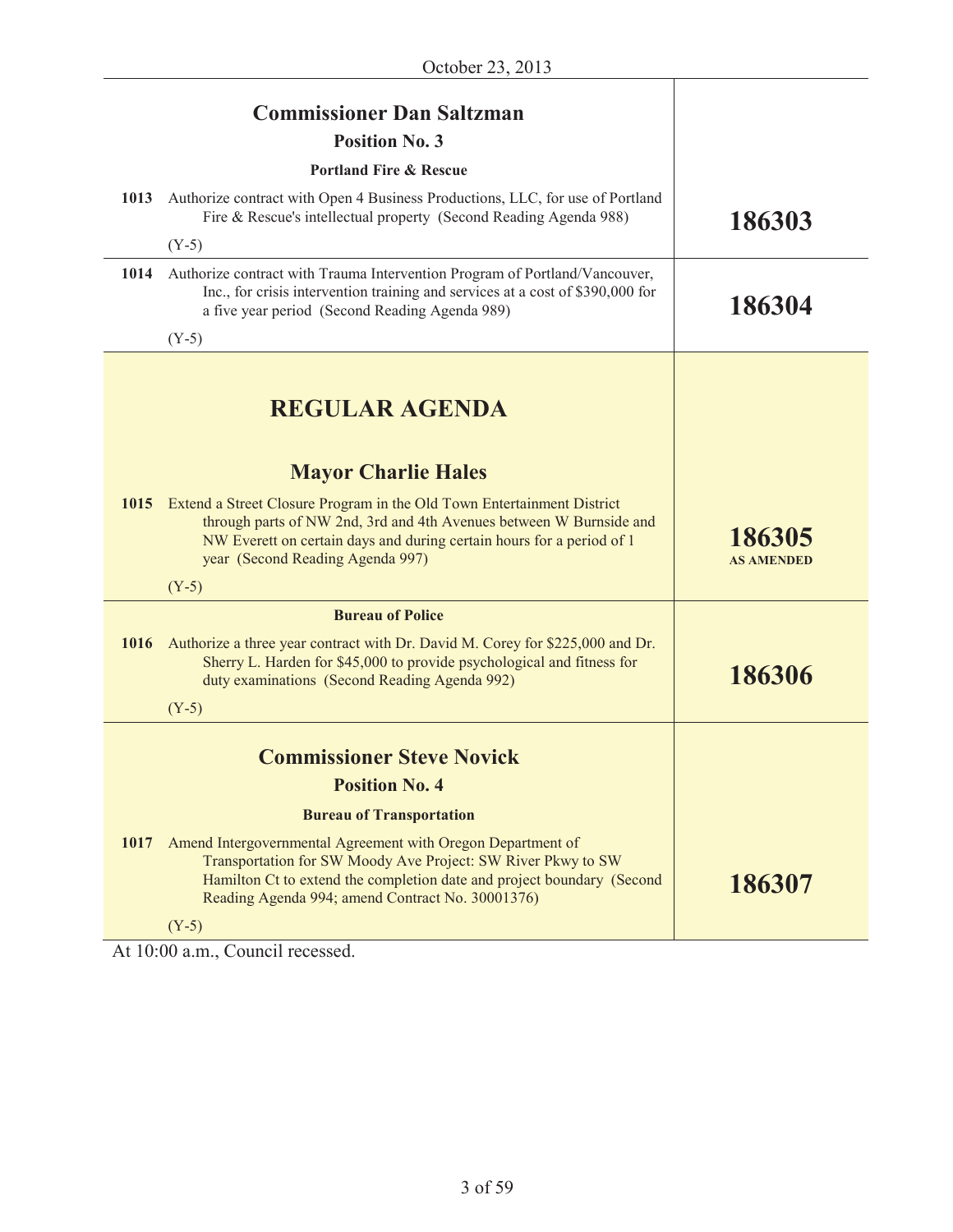October 23, 2013

## Commissioner Dan Saltzman

### Position No. 3

**Portland Fire & Rescue**

| | | |
|---|---|---|
| **1013** | Authorize contract with Open 4 Business Productions, LLC, for use of Portland Fire & Rescue's intellectual property (Second Reading Agenda 988)<br><br>(Y-5) | **186303** |
| **1014** | Authorize contract with Trauma Intervention Program of Portland/Vancouver, Inc., for crisis intervention training and services at a cost of $390,000 for a five year period (Second Reading Agenda 989)<br><br>(Y-5) | **186304** |

# REGULAR AGENDA

## Mayor Charlie Hales

| | | |
|---|---|---|
| **1015** | Extend a Street Closure Program in the Old Town Entertainment District through parts of NW 2nd, 3rd and 4th Avenues between W Burnside and NW Everett on certain days and during certain hours for a period of 1 year (Second Reading Agenda 997)<br><br>(Y-5) | **186305**<br>**AS AMENDED** |

**Bureau of Police**

| | | |
|---|---|---|
| **1016** | Authorize a three year contract with Dr. David M. Corey for $225,000 and Dr. Sherry L. Harden for $45,000 to provide psychological and fitness for duty examinations (Second Reading Agenda 992)<br><br>(Y-5) | **186306** |

## Commissioner Steve Novick

### Position No. 4

**Bureau of Transportation**

| | | |
|---|---|---|
| **1017** | Amend Intergovernmental Agreement with Oregon Department of Transportation for SW Moody Ave Project: SW River Pkwy to SW Hamilton Ct to extend the completion date and project boundary (Second Reading Agenda 994; amend Contract No. 30001376)<br><br>(Y-5) | **186307** |

At 10:00 a.m., Council recessed.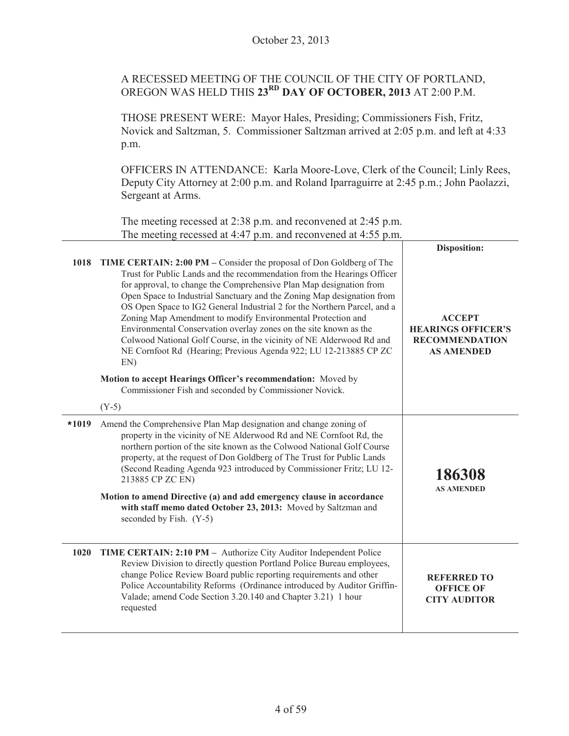October 23, 2013

A RECESSED MEETING OF THE COUNCIL OF THE CITY OF PORTLAND, OREGON WAS HELD THIS **23RD DAY OF OCTOBER, 2013** AT 2:00 P.M.

THOSE PRESENT WERE: Mayor Hales, Presiding; Commissioners Fish, Fritz, Novick and Saltzman, 5. Commissioner Saltzman arrived at 2:05 p.m. and left at 4:33 p.m.

OFFICERS IN ATTENDANCE: Karla Moore-Love, Clerk of the Council; Linly Rees, Deputy City Attorney at 2:00 p.m. and Roland Iparraguirre at 2:45 p.m.; John Paolazzi, Sergeant at Arms.

The meeting recessed at 2:38 p.m. and reconvened at 2:45 p.m.
The meeting recessed at 4:47 p.m. and reconvened at 4:55 p.m.

| | | **Disposition:** |
|---|---|---|
| 1018 | **TIME CERTAIN: 2:00 PM –** Consider the proposal of Don Goldberg of The Trust for Public Lands and the recommendation from the Hearings Officer for approval, to change the Comprehensive Plan Map designation from Open Space to Industrial Sanctuary and the Zoning Map designation from OS Open Space to IG2 General Industrial 2 for the Northern Parcel, and a Zoning Map Amendment to modify Environmental Protection and Environmental Conservation overlay zones on the site known as the Colwood National Golf Course, in the vicinity of NE Alderwood Rd and NE Cornfoot Rd (Hearing; Previous Agenda 922; LU 12-213885 CP ZC EN) <br><br> **Motion to accept Hearings Officer's recommendation:** Moved by Commissioner Fish and seconded by Commissioner Novick. <br><br> (Y-5) | **ACCEPT HEARINGS OFFICER'S RECOMMENDATION AS AMENDED** |
| *1019 | Amend the Comprehensive Plan Map designation and change zoning of property in the vicinity of NE Alderwood Rd and NE Cornfoot Rd, the northern portion of the site known as the Colwood National Golf Course property, at the request of Don Goldberg of The Trust for Public Lands (Second Reading Agenda 923 introduced by Commissioner Fritz; LU 12-213885 CP ZC EN) <br><br> **Motion to amend Directive (a) and add emergency clause in accordance with staff memo dated October 23, 2013:** Moved by Saltzman and seconded by Fish. (Y-5) | **186308** <br> **AS AMENDED** |
| 1020 | **TIME CERTAIN: 2:10 PM –** Authorize City Auditor Independent Police Review Division to directly question Portland Police Bureau employees, change Police Review Board public reporting requirements and other Police Accountability Reforms (Ordinance introduced by Auditor Griffin-Valade; amend Code Section 3.20.140 and Chapter 3.21) 1 hour requested | **REFERRED TO OFFICE OF CITY AUDITOR** |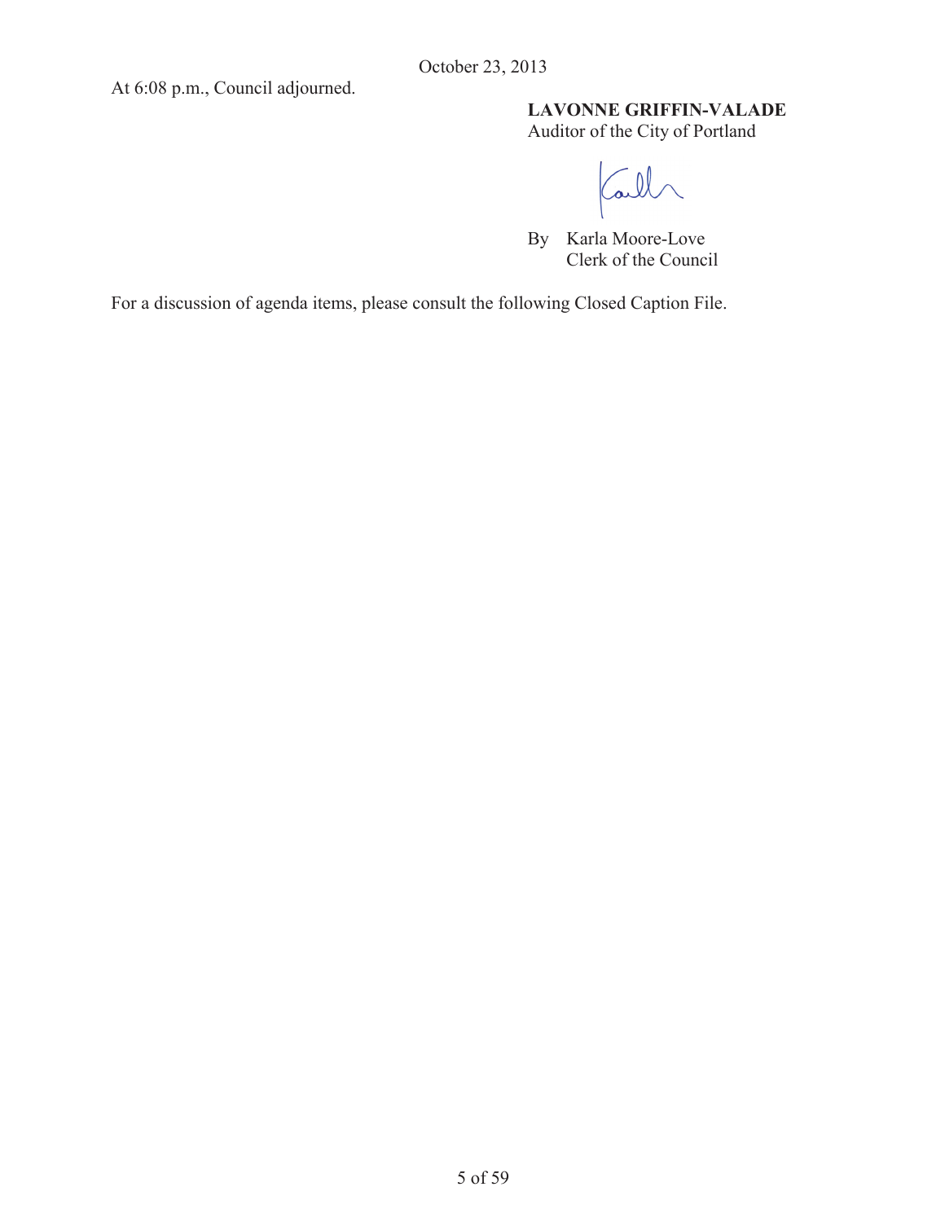October 23, 2013

At 6:08 p.m., Council adjourned.

**LAVONNE GRIFFIN-VALADE**
Auditor of the City of Portland

By Karla Moore-Love
Clerk of the Council

For a discussion of agenda items, please consult the following Closed Caption File.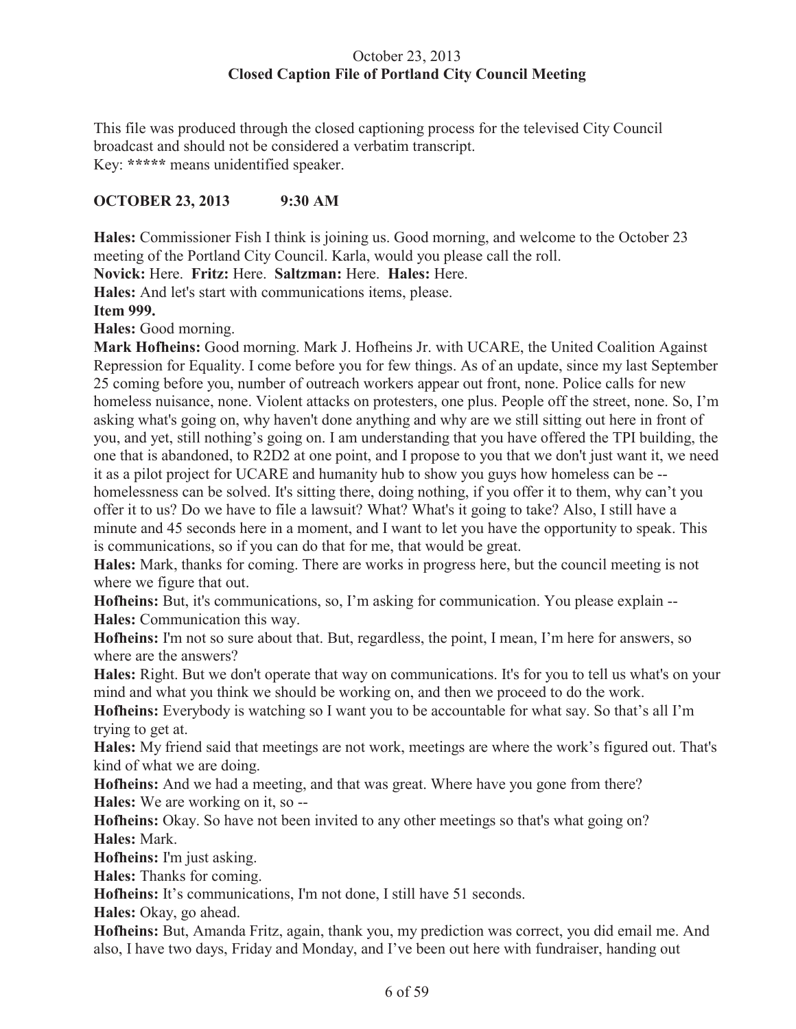October 23, 2013
**Closed Caption File of Portland City Council Meeting**

This file was produced through the closed captioning process for the televised City Council broadcast and should not be considered a verbatim transcript.
Key: **\*\*\*\*\*** means unidentified speaker.

**OCTOBER 23, 2013 9:30 AM**

**Hales:** Commissioner Fish I think is joining us. Good morning, and welcome to the October 23 meeting of the Portland City Council. Karla, would you please call the roll.

**Novick:** Here. **Fritz:** Here. **Saltzman:** Here. **Hales:** Here.

**Hales:** And let's start with communications items, please.

**Item 999.**

**Hales:** Good morning.

**Mark Hofheins:** Good morning. Mark J. Hofheins Jr. with UCARE, the United Coalition Against Repression for Equality. I come before you for few things. As of an update, since my last September 25 coming before you, number of outreach workers appear out front, none. Police calls for new homeless nuisance, none. Violent attacks on protesters, one plus. People off the street, none. So, I'm asking what's going on, why haven't done anything and why are we still sitting out here in front of you, and yet, still nothing's going on. I am understanding that you have offered the TPI building, the one that is abandoned, to R2D2 at one point, and I propose to you that we don't just want it, we need it as a pilot project for UCARE and humanity hub to show you guys how homeless can be -- homelessness can be solved. It's sitting there, doing nothing, if you offer it to them, why can't you offer it to us? Do we have to file a lawsuit? What? What's it going to take? Also, I still have a minute and 45 seconds here in a moment, and I want to let you have the opportunity to speak. This is communications, so if you can do that for me, that would be great.

**Hales:** Mark, thanks for coming. There are works in progress here, but the council meeting is not where we figure that out.

**Hofheins:** But, it's communications, so, I'm asking for communication. You please explain --

**Hales:** Communication this way.

**Hofheins:** I'm not so sure about that. But, regardless, the point, I mean, I'm here for answers, so where are the answers?

**Hales:** Right. But we don't operate that way on communications. It's for you to tell us what's on your mind and what you think we should be working on, and then we proceed to do the work.

**Hofheins:** Everybody is watching so I want you to be accountable for what say. So that's all I'm trying to get at.

**Hales:** My friend said that meetings are not work, meetings are where the work's figured out. That's kind of what we are doing.

**Hofheins:** And we had a meeting, and that was great. Where have you gone from there?

**Hales:** We are working on it, so --

**Hofheins:** Okay. So have not been invited to any other meetings so that's what going on?

**Hales:** Mark.

**Hofheins:** I'm just asking.

**Hales:** Thanks for coming.

**Hofheins:** It's communications, I'm not done, I still have 51 seconds.

**Hales:** Okay, go ahead.

**Hofheins:** But, Amanda Fritz, again, thank you, my prediction was correct, you did email me. And also, I have two days, Friday and Monday, and I've been out here with fundraiser, handing out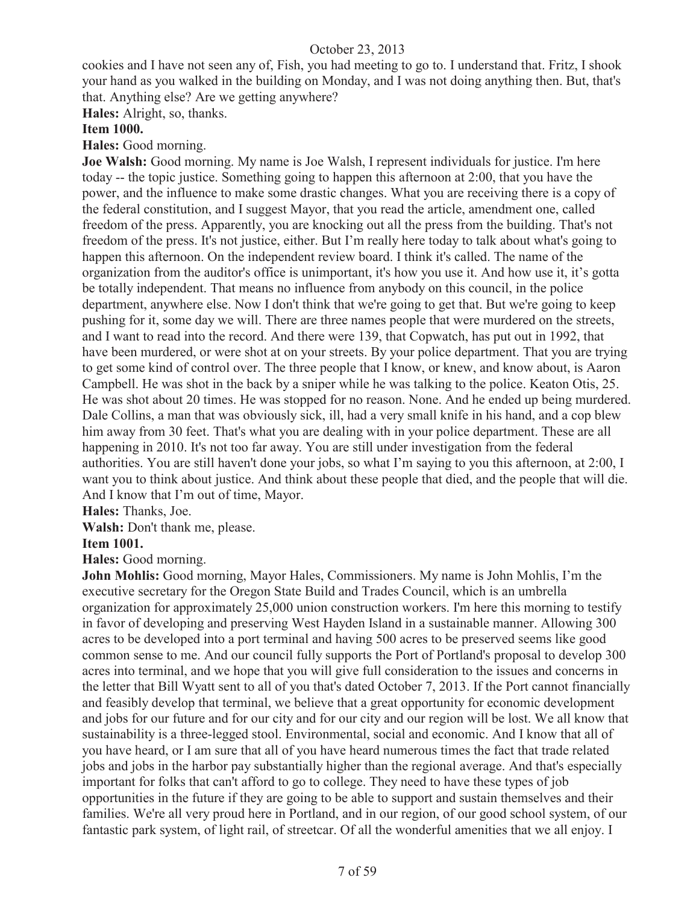cookies and I have not seen any of, Fish, you had meeting to go to. I understand that. Fritz, I shook your hand as you walked in the building on Monday, and I was not doing anything then. But, that's that. Anything else? Are we getting anywhere?

**Hales:** Alright, so, thanks.

**Item 1000.**

**Hales:** Good morning.

**Joe Walsh:** Good morning. My name is Joe Walsh, I represent individuals for justice. I'm here today -- the topic justice. Something going to happen this afternoon at 2:00, that you have the power, and the influence to make some drastic changes. What you are receiving there is a copy of the federal constitution, and I suggest Mayor, that you read the article, amendment one, called freedom of the press. Apparently, you are knocking out all the press from the building. That's not freedom of the press. It's not justice, either. But I'm really here today to talk about what's going to happen this afternoon. On the independent review board. I think it's called. The name of the organization from the auditor's office is unimportant, it's how you use it. And how use it, it's gotta be totally independent. That means no influence from anybody on this council, in the police department, anywhere else. Now I don't think that we're going to get that. But we're going to keep pushing for it, some day we will. There are three names people that were murdered on the streets, and I want to read into the record. And there were 139, that Copwatch, has put out in 1992, that have been murdered, or were shot at on your streets. By your police department. That you are trying to get some kind of control over. The three people that I know, or knew, and know about, is Aaron Campbell. He was shot in the back by a sniper while he was talking to the police. Keaton Otis, 25. He was shot about 20 times. He was stopped for no reason. None. And he ended up being murdered. Dale Collins, a man that was obviously sick, ill, had a very small knife in his hand, and a cop blew him away from 30 feet. That's what you are dealing with in your police department. These are all happening in 2010. It's not too far away. You are still under investigation from the federal authorities. You are still haven't done your jobs, so what I'm saying to you this afternoon, at 2:00, I want you to think about justice. And think about these people that died, and the people that will die. And I know that I'm out of time, Mayor.

**Hales:** Thanks, Joe.

**Walsh:** Don't thank me, please.

**Item 1001.**

**Hales:** Good morning.

**John Mohlis:** Good morning, Mayor Hales, Commissioners. My name is John Mohlis, I'm the executive secretary for the Oregon State Build and Trades Council, which is an umbrella organization for approximately 25,000 union construction workers. I'm here this morning to testify in favor of developing and preserving West Hayden Island in a sustainable manner. Allowing 300 acres to be developed into a port terminal and having 500 acres to be preserved seems like good common sense to me. And our council fully supports the Port of Portland's proposal to develop 300 acres into terminal, and we hope that you will give full consideration to the issues and concerns in the letter that Bill Wyatt sent to all of you that's dated October 7, 2013. If the Port cannot financially and feasibly develop that terminal, we believe that a great opportunity for economic development and jobs for our future and for our city and for our city and our region will be lost. We all know that sustainability is a three-legged stool. Environmental, social and economic. And I know that all of you have heard, or I am sure that all of you have heard numerous times the fact that trade related jobs and jobs in the harbor pay substantially higher than the regional average. And that's especially important for folks that can't afford to go to college. They need to have these types of job opportunities in the future if they are going to be able to support and sustain themselves and their families. We're all very proud here in Portland, and in our region, of our good school system, of our fantastic park system, of light rail, of streetcar. Of all the wonderful amenities that we all enjoy. I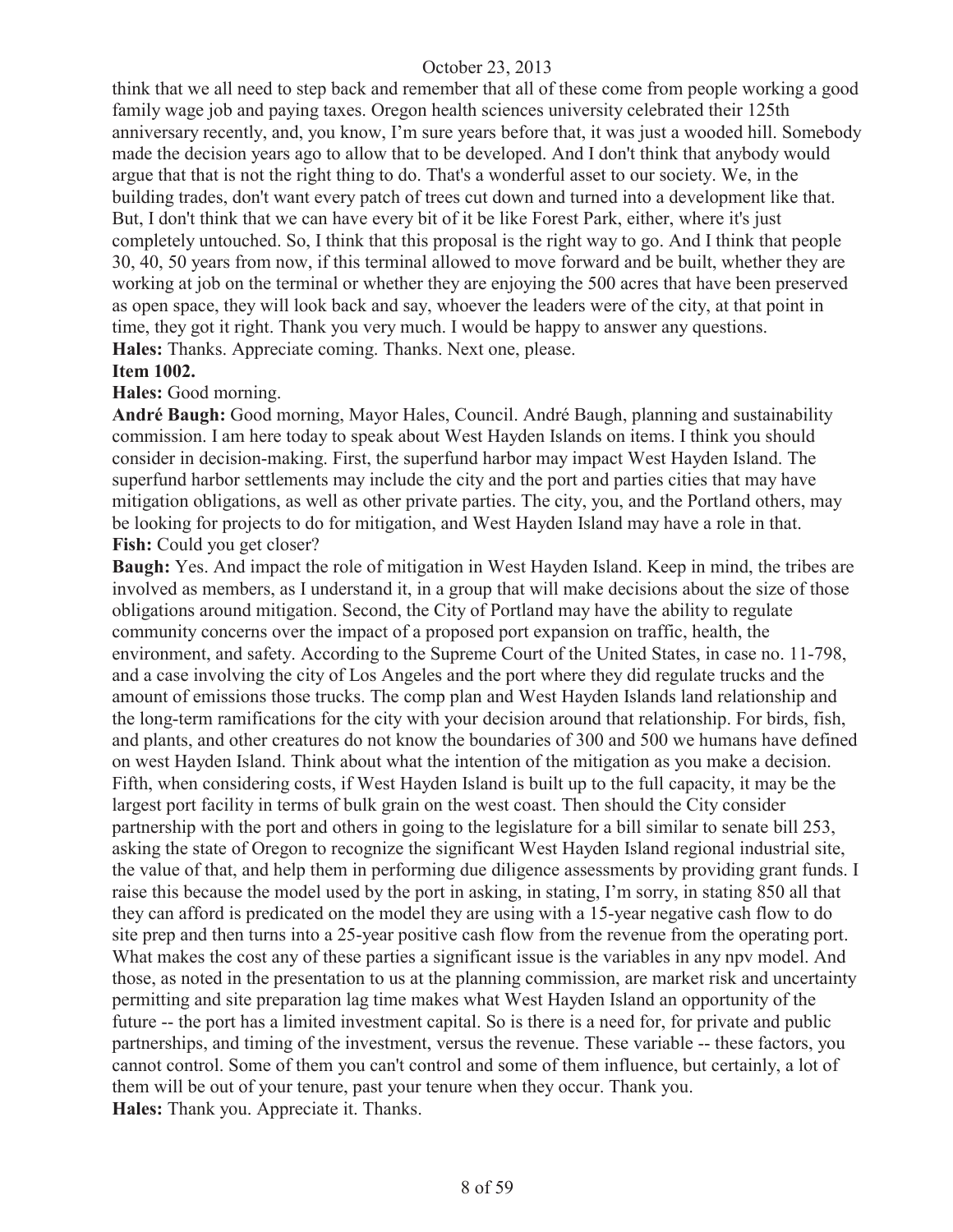think that we all need to step back and remember that all of these come from people working a good family wage job and paying taxes. Oregon health sciences university celebrated their 125th anniversary recently, and, you know, I'm sure years before that, it was just a wooded hill. Somebody made the decision years ago to allow that to be developed. And I don't think that anybody would argue that that is not the right thing to do. That's a wonderful asset to our society. We, in the building trades, don't want every patch of trees cut down and turned into a development like that. But, I don't think that we can have every bit of it be like Forest Park, either, where it's just completely untouched. So, I think that this proposal is the right way to go. And I think that people 30, 40, 50 years from now, if this terminal allowed to move forward and be built, whether they are working at job on the terminal or whether they are enjoying the 500 acres that have been preserved as open space, they will look back and say, whoever the leaders were of the city, at that point in time, they got it right. Thank you very much. I would be happy to answer any questions.

**Hales:** Thanks. Appreciate coming. Thanks. Next one, please.

**Item 1002.**

**Hales:** Good morning.

**André Baugh:** Good morning, Mayor Hales, Council. André Baugh, planning and sustainability commission. I am here today to speak about West Hayden Islands on items. I think you should consider in decision-making. First, the superfund harbor may impact West Hayden Island. The superfund harbor settlements may include the city and the port and parties cities that may have mitigation obligations, as well as other private parties. The city, you, and the Portland others, may be looking for projects to do for mitigation, and West Hayden Island may have a role in that.

**Fish:** Could you get closer?

**Baugh:** Yes. And impact the role of mitigation in West Hayden Island. Keep in mind, the tribes are involved as members, as I understand it, in a group that will make decisions about the size of those obligations around mitigation. Second, the City of Portland may have the ability to regulate community concerns over the impact of a proposed port expansion on traffic, health, the environment, and safety. According to the Supreme Court of the United States, in case no. 11-798, and a case involving the city of Los Angeles and the port where they did regulate trucks and the amount of emissions those trucks. The comp plan and West Hayden Islands land relationship and the long-term ramifications for the city with your decision around that relationship. For birds, fish, and plants, and other creatures do not know the boundaries of 300 and 500 we humans have defined on west Hayden Island. Think about what the intention of the mitigation as you make a decision. Fifth, when considering costs, if West Hayden Island is built up to the full capacity, it may be the largest port facility in terms of bulk grain on the west coast. Then should the City consider partnership with the port and others in going to the legislature for a bill similar to senate bill 253, asking the state of Oregon to recognize the significant West Hayden Island regional industrial site, the value of that, and help them in performing due diligence assessments by providing grant funds. I raise this because the model used by the port in asking, in stating, I'm sorry, in stating 850 all that they can afford is predicated on the model they are using with a 15-year negative cash flow to do site prep and then turns into a 25-year positive cash flow from the revenue from the operating port. What makes the cost any of these parties a significant issue is the variables in any npv model. And those, as noted in the presentation to us at the planning commission, are market risk and uncertainty permitting and site preparation lag time makes what West Hayden Island an opportunity of the future -- the port has a limited investment capital. So is there is a need for, for private and public partnerships, and timing of the investment, versus the revenue. These variable -- these factors, you cannot control. Some of them you can't control and some of them influence, but certainly, a lot of them will be out of your tenure, past your tenure when they occur. Thank you.

**Hales:** Thank you. Appreciate it. Thanks.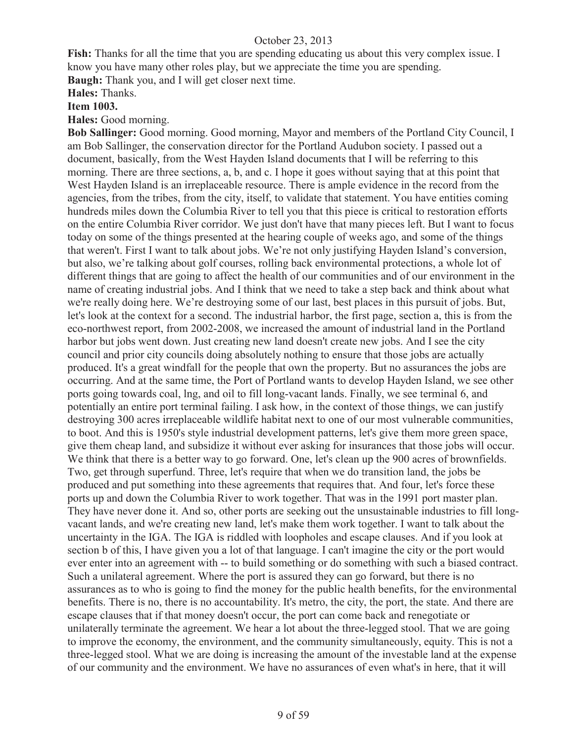**Fish:** Thanks for all the time that you are spending educating us about this very complex issue. I know you have many other roles play, but we appreciate the time you are spending.

**Baugh:** Thank you, and I will get closer next time.

**Hales:** Thanks.

**Item 1003.**

**Hales:** Good morning.

**Bob Sallinger:** Good morning. Good morning, Mayor and members of the Portland City Council, I am Bob Sallinger, the conservation director for the Portland Audubon society. I passed out a document, basically, from the West Hayden Island documents that I will be referring to this morning. There are three sections, a, b, and c. I hope it goes without saying that at this point that West Hayden Island is an irreplaceable resource. There is ample evidence in the record from the agencies, from the tribes, from the city, itself, to validate that statement. You have entities coming hundreds miles down the Columbia River to tell you that this piece is critical to restoration efforts on the entire Columbia River corridor. We just don't have that many pieces left. But I want to focus today on some of the things presented at the hearing couple of weeks ago, and some of the things that weren't. First I want to talk about jobs. We're not only justifying Hayden Island's conversion, but also, we're talking about golf courses, rolling back environmental protections, a whole lot of different things that are going to affect the health of our communities and of our environment in the name of creating industrial jobs. And I think that we need to take a step back and think about what we're really doing here. We're destroying some of our last, best places in this pursuit of jobs. But, let's look at the context for a second. The industrial harbor, the first page, section a, this is from the eco-northwest report, from 2002-2008, we increased the amount of industrial land in the Portland harbor but jobs went down. Just creating new land doesn't create new jobs. And I see the city council and prior city councils doing absolutely nothing to ensure that those jobs are actually produced. It's a great windfall for the people that own the property. But no assurances the jobs are occurring. And at the same time, the Port of Portland wants to develop Hayden Island, we see other ports going towards coal, lng, and oil to fill long-vacant lands. Finally, we see terminal 6, and potentially an entire port terminal failing. I ask how, in the context of those things, we can justify destroying 300 acres irreplaceable wildlife habitat next to one of our most vulnerable communities, to boot. And this is 1950's style industrial development patterns, let's give them more green space, give them cheap land, and subsidize it without ever asking for insurances that those jobs will occur. We think that there is a better way to go forward. One, let's clean up the 900 acres of brownfields. Two, get through superfund. Three, let's require that when we do transition land, the jobs be produced and put something into these agreements that requires that. And four, let's force these ports up and down the Columbia River to work together. That was in the 1991 port master plan. They have never done it. And so, other ports are seeking out the unsustainable industries to fill long-vacant lands, and we're creating new land, let's make them work together. I want to talk about the uncertainty in the IGA. The IGA is riddled with loopholes and escape clauses. And if you look at section b of this, I have given you a lot of that language. I can't imagine the city or the port would ever enter into an agreement with -- to build something or do something with such a biased contract. Such a unilateral agreement. Where the port is assured they can go forward, but there is no assurances as to who is going to find the money for the public health benefits, for the environmental benefits. There is no, there is no accountability. It's metro, the city, the port, the state. And there are escape clauses that if that money doesn't occur, the port can come back and renegotiate or unilaterally terminate the agreement. We hear a lot about the three-legged stool. That we are going to improve the economy, the environment, and the community simultaneously, equity. This is not a three-legged stool. What we are doing is increasing the amount of the investable land at the expense of our community and the environment. We have no assurances of even what's in here, that it will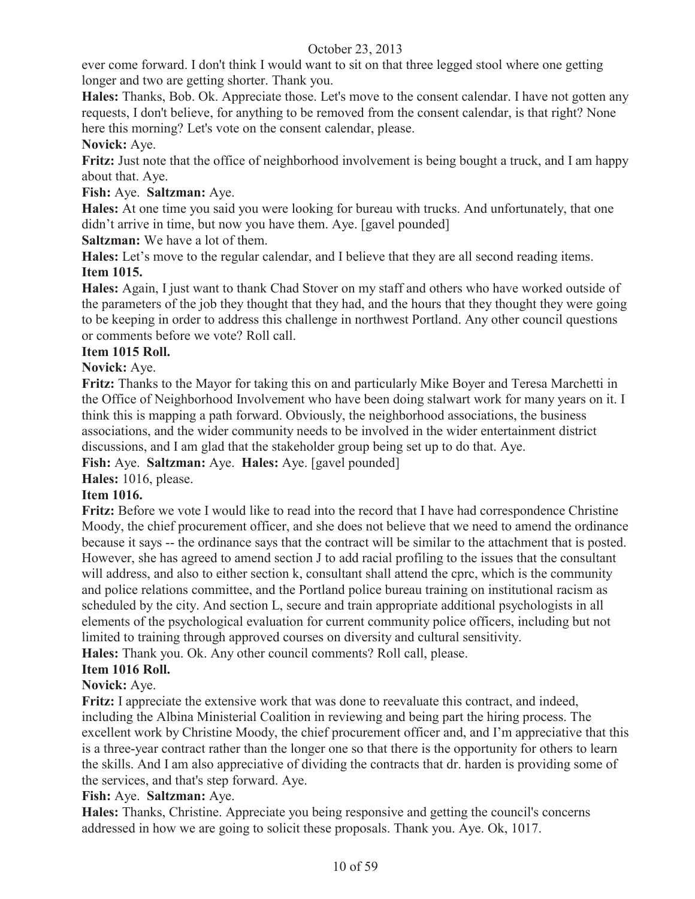ever come forward. I don't think I would want to sit on that three legged stool where one getting longer and two are getting shorter. Thank you.

**Hales:** Thanks, Bob. Ok. Appreciate those. Let's move to the consent calendar. I have not gotten any requests, I don't believe, for anything to be removed from the consent calendar, is that right? None here this morning? Let's vote on the consent calendar, please.

**Novick:** Aye.

**Fritz:** Just note that the office of neighborhood involvement is being bought a truck, and I am happy about that. Aye.

**Fish:** Aye. **Saltzman:** Aye.

**Hales:** At one time you said you were looking for bureau with trucks. And unfortunately, that one didn't arrive in time, but now you have them. Aye. [gavel pounded]

**Saltzman:** We have a lot of them.

**Hales:** Let's move to the regular calendar, and I believe that they are all second reading items.

**Item 1015.**

**Hales:** Again, I just want to thank Chad Stover on my staff and others who have worked outside of the parameters of the job they thought that they had, and the hours that they thought they were going to be keeping in order to address this challenge in northwest Portland. Any other council questions or comments before we vote? Roll call.

**Item 1015 Roll.**

**Novick:** Aye.

**Fritz:** Thanks to the Mayor for taking this on and particularly Mike Boyer and Teresa Marchetti in the Office of Neighborhood Involvement who have been doing stalwart work for many years on it. I think this is mapping a path forward. Obviously, the neighborhood associations, the business associations, and the wider community needs to be involved in the wider entertainment district discussions, and I am glad that the stakeholder group being set up to do that. Aye.

**Fish:** Aye. **Saltzman:** Aye. **Hales:** Aye. [gavel pounded]

**Hales:** 1016, please.

**Item 1016.**

**Fritz:** Before we vote I would like to read into the record that I have had correspondence Christine Moody, the chief procurement officer, and she does not believe that we need to amend the ordinance because it says -- the ordinance says that the contract will be similar to the attachment that is posted. However, she has agreed to amend section J to add racial profiling to the issues that the consultant will address, and also to either section k, consultant shall attend the cprc, which is the community and police relations committee, and the Portland police bureau training on institutional racism as scheduled by the city. And section L, secure and train appropriate additional psychologists in all elements of the psychological evaluation for current community police officers, including but not limited to training through approved courses on diversity and cultural sensitivity.

**Hales:** Thank you. Ok. Any other council comments? Roll call, please.

**Item 1016 Roll.**

**Novick:** Aye.

**Fritz:** I appreciate the extensive work that was done to reevaluate this contract, and indeed, including the Albina Ministerial Coalition in reviewing and being part the hiring process. The excellent work by Christine Moody, the chief procurement officer and, and I'm appreciative that this is a three-year contract rather than the longer one so that there is the opportunity for others to learn the skills. And I am also appreciative of dividing the contracts that dr. harden is providing some of the services, and that's step forward. Aye.

**Fish:** Aye. **Saltzman:** Aye.

**Hales:** Thanks, Christine. Appreciate you being responsive and getting the council's concerns addressed in how we are going to solicit these proposals. Thank you. Aye. Ok, 1017.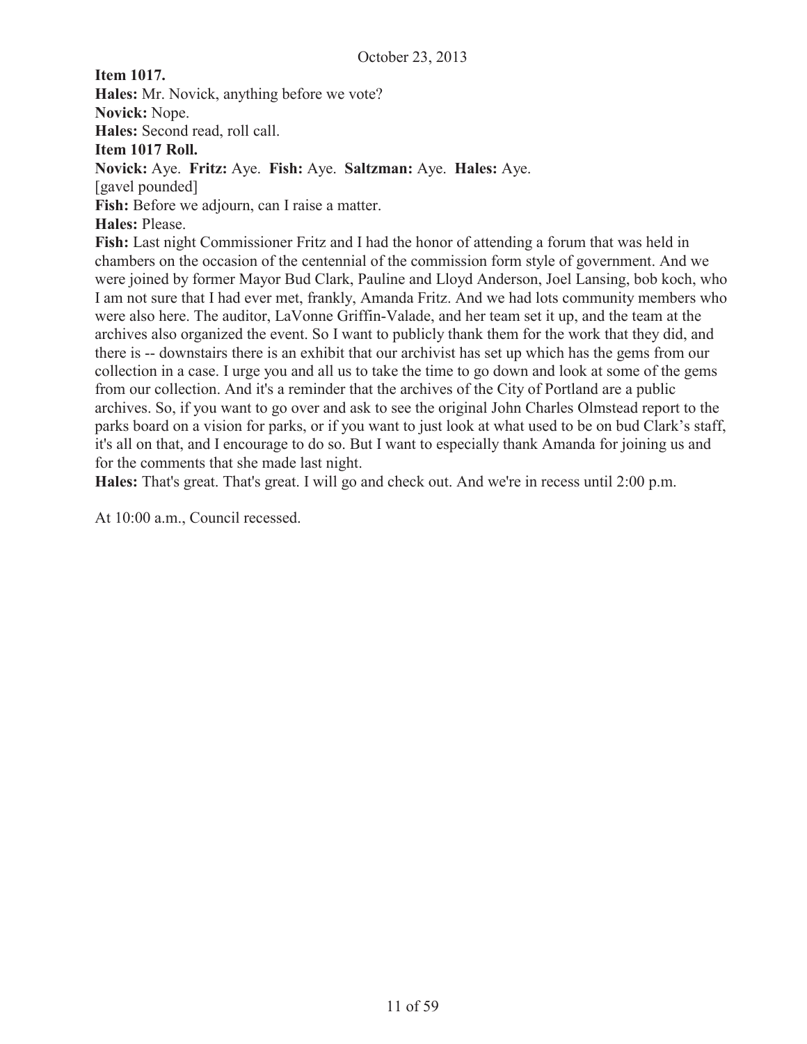**Item 1017.**

**Hales:** Mr. Novick, anything before we vote?

**Novick:** Nope.

**Hales:** Second read, roll call.

**Item 1017 Roll.**

**Novick:** Aye. **Fritz:** Aye. **Fish:** Aye. **Saltzman:** Aye. **Hales:** Aye.

[gavel pounded]

**Fish:** Before we adjourn, can I raise a matter.

**Hales:** Please.

**Fish:** Last night Commissioner Fritz and I had the honor of attending a forum that was held in chambers on the occasion of the centennial of the commission form style of government. And we were joined by former Mayor Bud Clark, Pauline and Lloyd Anderson, Joel Lansing, bob koch, who I am not sure that I had ever met, frankly, Amanda Fritz. And we had lots community members who were also here. The auditor, LaVonne Griffin-Valade, and her team set it up, and the team at the archives also organized the event. So I want to publicly thank them for the work that they did, and there is -- downstairs there is an exhibit that our archivist has set up which has the gems from our collection in a case. I urge you and all us to take the time to go down and look at some of the gems from our collection. And it's a reminder that the archives of the City of Portland are a public archives. So, if you want to go over and ask to see the original John Charles Olmstead report to the parks board on a vision for parks, or if you want to just look at what used to be on bud Clark's staff, it's all on that, and I encourage to do so. But I want to especially thank Amanda for joining us and for the comments that she made last night.

**Hales:** That's great. That's great. I will go and check out. And we're in recess until 2:00 p.m.

At 10:00 a.m., Council recessed.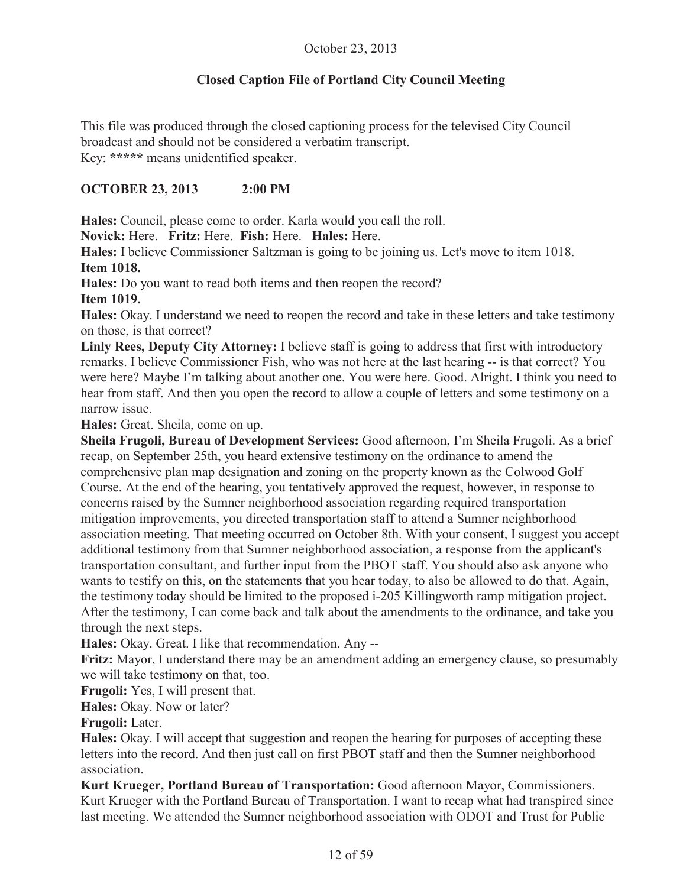October 23, 2013

**Closed Caption File of Portland City Council Meeting**

This file was produced through the closed captioning process for the televised City Council broadcast and should not be considered a verbatim transcript.
Key: ***** means unidentified speaker.

**OCTOBER 23, 2013 2:00 PM**

**Hales:** Council, please come to order. Karla would you call the roll.

**Novick:** Here. **Fritz:** Here. **Fish:** Here. **Hales:** Here.

**Hales:** I believe Commissioner Saltzman is going to be joining us. Let's move to item 1018.

**Item 1018.**

**Hales:** Do you want to read both items and then reopen the record?

**Item 1019.**

**Hales:** Okay. I understand we need to reopen the record and take in these letters and take testimony on those, is that correct?

**Linly Rees, Deputy City Attorney:** I believe staff is going to address that first with introductory remarks. I believe Commissioner Fish, who was not here at the last hearing -- is that correct? You were here? Maybe I'm talking about another one. You were here. Good. Alright. I think you need to hear from staff. And then you open the record to allow a couple of letters and some testimony on a narrow issue.

**Hales:** Great. Sheila, come on up.

**Sheila Frugoli, Bureau of Development Services:** Good afternoon, I'm Sheila Frugoli. As a brief recap, on September 25th, you heard extensive testimony on the ordinance to amend the comprehensive plan map designation and zoning on the property known as the Colwood Golf Course. At the end of the hearing, you tentatively approved the request, however, in response to concerns raised by the Sumner neighborhood association regarding required transportation mitigation improvements, you directed transportation staff to attend a Sumner neighborhood association meeting. That meeting occurred on October 8th. With your consent, I suggest you accept additional testimony from that Sumner neighborhood association, a response from the applicant's transportation consultant, and further input from the PBOT staff. You should also ask anyone who wants to testify on this, on the statements that you hear today, to also be allowed to do that. Again, the testimony today should be limited to the proposed i-205 Killingworth ramp mitigation project. After the testimony, I can come back and talk about the amendments to the ordinance, and take you through the next steps.

**Hales:** Okay. Great. I like that recommendation. Any --

**Fritz:** Mayor, I understand there may be an amendment adding an emergency clause, so presumably we will take testimony on that, too.

**Frugoli:** Yes, I will present that.

**Hales:** Okay. Now or later?

**Frugoli:** Later.

**Hales:** Okay. I will accept that suggestion and reopen the hearing for purposes of accepting these letters into the record. And then just call on first PBOT staff and then the Sumner neighborhood association.

**Kurt Krueger, Portland Bureau of Transportation:** Good afternoon Mayor, Commissioners. Kurt Krueger with the Portland Bureau of Transportation. I want to recap what had transpired since last meeting. We attended the Sumner neighborhood association with ODOT and Trust for Public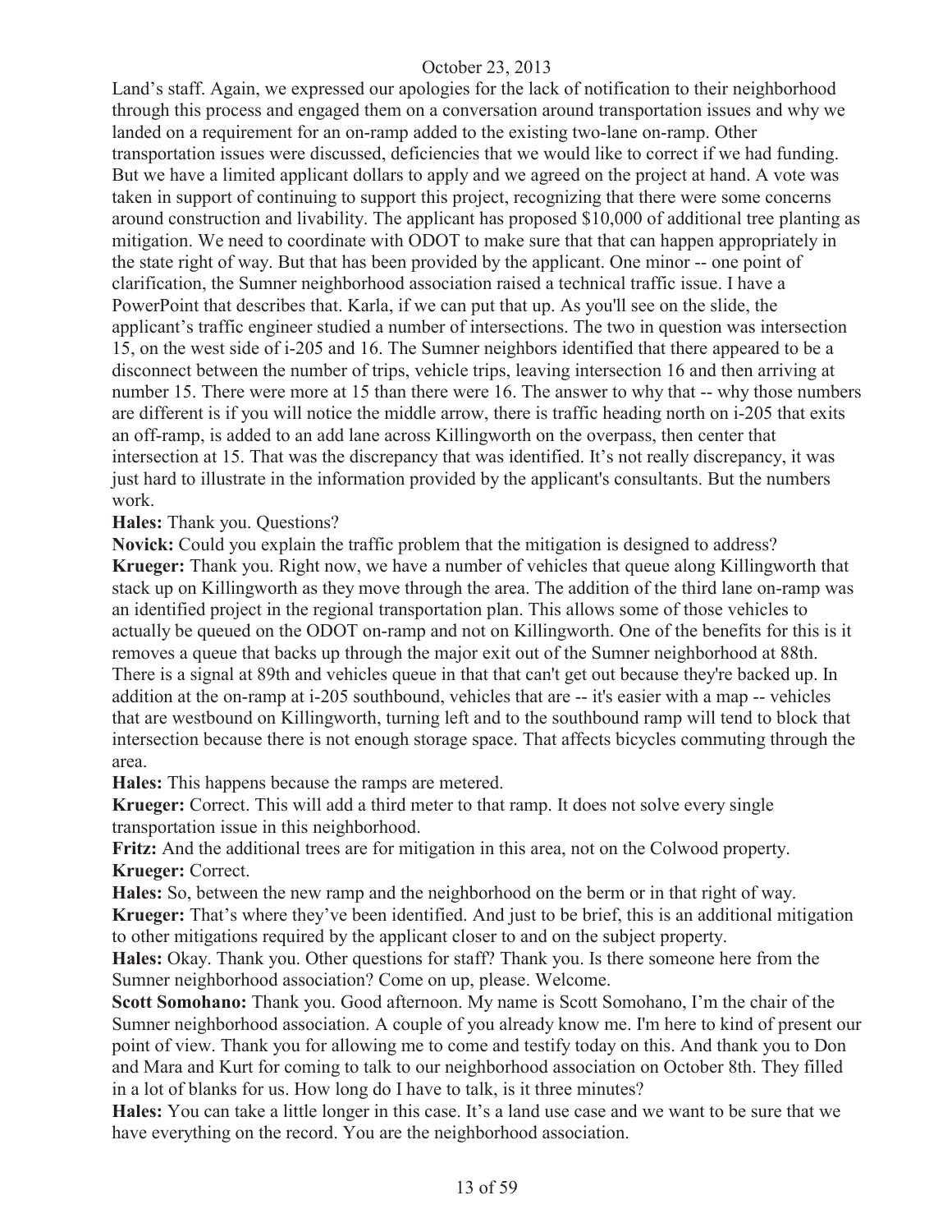Land's staff. Again, we expressed our apologies for the lack of notification to their neighborhood through this process and engaged them on a conversation around transportation issues and why we landed on a requirement for an on-ramp added to the existing two-lane on-ramp. Other transportation issues were discussed, deficiencies that we would like to correct if we had funding. But we have a limited applicant dollars to apply and we agreed on the project at hand. A vote was taken in support of continuing to support this project, recognizing that there were some concerns around construction and livability. The applicant has proposed $10,000 of additional tree planting as mitigation. We need to coordinate with ODOT to make sure that that can happen appropriately in the state right of way. But that has been provided by the applicant. One minor -- one point of clarification, the Sumner neighborhood association raised a technical traffic issue. I have a PowerPoint that describes that. Karla, if we can put that up. As you'll see on the slide, the applicant's traffic engineer studied a number of intersections. The two in question was intersection 15, on the west side of i-205 and 16. The Sumner neighbors identified that there appeared to be a disconnect between the number of trips, vehicle trips, leaving intersection 16 and then arriving at number 15. There were more at 15 than there were 16. The answer to why that -- why those numbers are different is if you will notice the middle arrow, there is traffic heading north on i-205 that exits an off-ramp, is added to an add lane across Killingworth on the overpass, then center that intersection at 15. That was the discrepancy that was identified. It's not really discrepancy, it was just hard to illustrate in the information provided by the applicant's consultants. But the numbers work.

**Hales:** Thank you. Questions?

**Novick:** Could you explain the traffic problem that the mitigation is designed to address?

**Krueger:** Thank you. Right now, we have a number of vehicles that queue along Killingworth that stack up on Killingworth as they move through the area. The addition of the third lane on-ramp was an identified project in the regional transportation plan. This allows some of those vehicles to actually be queued on the ODOT on-ramp and not on Killingworth. One of the benefits for this is it removes a queue that backs up through the major exit out of the Sumner neighborhood at 88th. There is a signal at 89th and vehicles queue in that that can't get out because they're backed up. In addition at the on-ramp at i-205 southbound, vehicles that are -- it's easier with a map -- vehicles that are westbound on Killingworth, turning left and to the southbound ramp will tend to block that intersection because there is not enough storage space. That affects bicycles commuting through the area.

**Hales:** This happens because the ramps are metered.

**Krueger:** Correct. This will add a third meter to that ramp. It does not solve every single transportation issue in this neighborhood.

**Fritz:** And the additional trees are for mitigation in this area, not on the Colwood property.

**Krueger:** Correct.

**Hales:** So, between the new ramp and the neighborhood on the berm or in that right of way.

**Krueger:** That's where they've been identified. And just to be brief, this is an additional mitigation to other mitigations required by the applicant closer to and on the subject property.

**Hales:** Okay. Thank you. Other questions for staff? Thank you. Is there someone here from the Sumner neighborhood association? Come on up, please. Welcome.

**Scott Somohano:** Thank you. Good afternoon. My name is Scott Somohano, I'm the chair of the Sumner neighborhood association. A couple of you already know me. I'm here to kind of present our point of view. Thank you for allowing me to come and testify today on this. And thank you to Don and Mara and Kurt for coming to talk to our neighborhood association on October 8th. They filled in a lot of blanks for us. How long do I have to talk, is it three minutes?

**Hales:** You can take a little longer in this case. It's a land use case and we want to be sure that we have everything on the record. You are the neighborhood association.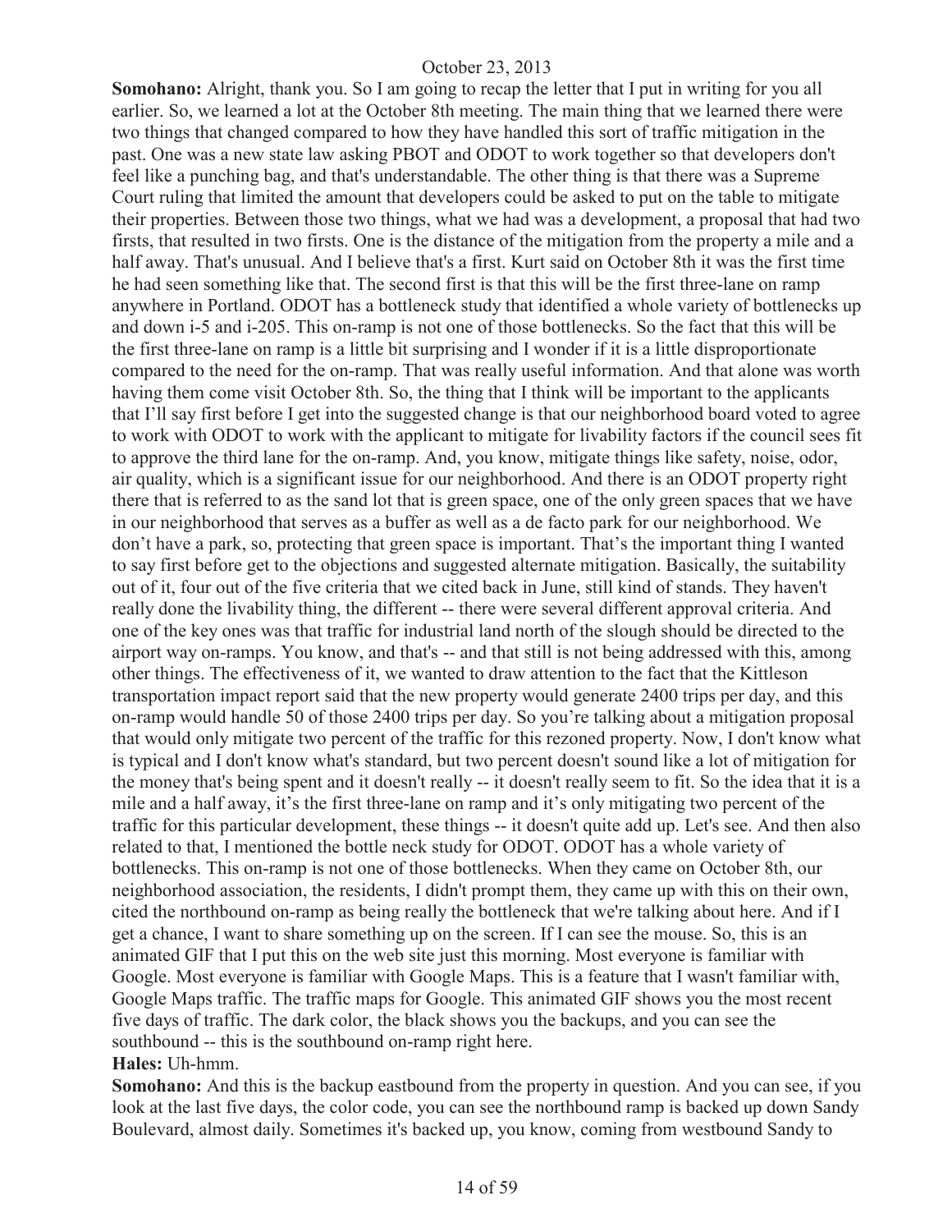**Somohano:** Alright, thank you. So I am going to recap the letter that I put in writing for you all earlier. So, we learned a lot at the October 8th meeting. The main thing that we learned there were two things that changed compared to how they have handled this sort of traffic mitigation in the past. One was a new state law asking PBOT and ODOT to work together so that developers don't feel like a punching bag, and that's understandable. The other thing is that there was a Supreme Court ruling that limited the amount that developers could be asked to put on the table to mitigate their properties. Between those two things, what we had was a development, a proposal that had two firsts, that resulted in two firsts. One is the distance of the mitigation from the property a mile and a half away. That's unusual. And I believe that's a first. Kurt said on October 8th it was the first time he had seen something like that. The second first is that this will be the first three-lane on ramp anywhere in Portland. ODOT has a bottleneck study that identified a whole variety of bottlenecks up and down i-5 and i-205. This on-ramp is not one of those bottlenecks. So the fact that this will be the first three-lane on ramp is a little bit surprising and I wonder if it is a little disproportionate compared to the need for the on-ramp. That was really useful information. And that alone was worth having them come visit October 8th. So, the thing that I think will be important to the applicants that I'll say first before I get into the suggested change is that our neighborhood board voted to agree to work with ODOT to work with the applicant to mitigate for livability factors if the council sees fit to approve the third lane for the on-ramp. And, you know, mitigate things like safety, noise, odor, air quality, which is a significant issue for our neighborhood. And there is an ODOT property right there that is referred to as the sand lot that is green space, one of the only green spaces that we have in our neighborhood that serves as a buffer as well as a de facto park for our neighborhood. We don't have a park, so, protecting that green space is important. That's the important thing I wanted to say first before get to the objections and suggested alternate mitigation. Basically, the suitability out of it, four out of the five criteria that we cited back in June, still kind of stands. They haven't really done the livability thing, the different -- there were several different approval criteria. And one of the key ones was that traffic for industrial land north of the slough should be directed to the airport way on-ramps. You know, and that's -- and that still is not being addressed with this, among other things. The effectiveness of it, we wanted to draw attention to the fact that the Kittleson transportation impact report said that the new property would generate 2400 trips per day, and this on-ramp would handle 50 of those 2400 trips per day. So you're talking about a mitigation proposal that would only mitigate two percent of the traffic for this rezoned property. Now, I don't know what is typical and I don't know what's standard, but two percent doesn't sound like a lot of mitigation for the money that's being spent and it doesn't really -- it doesn't really seem to fit. So the idea that it is a mile and a half away, it's the first three-lane on ramp and it's only mitigating two percent of the traffic for this particular development, these things -- it doesn't quite add up. Let's see. And then also related to that, I mentioned the bottle neck study for ODOT. ODOT has a whole variety of bottlenecks. This on-ramp is not one of those bottlenecks. When they came on October 8th, our neighborhood association, the residents, I didn't prompt them, they came up with this on their own, cited the northbound on-ramp as being really the bottleneck that we're talking about here. And if I get a chance, I want to share something up on the screen. If I can see the mouse. So, this is an animated GIF that I put this on the web site just this morning. Most everyone is familiar with Google. Most everyone is familiar with Google Maps. This is a feature that I wasn't familiar with, Google Maps traffic. The traffic maps for Google. This animated GIF shows you the most recent five days of traffic. The dark color, the black shows you the backups, and you can see the southbound -- this is the southbound on-ramp right here.

**Hales:** Uh-hmm.

**Somohano:** And this is the backup eastbound from the property in question. And you can see, if you look at the last five days, the color code, you can see the northbound ramp is backed up down Sandy Boulevard, almost daily. Sometimes it's backed up, you know, coming from westbound Sandy to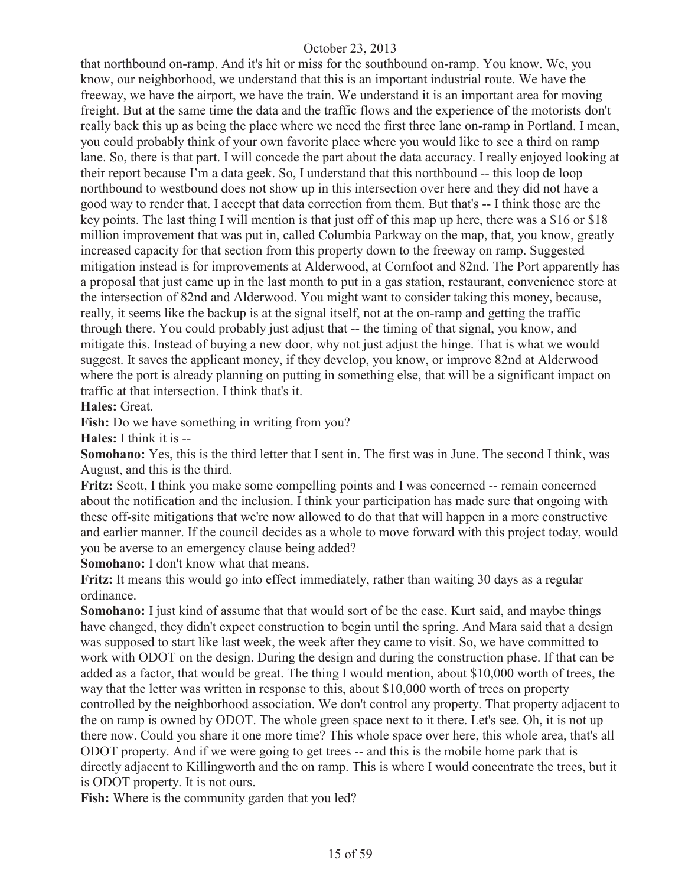that northbound on-ramp. And it's hit or miss for the southbound on-ramp. You know. We, you know, our neighborhood, we understand that this is an important industrial route. We have the freeway, we have the airport, we have the train. We understand it is an important area for moving freight. But at the same time the data and the traffic flows and the experience of the motorists don't really back this up as being the place where we need the first three lane on-ramp in Portland. I mean, you could probably think of your own favorite place where you would like to see a third on ramp lane. So, there is that part. I will concede the part about the data accuracy. I really enjoyed looking at their report because I'm a data geek. So, I understand that this northbound -- this loop de loop northbound to westbound does not show up in this intersection over here and they did not have a good way to render that. I accept that data correction from them. But that's -- I think those are the key points. The last thing I will mention is that just off of this map up here, there was a $16 or $18 million improvement that was put in, called Columbia Parkway on the map, that, you know, greatly increased capacity for that section from this property down to the freeway on ramp. Suggested mitigation instead is for improvements at Alderwood, at Cornfoot and 82nd. The Port apparently has a proposal that just came up in the last month to put in a gas station, restaurant, convenience store at the intersection of 82nd and Alderwood. You might want to consider taking this money, because, really, it seems like the backup is at the signal itself, not at the on-ramp and getting the traffic through there. You could probably just adjust that -- the timing of that signal, you know, and mitigate this. Instead of buying a new door, why not just adjust the hinge. That is what we would suggest. It saves the applicant money, if they develop, you know, or improve 82nd at Alderwood where the port is already planning on putting in something else, that will be a significant impact on traffic at that intersection. I think that's it.

**Hales:** Great.

**Fish:** Do we have something in writing from you?

**Hales:** I think it is --

**Somohano:** Yes, this is the third letter that I sent in. The first was in June. The second I think, was August, and this is the third.

**Fritz:** Scott, I think you make some compelling points and I was concerned -- remain concerned about the notification and the inclusion. I think your participation has made sure that ongoing with these off-site mitigations that we're now allowed to do that that will happen in a more constructive and earlier manner. If the council decides as a whole to move forward with this project today, would you be averse to an emergency clause being added?

**Somohano:** I don't know what that means.

**Fritz:** It means this would go into effect immediately, rather than waiting 30 days as a regular ordinance.

**Somohano:** I just kind of assume that that would sort of be the case. Kurt said, and maybe things have changed, they didn't expect construction to begin until the spring. And Mara said that a design was supposed to start like last week, the week after they came to visit. So, we have committed to work with ODOT on the design. During the design and during the construction phase. If that can be added as a factor, that would be great. The thing I would mention, about $10,000 worth of trees, the way that the letter was written in response to this, about $10,000 worth of trees on property controlled by the neighborhood association. We don't control any property. That property adjacent to the on ramp is owned by ODOT. The whole green space next to it there. Let's see. Oh, it is not up there now. Could you share it one more time? This whole space over here, this whole area, that's all ODOT property. And if we were going to get trees -- and this is the mobile home park that is directly adjacent to Killingworth and the on ramp. This is where I would concentrate the trees, but it is ODOT property. It is not ours.

**Fish:** Where is the community garden that you led?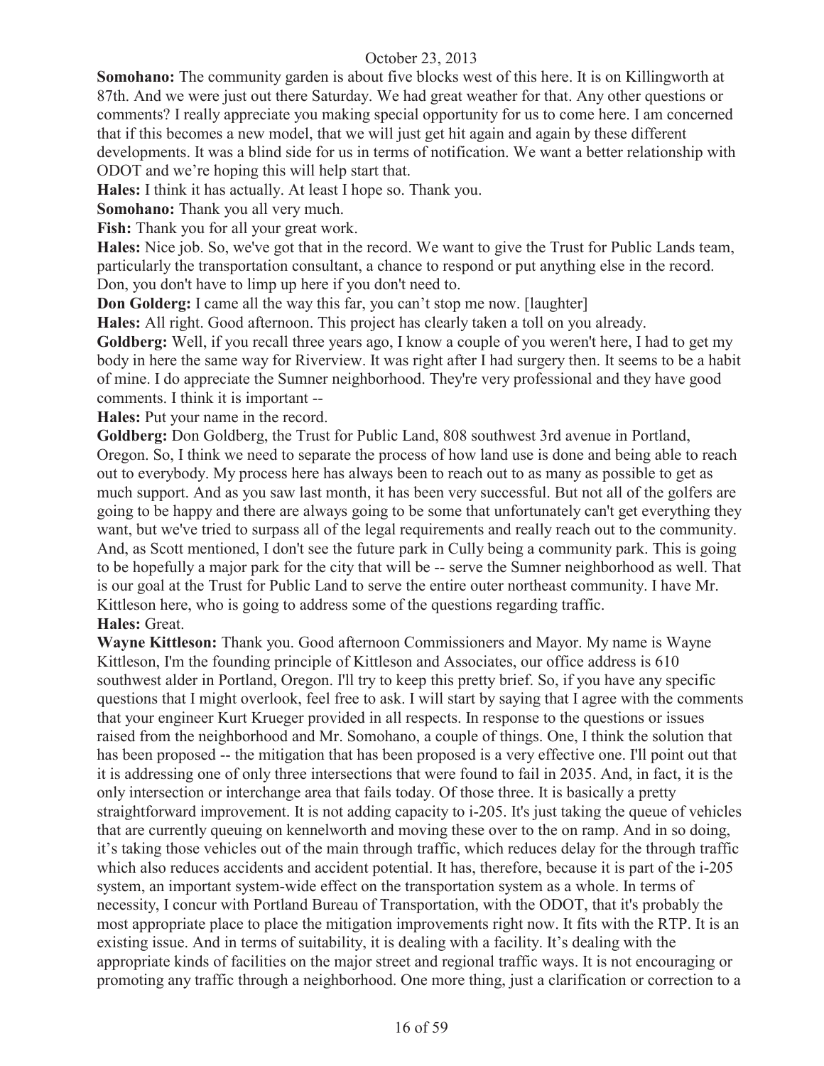**Somohano:** The community garden is about five blocks west of this here. It is on Killingworth at 87th. And we were just out there Saturday. We had great weather for that. Any other questions or comments? I really appreciate you making special opportunity for us to come here. I am concerned that if this becomes a new model, that we will just get hit again and again by these different developments. It was a blind side for us in terms of notification. We want a better relationship with ODOT and we're hoping this will help start that.

**Hales:** I think it has actually. At least I hope so. Thank you.

**Somohano:** Thank you all very much.

**Fish:** Thank you for all your great work.

**Hales:** Nice job. So, we've got that in the record. We want to give the Trust for Public Lands team, particularly the transportation consultant, a chance to respond or put anything else in the record. Don, you don't have to limp up here if you don't need to.

**Don Golderg:** I came all the way this far, you can't stop me now. [laughter]

**Hales:** All right. Good afternoon. This project has clearly taken a toll on you already.

**Goldberg:** Well, if you recall three years ago, I know a couple of you weren't here, I had to get my body in here the same way for Riverview. It was right after I had surgery then. It seems to be a habit of mine. I do appreciate the Sumner neighborhood. They're very professional and they have good comments. I think it is important --

**Hales:** Put your name in the record.

**Goldberg:** Don Goldberg, the Trust for Public Land, 808 southwest 3rd avenue in Portland, Oregon. So, I think we need to separate the process of how land use is done and being able to reach out to everybody. My process here has always been to reach out to as many as possible to get as much support. And as you saw last month, it has been very successful. But not all of the golfers are going to be happy and there are always going to be some that unfortunately can't get everything they want, but we've tried to surpass all of the legal requirements and really reach out to the community. And, as Scott mentioned, I don't see the future park in Cully being a community park. This is going to be hopefully a major park for the city that will be -- serve the Sumner neighborhood as well. That is our goal at the Trust for Public Land to serve the entire outer northeast community. I have Mr. Kittleson here, who is going to address some of the questions regarding traffic.

**Hales:** Great.

**Wayne Kittleson:** Thank you. Good afternoon Commissioners and Mayor. My name is Wayne Kittleson, I'm the founding principle of Kittleson and Associates, our office address is 610 southwest alder in Portland, Oregon. I'll try to keep this pretty brief. So, if you have any specific questions that I might overlook, feel free to ask. I will start by saying that I agree with the comments that your engineer Kurt Krueger provided in all respects. In response to the questions or issues raised from the neighborhood and Mr. Somohano, a couple of things. One, I think the solution that has been proposed -- the mitigation that has been proposed is a very effective one. I'll point out that it is addressing one of only three intersections that were found to fail in 2035. And, in fact, it is the only intersection or interchange area that fails today. Of those three. It is basically a pretty straightforward improvement. It is not adding capacity to i-205. It's just taking the queue of vehicles that are currently queuing on kennelworth and moving these over to the on ramp. And in so doing, it's taking those vehicles out of the main through traffic, which reduces delay for the through traffic which also reduces accidents and accident potential. It has, therefore, because it is part of the i-205 system, an important system-wide effect on the transportation system as a whole. In terms of necessity, I concur with Portland Bureau of Transportation, with the ODOT, that it's probably the most appropriate place to place the mitigation improvements right now. It fits with the RTP. It is an existing issue. And in terms of suitability, it is dealing with a facility. It's dealing with the appropriate kinds of facilities on the major street and regional traffic ways. It is not encouraging or promoting any traffic through a neighborhood. One more thing, just a clarification or correction to a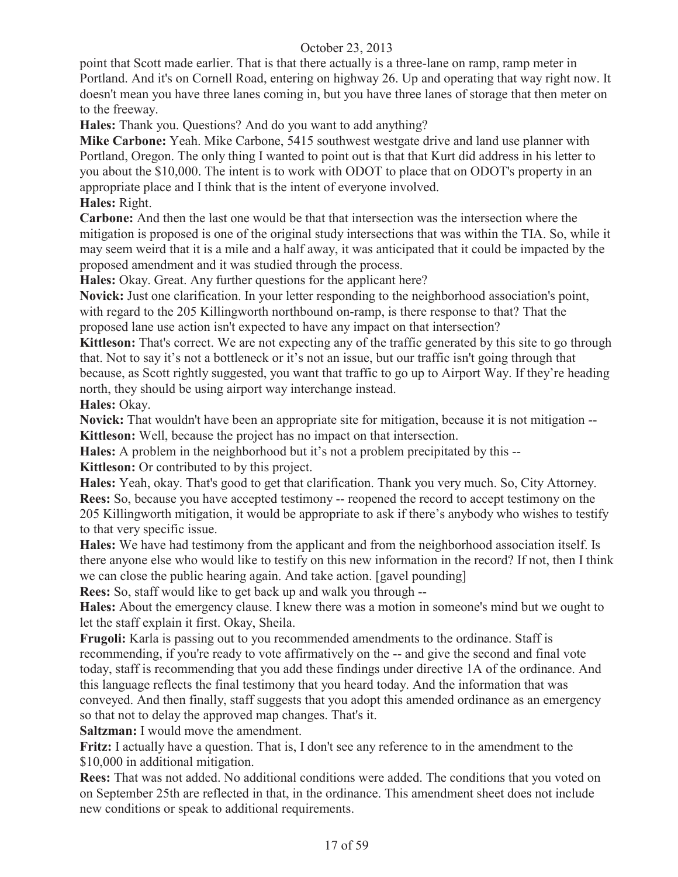point that Scott made earlier. That is that there actually is a three-lane on ramp, ramp meter in Portland. And it's on Cornell Road, entering on highway 26. Up and operating that way right now. It doesn't mean you have three lanes coming in, but you have three lanes of storage that then meter on to the freeway.

**Hales:** Thank you. Questions? And do you want to add anything?

**Mike Carbone:** Yeah. Mike Carbone, 5415 southwest westgate drive and land use planner with Portland, Oregon. The only thing I wanted to point out is that that Kurt did address in his letter to you about the $10,000. The intent is to work with ODOT to place that on ODOT's property in an appropriate place and I think that is the intent of everyone involved.

**Hales:** Right.

**Carbone:** And then the last one would be that that intersection was the intersection where the mitigation is proposed is one of the original study intersections that was within the TIA. So, while it may seem weird that it is a mile and a half away, it was anticipated that it could be impacted by the proposed amendment and it was studied through the process.

**Hales:** Okay. Great. Any further questions for the applicant here?

**Novick:** Just one clarification. In your letter responding to the neighborhood association's point, with regard to the 205 Killingworth northbound on-ramp, is there response to that? That the proposed lane use action isn't expected to have any impact on that intersection?

**Kittleson:** That's correct. We are not expecting any of the traffic generated by this site to go through that. Not to say it's not a bottleneck or it's not an issue, but our traffic isn't going through that because, as Scott rightly suggested, you want that traffic to go up to Airport Way. If they're heading north, they should be using airport way interchange instead.

**Hales:** Okay.

**Novick:** That wouldn't have been an appropriate site for mitigation, because it is not mitigation --

**Kittleson:** Well, because the project has no impact on that intersection.

**Hales:** A problem in the neighborhood but it's not a problem precipitated by this --

**Kittleson:** Or contributed to by this project.

**Hales:** Yeah, okay. That's good to get that clarification. Thank you very much. So, City Attorney.

**Rees:** So, because you have accepted testimony -- reopened the record to accept testimony on the 205 Killingworth mitigation, it would be appropriate to ask if there's anybody who wishes to testify to that very specific issue.

**Hales:** We have had testimony from the applicant and from the neighborhood association itself. Is there anyone else who would like to testify on this new information in the record? If not, then I think we can close the public hearing again. And take action. [gavel pounding]

**Rees:** So, staff would like to get back up and walk you through --

**Hales:** About the emergency clause. I knew there was a motion in someone's mind but we ought to let the staff explain it first. Okay, Sheila.

**Frugoli:** Karla is passing out to you recommended amendments to the ordinance. Staff is recommending, if you're ready to vote affirmatively on the -- and give the second and final vote today, staff is recommending that you add these findings under directive 1A of the ordinance. And this language reflects the final testimony that you heard today. And the information that was conveyed. And then finally, staff suggests that you adopt this amended ordinance as an emergency so that not to delay the approved map changes. That's it.

**Saltzman:** I would move the amendment.

**Fritz:** I actually have a question. That is, I don't see any reference to in the amendment to the $10,000 in additional mitigation.

**Rees:** That was not added. No additional conditions were added. The conditions that you voted on on September 25th are reflected in that, in the ordinance. This amendment sheet does not include new conditions or speak to additional requirements.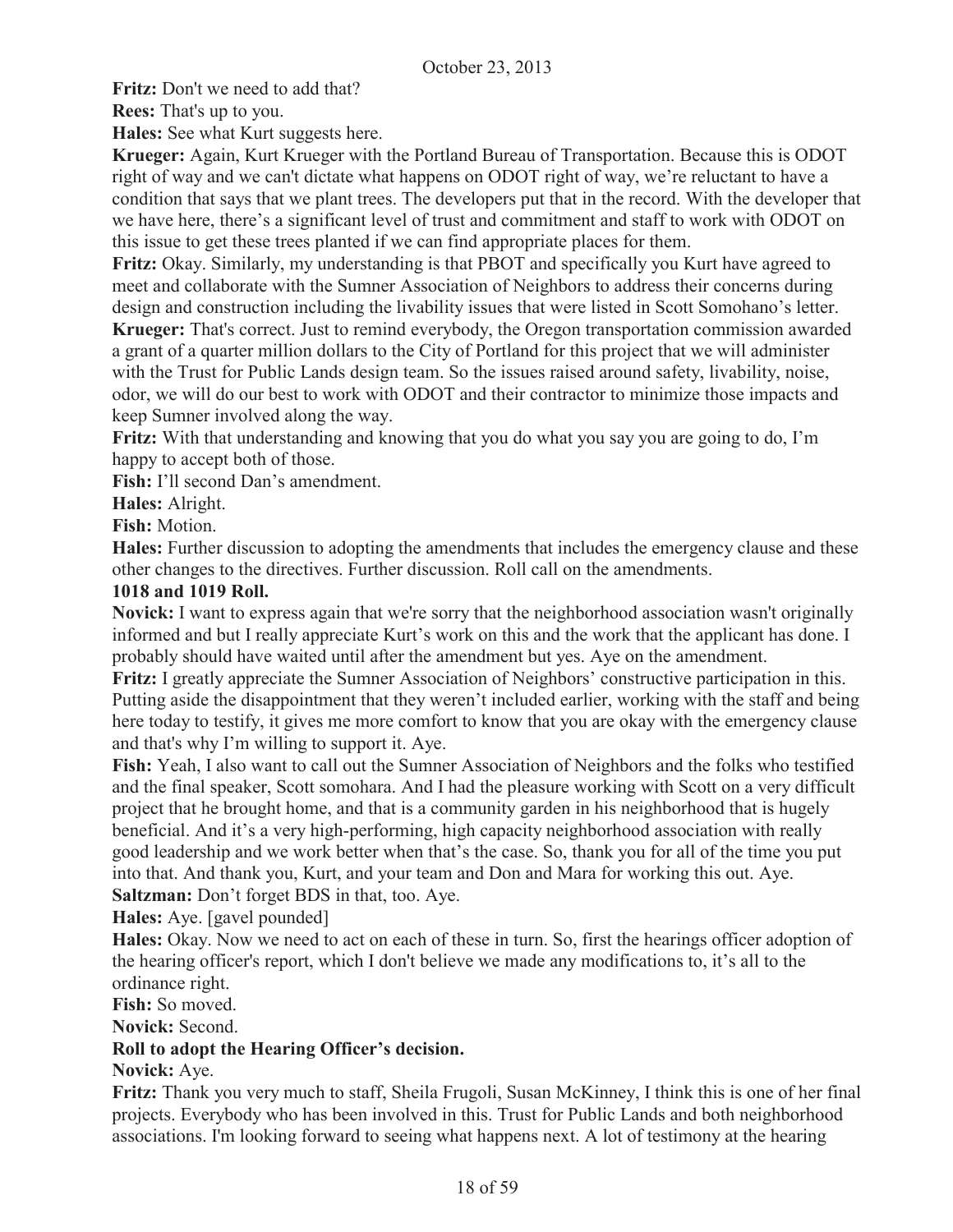**Fritz:** Don't we need to add that?

**Rees:** That's up to you.

**Hales:** See what Kurt suggests here.

**Krueger:** Again, Kurt Krueger with the Portland Bureau of Transportation. Because this is ODOT right of way and we can't dictate what happens on ODOT right of way, we're reluctant to have a condition that says that we plant trees. The developers put that in the record. With the developer that we have here, there's a significant level of trust and commitment and staff to work with ODOT on this issue to get these trees planted if we can find appropriate places for them.

**Fritz:** Okay. Similarly, my understanding is that PBOT and specifically you Kurt have agreed to meet and collaborate with the Sumner Association of Neighbors to address their concerns during design and construction including the livability issues that were listed in Scott Somohano's letter.

**Krueger:** That's correct. Just to remind everybody, the Oregon transportation commission awarded a grant of a quarter million dollars to the City of Portland for this project that we will administer with the Trust for Public Lands design team. So the issues raised around safety, livability, noise, odor, we will do our best to work with ODOT and their contractor to minimize those impacts and keep Sumner involved along the way.

**Fritz:** With that understanding and knowing that you do what you say you are going to do, I'm happy to accept both of those.

**Fish:** I'll second Dan's amendment.

**Hales:** Alright.

**Fish:** Motion.

**Hales:** Further discussion to adopting the amendments that includes the emergency clause and these other changes to the directives. Further discussion. Roll call on the amendments.

**1018 and 1019 Roll.**

**Novick:** I want to express again that we're sorry that the neighborhood association wasn't originally informed and but I really appreciate Kurt's work on this and the work that the applicant has done. I probably should have waited until after the amendment but yes. Aye on the amendment.

**Fritz:** I greatly appreciate the Sumner Association of Neighbors' constructive participation in this. Putting aside the disappointment that they weren't included earlier, working with the staff and being here today to testify, it gives me more comfort to know that you are okay with the emergency clause and that's why I'm willing to support it. Aye.

**Fish:** Yeah, I also want to call out the Sumner Association of Neighbors and the folks who testified and the final speaker, Scott somohara. And I had the pleasure working with Scott on a very difficult project that he brought home, and that is a community garden in his neighborhood that is hugely beneficial. And it's a very high-performing, high capacity neighborhood association with really good leadership and we work better when that's the case. So, thank you for all of the time you put into that. And thank you, Kurt, and your team and Don and Mara for working this out. Aye.

**Saltzman:** Don't forget BDS in that, too. Aye.

**Hales:** Aye. [gavel pounded]

**Hales:** Okay. Now we need to act on each of these in turn. So, first the hearings officer adoption of the hearing officer's report, which I don't believe we made any modifications to, it's all to the ordinance right.

**Fish:** So moved.

**Novick:** Second.

**Roll to adopt the Hearing Officer's decision.**

**Novick:** Aye.

**Fritz:** Thank you very much to staff, Sheila Frugoli, Susan McKinney, I think this is one of her final projects. Everybody who has been involved in this. Trust for Public Lands and both neighborhood associations. I'm looking forward to seeing what happens next. A lot of testimony at the hearing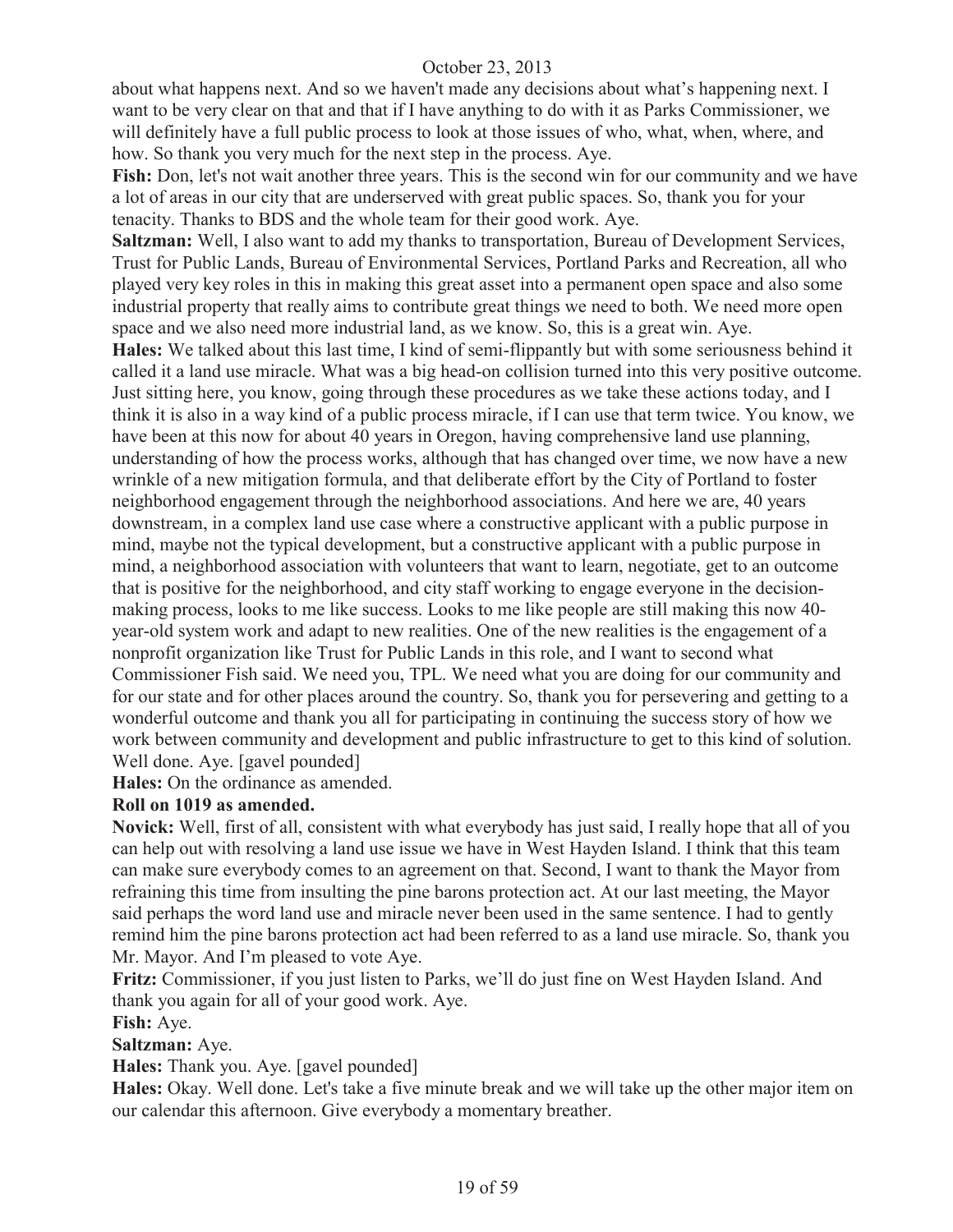about what happens next. And so we haven't made any decisions about what's happening next. I want to be very clear on that and that if I have anything to do with it as Parks Commissioner, we will definitely have a full public process to look at those issues of who, what, when, where, and how. So thank you very much for the next step in the process. Aye.

**Fish:** Don, let's not wait another three years. This is the second win for our community and we have a lot of areas in our city that are underserved with great public spaces. So, thank you for your tenacity. Thanks to BDS and the whole team for their good work. Aye.

**Saltzman:** Well, I also want to add my thanks to transportation, Bureau of Development Services, Trust for Public Lands, Bureau of Environmental Services, Portland Parks and Recreation, all who played very key roles in this in making this great asset into a permanent open space and also some industrial property that really aims to contribute great things we need to both. We need more open space and we also need more industrial land, as we know. So, this is a great win. Aye.

**Hales:** We talked about this last time, I kind of semi-flippantly but with some seriousness behind it called it a land use miracle. What was a big head-on collision turned into this very positive outcome. Just sitting here, you know, going through these procedures as we take these actions today, and I think it is also in a way kind of a public process miracle, if I can use that term twice. You know, we have been at this now for about 40 years in Oregon, having comprehensive land use planning, understanding of how the process works, although that has changed over time, we now have a new wrinkle of a new mitigation formula, and that deliberate effort by the City of Portland to foster neighborhood engagement through the neighborhood associations. And here we are, 40 years downstream, in a complex land use case where a constructive applicant with a public purpose in mind, maybe not the typical development, but a constructive applicant with a public purpose in mind, a neighborhood association with volunteers that want to learn, negotiate, get to an outcome that is positive for the neighborhood, and city staff working to engage everyone in the decision-making process, looks to me like success. Looks to me like people are still making this now 40-year-old system work and adapt to new realities. One of the new realities is the engagement of a nonprofit organization like Trust for Public Lands in this role, and I want to second what Commissioner Fish said. We need you, TPL. We need what you are doing for our community and for our state and for other places around the country. So, thank you for persevering and getting to a wonderful outcome and thank you all for participating in continuing the success story of how we work between community and development and public infrastructure to get to this kind of solution. Well done. Aye. [gavel pounded]

**Hales:** On the ordinance as amended.

**Roll on 1019 as amended.**

**Novick:** Well, first of all, consistent with what everybody has just said, I really hope that all of you can help out with resolving a land use issue we have in West Hayden Island. I think that this team can make sure everybody comes to an agreement on that. Second, I want to thank the Mayor from refraining this time from insulting the pine barons protection act. At our last meeting, the Mayor said perhaps the word land use and miracle never been used in the same sentence. I had to gently remind him the pine barons protection act had been referred to as a land use miracle. So, thank you Mr. Mayor. And I'm pleased to vote Aye.

**Fritz:** Commissioner, if you just listen to Parks, we'll do just fine on West Hayden Island. And thank you again for all of your good work. Aye.

**Fish:** Aye.

**Saltzman:** Aye.

**Hales:** Thank you. Aye. [gavel pounded]

**Hales:** Okay. Well done. Let's take a five minute break and we will take up the other major item on our calendar this afternoon. Give everybody a momentary breather.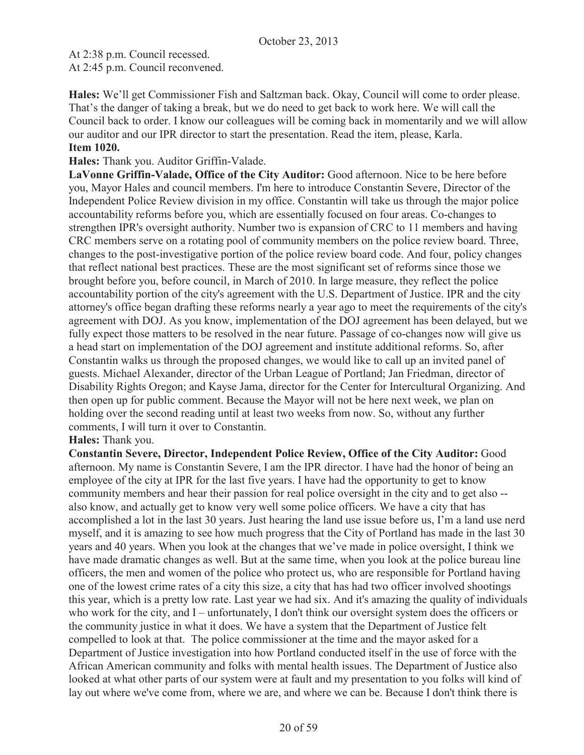At 2:38 p.m. Council recessed.
At 2:45 p.m. Council reconvened.

**Hales:** We'll get Commissioner Fish and Saltzman back. Okay, Council will come to order please. That's the danger of taking a break, but we do need to get back to work here. We will call the Council back to order. I know our colleagues will be coming back in momentarily and we will allow our auditor and our IPR director to start the presentation. Read the item, please, Karla.

**Item 1020.**

**Hales:** Thank you. Auditor Griffin-Valade.

**LaVonne Griffin-Valade, Office of the City Auditor:** Good afternoon. Nice to be here before you, Mayor Hales and council members. I'm here to introduce Constantin Severe, Director of the Independent Police Review division in my office. Constantin will take us through the major police accountability reforms before you, which are essentially focused on four areas. Co-changes to strengthen IPR's oversight authority. Number two is expansion of CRC to 11 members and having CRC members serve on a rotating pool of community members on the police review board. Three, changes to the post-investigative portion of the police review board code. And four, policy changes that reflect national best practices. These are the most significant set of reforms since those we brought before you, before council, in March of 2010. In large measure, they reflect the police accountability portion of the city's agreement with the U.S. Department of Justice. IPR and the city attorney's office began drafting these reforms nearly a year ago to meet the requirements of the city's agreement with DOJ. As you know, implementation of the DOJ agreement has been delayed, but we fully expect those matters to be resolved in the near future. Passage of co-changes now will give us a head start on implementation of the DOJ agreement and institute additional reforms. So, after Constantin walks us through the proposed changes, we would like to call up an invited panel of guests. Michael Alexander, director of the Urban League of Portland; Jan Friedman, director of Disability Rights Oregon; and Kayse Jama, director for the Center for Intercultural Organizing. And then open up for public comment. Because the Mayor will not be here next week, we plan on holding over the second reading until at least two weeks from now. So, without any further comments, I will turn it over to Constantin.

**Hales:** Thank you.

**Constantin Severe, Director, Independent Police Review, Office of the City Auditor:** Good afternoon. My name is Constantin Severe, I am the IPR director. I have had the honor of being an employee of the city at IPR for the last five years. I have had the opportunity to get to know community members and hear their passion for real police oversight in the city and to get also -- also know, and actually get to know very well some police officers. We have a city that has accomplished a lot in the last 30 years. Just hearing the land use issue before us, I'm a land use nerd myself, and it is amazing to see how much progress that the City of Portland has made in the last 30 years and 40 years. When you look at the changes that we've made in police oversight, I think we have made dramatic changes as well. But at the same time, when you look at the police bureau line officers, the men and women of the police who protect us, who are responsible for Portland having one of the lowest crime rates of a city this size, a city that has had two officer involved shootings this year, which is a pretty low rate. Last year we had six. And it's amazing the quality of individuals who work for the city, and I – unfortunately, I don't think our oversight system does the officers or the community justice in what it does. We have a system that the Department of Justice felt compelled to look at that. The police commissioner at the time and the mayor asked for a Department of Justice investigation into how Portland conducted itself in the use of force with the African American community and folks with mental health issues. The Department of Justice also looked at what other parts of our system were at fault and my presentation to you folks will kind of lay out where we've come from, where we are, and where we can be. Because I don't think there is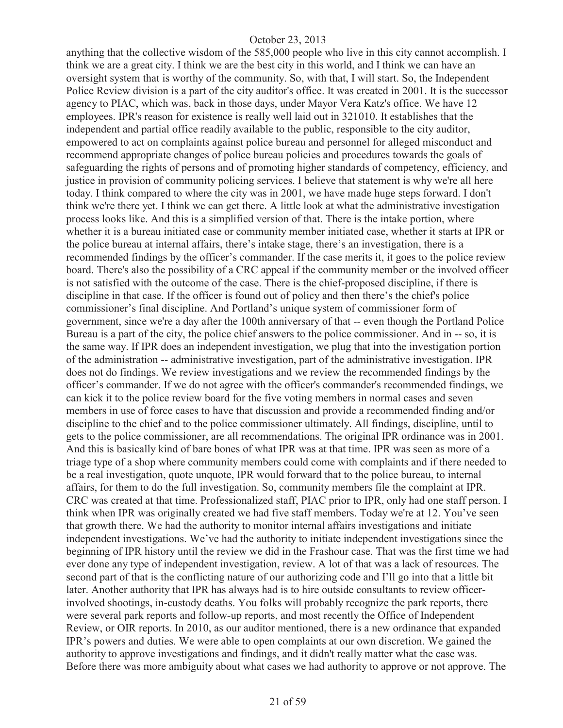anything that the collective wisdom of the 585,000 people who live in this city cannot accomplish. I think we are a great city. I think we are the best city in this world, and I think we can have an oversight system that is worthy of the community. So, with that, I will start. So, the Independent Police Review division is a part of the city auditor's office. It was created in 2001. It is the successor agency to PIAC, which was, back in those days, under Mayor Vera Katz's office. We have 12 employees. IPR's reason for existence is really well laid out in 321010. It establishes that the independent and partial office readily available to the public, responsible to the city auditor, empowered to act on complaints against police bureau and personnel for alleged misconduct and recommend appropriate changes of police bureau policies and procedures towards the goals of safeguarding the rights of persons and of promoting higher standards of competency, efficiency, and justice in provision of community policing services. I believe that statement is why we're all here today. I think compared to where the city was in 2001, we have made huge steps forward. I don't think we're there yet. I think we can get there. A little look at what the administrative investigation process looks like. And this is a simplified version of that. There is the intake portion, where whether it is a bureau initiated case or community member initiated case, whether it starts at IPR or the police bureau at internal affairs, there's intake stage, there's an investigation, there is a recommended findings by the officer's commander. If the case merits it, it goes to the police review board. There's also the possibility of a CRC appeal if the community member or the involved officer is not satisfied with the outcome of the case. There is the chief-proposed discipline, if there is discipline in that case. If the officer is found out of policy and then there's the chief's police commissioner's final discipline. And Portland's unique system of commissioner form of government, since we're a day after the 100th anniversary of that -- even though the Portland Police Bureau is a part of the city, the police chief answers to the police commissioner. And in -- so, it is the same way. If IPR does an independent investigation, we plug that into the investigation portion of the administration -- administrative investigation, part of the administrative investigation. IPR does not do findings. We review investigations and we review the recommended findings by the officer's commander. If we do not agree with the officer's commander's recommended findings, we can kick it to the police review board for the five voting members in normal cases and seven members in use of force cases to have that discussion and provide a recommended finding and/or discipline to the chief and to the police commissioner ultimately. All findings, discipline, until to gets to the police commissioner, are all recommendations. The original IPR ordinance was in 2001. And this is basically kind of bare bones of what IPR was at that time. IPR was seen as more of a triage type of a shop where community members could come with complaints and if there needed to be a real investigation, quote unquote, IPR would forward that to the police bureau, to internal affairs, for them to do the full investigation. So, community members file the complaint at IPR. CRC was created at that time. Professionalized staff, PIAC prior to IPR, only had one staff person. I think when IPR was originally created we had five staff members. Today we're at 12. You've seen that growth there. We had the authority to monitor internal affairs investigations and initiate independent investigations. We've had the authority to initiate independent investigations since the beginning of IPR history until the review we did in the Frashour case. That was the first time we had ever done any type of independent investigation, review. A lot of that was a lack of resources. The second part of that is the conflicting nature of our authorizing code and I'll go into that a little bit later. Another authority that IPR has always had is to hire outside consultants to review officer-involved shootings, in-custody deaths. You folks will probably recognize the park reports, there were several park reports and follow-up reports, and most recently the Office of Independent Review, or OIR reports. In 2010, as our auditor mentioned, there is a new ordinance that expanded IPR's powers and duties. We were able to open complaints at our own discretion. We gained the authority to approve investigations and findings, and it didn't really matter what the case was. Before there was more ambiguity about what cases we had authority to approve or not approve. The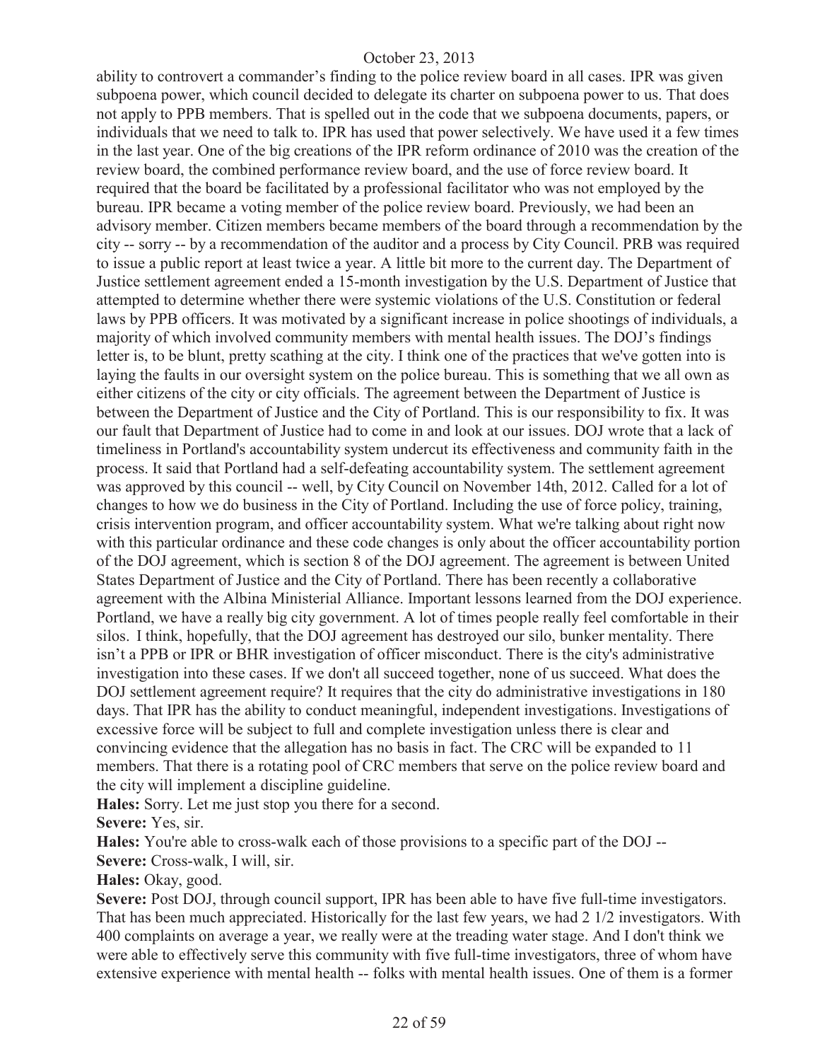ability to controvert a commander's finding to the police review board in all cases. IPR was given subpoena power, which council decided to delegate its charter on subpoena power to us. That does not apply to PPB members. That is spelled out in the code that we subpoena documents, papers, or individuals that we need to talk to. IPR has used that power selectively. We have used it a few times in the last year. One of the big creations of the IPR reform ordinance of 2010 was the creation of the review board, the combined performance review board, and the use of force review board. It required that the board be facilitated by a professional facilitator who was not employed by the bureau. IPR became a voting member of the police review board. Previously, we had been an advisory member. Citizen members became members of the board through a recommendation by the city -- sorry -- by a recommendation of the auditor and a process by City Council. PRB was required to issue a public report at least twice a year. A little bit more to the current day. The Department of Justice settlement agreement ended a 15-month investigation by the U.S. Department of Justice that attempted to determine whether there were systemic violations of the U.S. Constitution or federal laws by PPB officers. It was motivated by a significant increase in police shootings of individuals, a majority of which involved community members with mental health issues. The DOJ's findings letter is, to be blunt, pretty scathing at the city. I think one of the practices that we've gotten into is laying the faults in our oversight system on the police bureau. This is something that we all own as either citizens of the city or city officials. The agreement between the Department of Justice is between the Department of Justice and the City of Portland. This is our responsibility to fix. It was our fault that Department of Justice had to come in and look at our issues. DOJ wrote that a lack of timeliness in Portland's accountability system undercut its effectiveness and community faith in the process. It said that Portland had a self-defeating accountability system. The settlement agreement was approved by this council -- well, by City Council on November 14th, 2012. Called for a lot of changes to how we do business in the City of Portland. Including the use of force policy, training, crisis intervention program, and officer accountability system. What we're talking about right now with this particular ordinance and these code changes is only about the officer accountability portion of the DOJ agreement, which is section 8 of the DOJ agreement. The agreement is between United States Department of Justice and the City of Portland. There has been recently a collaborative agreement with the Albina Ministerial Alliance. Important lessons learned from the DOJ experience. Portland, we have a really big city government. A lot of times people really feel comfortable in their silos. I think, hopefully, that the DOJ agreement has destroyed our silo, bunker mentality. There isn't a PPB or IPR or BHR investigation of officer misconduct. There is the city's administrative investigation into these cases. If we don't all succeed together, none of us succeed. What does the DOJ settlement agreement require? It requires that the city do administrative investigations in 180 days. That IPR has the ability to conduct meaningful, independent investigations. Investigations of excessive force will be subject to full and complete investigation unless there is clear and convincing evidence that the allegation has no basis in fact. The CRC will be expanded to 11 members. That there is a rotating pool of CRC members that serve on the police review board and the city will implement a discipline guideline.

**Hales:** Sorry. Let me just stop you there for a second.

**Severe:** Yes, sir.

**Hales:** You're able to cross-walk each of those provisions to a specific part of the DOJ --

**Severe:** Cross-walk, I will, sir.

**Hales:** Okay, good.

**Severe:** Post DOJ, through council support, IPR has been able to have five full-time investigators. That has been much appreciated. Historically for the last few years, we had 2 1/2 investigators. With 400 complaints on average a year, we really were at the treading water stage. And I don't think we were able to effectively serve this community with five full-time investigators, three of whom have extensive experience with mental health -- folks with mental health issues. One of them is a former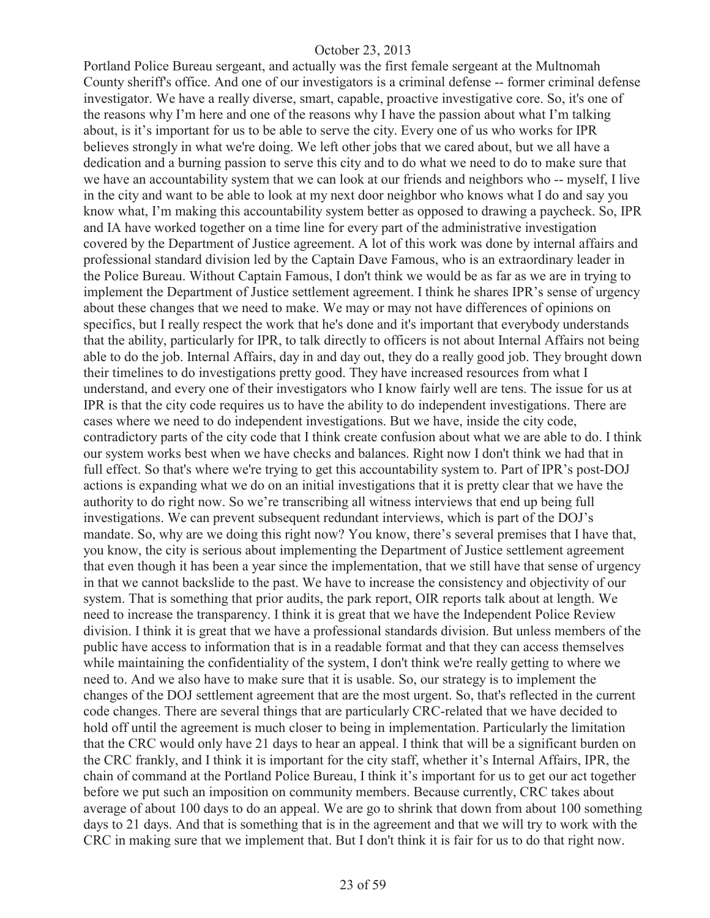Portland Police Bureau sergeant, and actually was the first female sergeant at the Multnomah County sheriff's office. And one of our investigators is a criminal defense -- former criminal defense investigator. We have a really diverse, smart, capable, proactive investigative core. So, it's one of the reasons why I'm here and one of the reasons why I have the passion about what I'm talking about, is it's important for us to be able to serve the city. Every one of us who works for IPR believes strongly in what we're doing. We left other jobs that we cared about, but we all have a dedication and a burning passion to serve this city and to do what we need to do to make sure that we have an accountability system that we can look at our friends and neighbors who -- myself, I live in the city and want to be able to look at my next door neighbor who knows what I do and say you know what, I'm making this accountability system better as opposed to drawing a paycheck. So, IPR and IA have worked together on a time line for every part of the administrative investigation covered by the Department of Justice agreement. A lot of this work was done by internal affairs and professional standard division led by the Captain Dave Famous, who is an extraordinary leader in the Police Bureau. Without Captain Famous, I don't think we would be as far as we are in trying to implement the Department of Justice settlement agreement. I think he shares IPR's sense of urgency about these changes that we need to make. We may or may not have differences of opinions on specifics, but I really respect the work that he's done and it's important that everybody understands that the ability, particularly for IPR, to talk directly to officers is not about Internal Affairs not being able to do the job. Internal Affairs, day in and day out, they do a really good job. They brought down their timelines to do investigations pretty good. They have increased resources from what I understand, and every one of their investigators who I know fairly well are tens. The issue for us at IPR is that the city code requires us to have the ability to do independent investigations. There are cases where we need to do independent investigations. But we have, inside the city code, contradictory parts of the city code that I think create confusion about what we are able to do. I think our system works best when we have checks and balances. Right now I don't think we had that in full effect. So that's where we're trying to get this accountability system to. Part of IPR's post-DOJ actions is expanding what we do on an initial investigations that it is pretty clear that we have the authority to do right now. So we're transcribing all witness interviews that end up being full investigations. We can prevent subsequent redundant interviews, which is part of the DOJ's mandate. So, why are we doing this right now? You know, there's several premises that I have that, you know, the city is serious about implementing the Department of Justice settlement agreement that even though it has been a year since the implementation, that we still have that sense of urgency in that we cannot backslide to the past. We have to increase the consistency and objectivity of our system. That is something that prior audits, the park report, OIR reports talk about at length. We need to increase the transparency. I think it is great that we have the Independent Police Review division. I think it is great that we have a professional standards division. But unless members of the public have access to information that is in a readable format and that they can access themselves while maintaining the confidentiality of the system, I don't think we're really getting to where we need to. And we also have to make sure that it is usable. So, our strategy is to implement the changes of the DOJ settlement agreement that are the most urgent. So, that's reflected in the current code changes. There are several things that are particularly CRC-related that we have decided to hold off until the agreement is much closer to being in implementation. Particularly the limitation that the CRC would only have 21 days to hear an appeal. I think that will be a significant burden on the CRC frankly, and I think it is important for the city staff, whether it's Internal Affairs, IPR, the chain of command at the Portland Police Bureau, I think it's important for us to get our act together before we put such an imposition on community members. Because currently, CRC takes about average of about 100 days to do an appeal. We are go to shrink that down from about 100 something days to 21 days. And that is something that is in the agreement and that we will try to work with the CRC in making sure that we implement that. But I don't think it is fair for us to do that right now.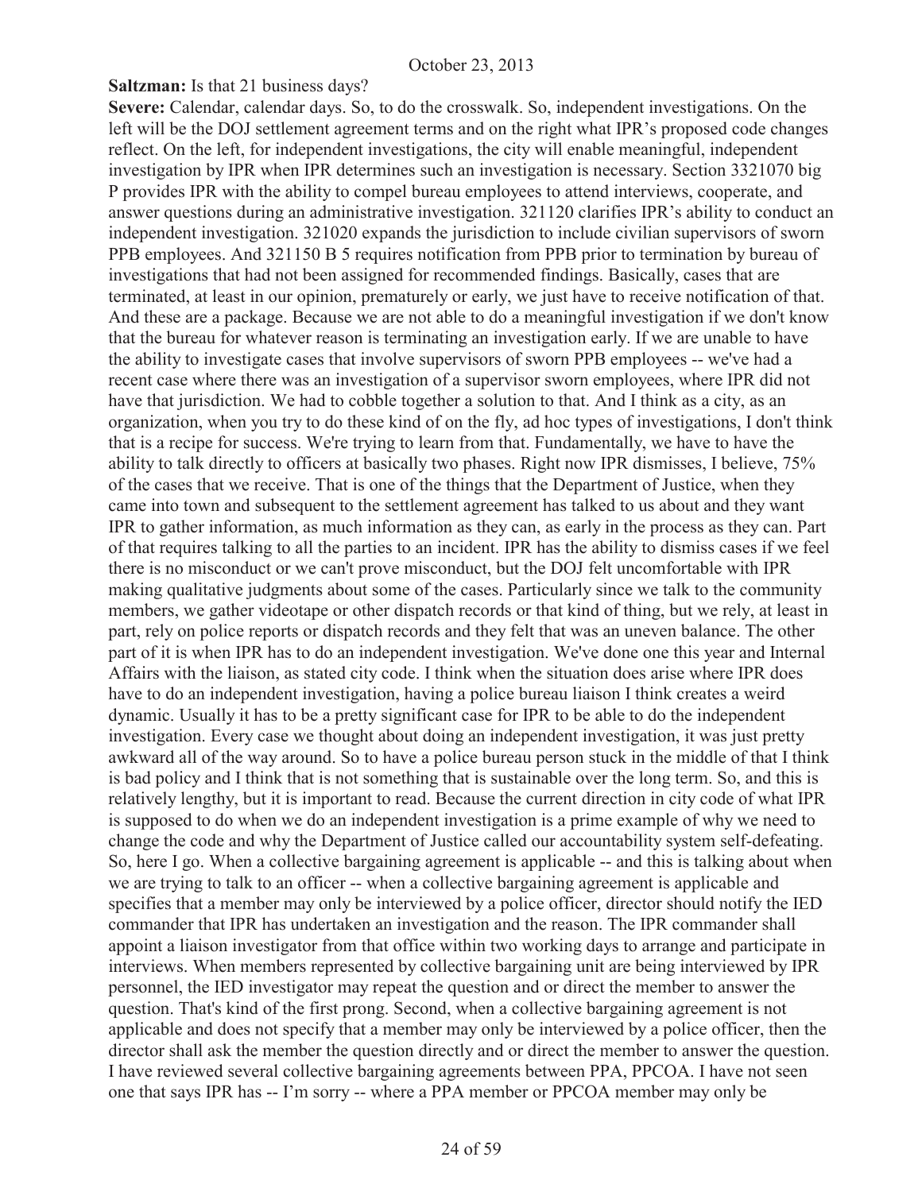**Saltzman:** Is that 21 business days?

**Severe:** Calendar, calendar days. So, to do the crosswalk. So, independent investigations. On the left will be the DOJ settlement agreement terms and on the right what IPR's proposed code changes reflect. On the left, for independent investigations, the city will enable meaningful, independent investigation by IPR when IPR determines such an investigation is necessary. Section 3321070 big P provides IPR with the ability to compel bureau employees to attend interviews, cooperate, and answer questions during an administrative investigation. 321120 clarifies IPR's ability to conduct an independent investigation. 321020 expands the jurisdiction to include civilian supervisors of sworn PPB employees. And 321150 B 5 requires notification from PPB prior to termination by bureau of investigations that had not been assigned for recommended findings. Basically, cases that are terminated, at least in our opinion, prematurely or early, we just have to receive notification of that. And these are a package. Because we are not able to do a meaningful investigation if we don't know that the bureau for whatever reason is terminating an investigation early. If we are unable to have the ability to investigate cases that involve supervisors of sworn PPB employees -- we've had a recent case where there was an investigation of a supervisor sworn employees, where IPR did not have that jurisdiction. We had to cobble together a solution to that. And I think as a city, as an organization, when you try to do these kind of on the fly, ad hoc types of investigations, I don't think that is a recipe for success. We're trying to learn from that. Fundamentally, we have to have the ability to talk directly to officers at basically two phases. Right now IPR dismisses, I believe, 75% of the cases that we receive. That is one of the things that the Department of Justice, when they came into town and subsequent to the settlement agreement has talked to us about and they want IPR to gather information, as much information as they can, as early in the process as they can. Part of that requires talking to all the parties to an incident. IPR has the ability to dismiss cases if we feel there is no misconduct or we can't prove misconduct, but the DOJ felt uncomfortable with IPR making qualitative judgments about some of the cases. Particularly since we talk to the community members, we gather videotape or other dispatch records or that kind of thing, but we rely, at least in part, rely on police reports or dispatch records and they felt that was an uneven balance. The other part of it is when IPR has to do an independent investigation. We've done one this year and Internal Affairs with the liaison, as stated city code. I think when the situation does arise where IPR does have to do an independent investigation, having a police bureau liaison I think creates a weird dynamic. Usually it has to be a pretty significant case for IPR to be able to do the independent investigation. Every case we thought about doing an independent investigation, it was just pretty awkward all of the way around. So to have a police bureau person stuck in the middle of that I think is bad policy and I think that is not something that is sustainable over the long term. So, and this is relatively lengthy, but it is important to read. Because the current direction in city code of what IPR is supposed to do when we do an independent investigation is a prime example of why we need to change the code and why the Department of Justice called our accountability system self-defeating. So, here I go. When a collective bargaining agreement is applicable -- and this is talking about when we are trying to talk to an officer -- when a collective bargaining agreement is applicable and specifies that a member may only be interviewed by a police officer, director should notify the IED commander that IPR has undertaken an investigation and the reason. The IPR commander shall appoint a liaison investigator from that office within two working days to arrange and participate in interviews. When members represented by collective bargaining unit are being interviewed by IPR personnel, the IED investigator may repeat the question and or direct the member to answer the question. That's kind of the first prong. Second, when a collective bargaining agreement is not applicable and does not specify that a member may only be interviewed by a police officer, then the director shall ask the member the question directly and or direct the member to answer the question. I have reviewed several collective bargaining agreements between PPA, PPCOA. I have not seen one that says IPR has -- I'm sorry -- where a PPA member or PPCOA member may only be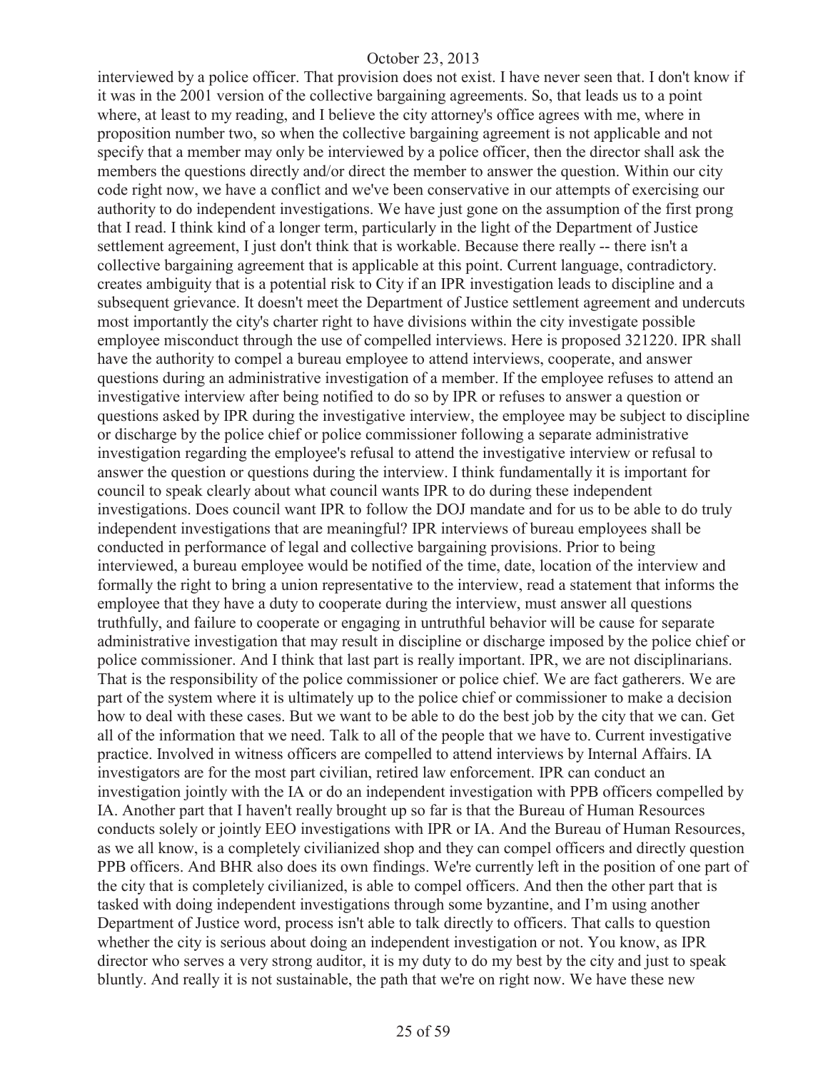interviewed by a police officer. That provision does not exist. I have never seen that. I don't know if it was in the 2001 version of the collective bargaining agreements. So, that leads us to a point where, at least to my reading, and I believe the city attorney's office agrees with me, where in proposition number two, so when the collective bargaining agreement is not applicable and not specify that a member may only be interviewed by a police officer, then the director shall ask the members the questions directly and/or direct the member to answer the question. Within our city code right now, we have a conflict and we've been conservative in our attempts of exercising our authority to do independent investigations. We have just gone on the assumption of the first prong that I read. I think kind of a longer term, particularly in the light of the Department of Justice settlement agreement, I just don't think that is workable. Because there really -- there isn't a collective bargaining agreement that is applicable at this point. Current language, contradictory. creates ambiguity that is a potential risk to City if an IPR investigation leads to discipline and a subsequent grievance. It doesn't meet the Department of Justice settlement agreement and undercuts most importantly the city's charter right to have divisions within the city investigate possible employee misconduct through the use of compelled interviews. Here is proposed 321220. IPR shall have the authority to compel a bureau employee to attend interviews, cooperate, and answer questions during an administrative investigation of a member. If the employee refuses to attend an investigative interview after being notified to do so by IPR or refuses to answer a question or questions asked by IPR during the investigative interview, the employee may be subject to discipline or discharge by the police chief or police commissioner following a separate administrative investigation regarding the employee's refusal to attend the investigative interview or refusal to answer the question or questions during the interview. I think fundamentally it is important for council to speak clearly about what council wants IPR to do during these independent investigations. Does council want IPR to follow the DOJ mandate and for us to be able to do truly independent investigations that are meaningful? IPR interviews of bureau employees shall be conducted in performance of legal and collective bargaining provisions. Prior to being interviewed, a bureau employee would be notified of the time, date, location of the interview and formally the right to bring a union representative to the interview, read a statement that informs the employee that they have a duty to cooperate during the interview, must answer all questions truthfully, and failure to cooperate or engaging in untruthful behavior will be cause for separate administrative investigation that may result in discipline or discharge imposed by the police chief or police commissioner. And I think that last part is really important. IPR, we are not disciplinarians. That is the responsibility of the police commissioner or police chief. We are fact gatherers. We are part of the system where it is ultimately up to the police chief or commissioner to make a decision how to deal with these cases. But we want to be able to do the best job by the city that we can. Get all of the information that we need. Talk to all of the people that we have to. Current investigative practice. Involved in witness officers are compelled to attend interviews by Internal Affairs. IA investigators are for the most part civilian, retired law enforcement. IPR can conduct an investigation jointly with the IA or do an independent investigation with PPB officers compelled by IA. Another part that I haven't really brought up so far is that the Bureau of Human Resources conducts solely or jointly EEO investigations with IPR or IA. And the Bureau of Human Resources, as we all know, is a completely civilianized shop and they can compel officers and directly question PPB officers. And BHR also does its own findings. We're currently left in the position of one part of the city that is completely civilianized, is able to compel officers. And then the other part that is tasked with doing independent investigations through some byzantine, and I'm using another Department of Justice word, process isn't able to talk directly to officers. That calls to question whether the city is serious about doing an independent investigation or not. You know, as IPR director who serves a very strong auditor, it is my duty to do my best by the city and just to speak bluntly. And really it is not sustainable, the path that we're on right now. We have these new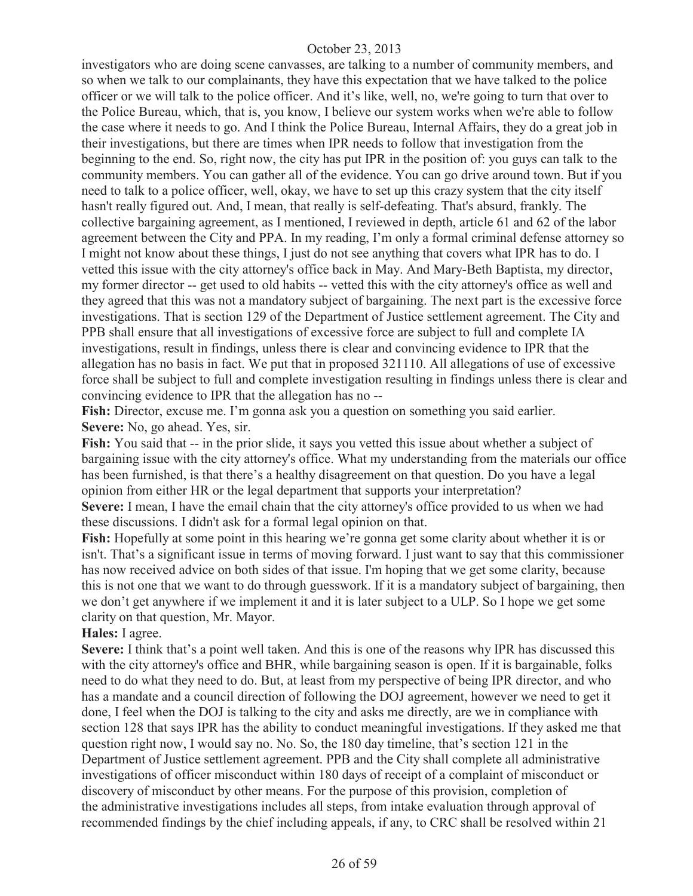investigators who are doing scene canvasses, are talking to a number of community members, and so when we talk to our complainants, they have this expectation that we have talked to the police officer or we will talk to the police officer. And it's like, well, no, we're going to turn that over to the Police Bureau, which, that is, you know, I believe our system works when we're able to follow the case where it needs to go. And I think the Police Bureau, Internal Affairs, they do a great job in their investigations, but there are times when IPR needs to follow that investigation from the beginning to the end. So, right now, the city has put IPR in the position of: you guys can talk to the community members. You can gather all of the evidence. You can go drive around town. But if you need to talk to a police officer, well, okay, we have to set up this crazy system that the city itself hasn't really figured out. And, I mean, that really is self-defeating. That's absurd, frankly. The collective bargaining agreement, as I mentioned, I reviewed in depth, article 61 and 62 of the labor agreement between the City and PPA. In my reading, I'm only a formal criminal defense attorney so I might not know about these things, I just do not see anything that covers what IPR has to do. I vetted this issue with the city attorney's office back in May. And Mary-Beth Baptista, my director, my former director -- get used to old habits -- vetted this with the city attorney's office as well and they agreed that this was not a mandatory subject of bargaining. The next part is the excessive force investigations. That is section 129 of the Department of Justice settlement agreement. The City and PPB shall ensure that all investigations of excessive force are subject to full and complete IA investigations, result in findings, unless there is clear and convincing evidence to IPR that the allegation has no basis in fact. We put that in proposed 321110. All allegations of use of excessive force shall be subject to full and complete investigation resulting in findings unless there is clear and convincing evidence to IPR that the allegation has no --

**Fish:** Director, excuse me. I'm gonna ask you a question on something you said earlier.

**Severe:** No, go ahead. Yes, sir.

**Fish:** You said that -- in the prior slide, it says you vetted this issue about whether a subject of bargaining issue with the city attorney's office. What my understanding from the materials our office has been furnished, is that there's a healthy disagreement on that question. Do you have a legal opinion from either HR or the legal department that supports your interpretation?

**Severe:** I mean, I have the email chain that the city attorney's office provided to us when we had these discussions. I didn't ask for a formal legal opinion on that.

**Fish:** Hopefully at some point in this hearing we're gonna get some clarity about whether it is or isn't. That's a significant issue in terms of moving forward. I just want to say that this commissioner has now received advice on both sides of that issue. I'm hoping that we get some clarity, because this is not one that we want to do through guesswork. If it is a mandatory subject of bargaining, then we don't get anywhere if we implement it and it is later subject to a ULP. So I hope we get some clarity on that question, Mr. Mayor.

**Hales:** I agree.

**Severe:** I think that's a point well taken. And this is one of the reasons why IPR has discussed this with the city attorney's office and BHR, while bargaining season is open. If it is bargainable, folks need to do what they need to do. But, at least from my perspective of being IPR director, and who has a mandate and a council direction of following the DOJ agreement, however we need to get it done, I feel when the DOJ is talking to the city and asks me directly, are we in compliance with section 128 that says IPR has the ability to conduct meaningful investigations. If they asked me that question right now, I would say no. No. So, the 180 day timeline, that's section 121 in the Department of Justice settlement agreement. PPB and the City shall complete all administrative investigations of officer misconduct within 180 days of receipt of a complaint of misconduct or discovery of misconduct by other means. For the purpose of this provision, completion of the administrative investigations includes all steps, from intake evaluation through approval of recommended findings by the chief including appeals, if any, to CRC shall be resolved within 21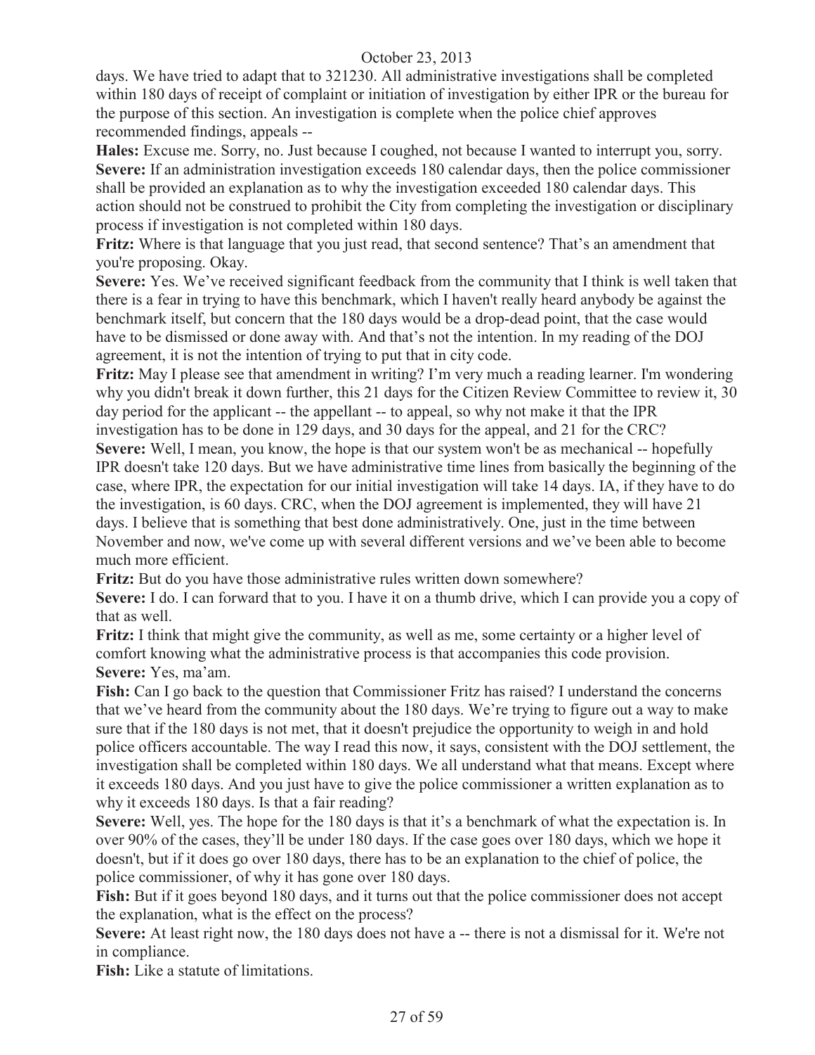days. We have tried to adapt that to 321230. All administrative investigations shall be completed within 180 days of receipt of complaint or initiation of investigation by either IPR or the bureau for the purpose of this section. An investigation is complete when the police chief approves recommended findings, appeals --

**Hales:** Excuse me. Sorry, no. Just because I coughed, not because I wanted to interrupt you, sorry.

**Severe:** If an administration investigation exceeds 180 calendar days, then the police commissioner shall be provided an explanation as to why the investigation exceeded 180 calendar days. This action should not be construed to prohibit the City from completing the investigation or disciplinary process if investigation is not completed within 180 days.

**Fritz:** Where is that language that you just read, that second sentence? That's an amendment that you're proposing. Okay.

**Severe:** Yes. We've received significant feedback from the community that I think is well taken that there is a fear in trying to have this benchmark, which I haven't really heard anybody be against the benchmark itself, but concern that the 180 days would be a drop-dead point, that the case would have to be dismissed or done away with. And that's not the intention. In my reading of the DOJ agreement, it is not the intention of trying to put that in city code.

**Fritz:** May I please see that amendment in writing? I'm very much a reading learner. I'm wondering why you didn't break it down further, this 21 days for the Citizen Review Committee to review it, 30 day period for the applicant -- the appellant -- to appeal, so why not make it that the IPR investigation has to be done in 129 days, and 30 days for the appeal, and 21 for the CRC?

**Severe:** Well, I mean, you know, the hope is that our system won't be as mechanical -- hopefully IPR doesn't take 120 days. But we have administrative time lines from basically the beginning of the case, where IPR, the expectation for our initial investigation will take 14 days. IA, if they have to do the investigation, is 60 days. CRC, when the DOJ agreement is implemented, they will have 21 days. I believe that is something that best done administratively. One, just in the time between November and now, we've come up with several different versions and we've been able to become much more efficient.

**Fritz:** But do you have those administrative rules written down somewhere?

**Severe:** I do. I can forward that to you. I have it on a thumb drive, which I can provide you a copy of that as well.

**Fritz:** I think that might give the community, as well as me, some certainty or a higher level of comfort knowing what the administrative process is that accompanies this code provision.

**Severe:** Yes, ma'am.

**Fish:** Can I go back to the question that Commissioner Fritz has raised? I understand the concerns that we've heard from the community about the 180 days. We're trying to figure out a way to make sure that if the 180 days is not met, that it doesn't prejudice the opportunity to weigh in and hold police officers accountable. The way I read this now, it says, consistent with the DOJ settlement, the investigation shall be completed within 180 days. We all understand what that means. Except where it exceeds 180 days. And you just have to give the police commissioner a written explanation as to why it exceeds 180 days. Is that a fair reading?

**Severe:** Well, yes. The hope for the 180 days is that it's a benchmark of what the expectation is. In over 90% of the cases, they'll be under 180 days. If the case goes over 180 days, which we hope it doesn't, but if it does go over 180 days, there has to be an explanation to the chief of police, the police commissioner, of why it has gone over 180 days.

**Fish:** But if it goes beyond 180 days, and it turns out that the police commissioner does not accept the explanation, what is the effect on the process?

**Severe:** At least right now, the 180 days does not have a -- there is not a dismissal for it. We're not in compliance.

**Fish:** Like a statute of limitations.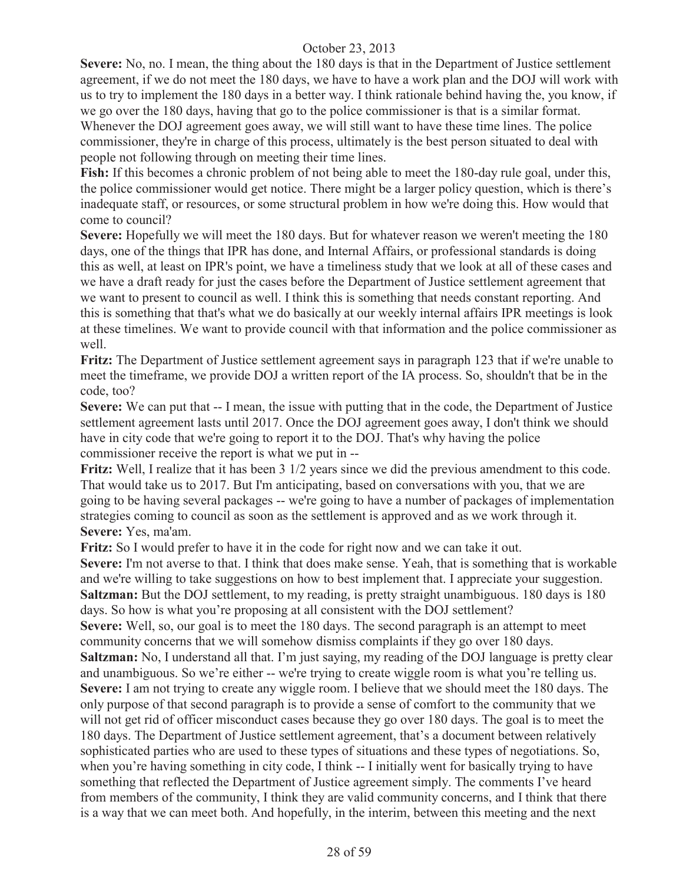**Severe:** No, no. I mean, the thing about the 180 days is that in the Department of Justice settlement agreement, if we do not meet the 180 days, we have to have a work plan and the DOJ will work with us to try to implement the 180 days in a better way. I think rationale behind having the, you know, if we go over the 180 days, having that go to the police commissioner is that is a similar format. Whenever the DOJ agreement goes away, we will still want to have these time lines. The police commissioner, they're in charge of this process, ultimately is the best person situated to deal with people not following through on meeting their time lines.

**Fish:** If this becomes a chronic problem of not being able to meet the 180-day rule goal, under this, the police commissioner would get notice. There might be a larger policy question, which is there's inadequate staff, or resources, or some structural problem in how we're doing this. How would that come to council?

**Severe:** Hopefully we will meet the 180 days. But for whatever reason we weren't meeting the 180 days, one of the things that IPR has done, and Internal Affairs, or professional standards is doing this as well, at least on IPR's point, we have a timeliness study that we look at all of these cases and we have a draft ready for just the cases before the Department of Justice settlement agreement that we want to present to council as well. I think this is something that needs constant reporting. And this is something that that's what we do basically at our weekly internal affairs IPR meetings is look at these timelines. We want to provide council with that information and the police commissioner as well.

**Fritz:** The Department of Justice settlement agreement says in paragraph 123 that if we're unable to meet the timeframe, we provide DOJ a written report of the IA process. So, shouldn't that be in the code, too?

**Severe:** We can put that -- I mean, the issue with putting that in the code, the Department of Justice settlement agreement lasts until 2017. Once the DOJ agreement goes away, I don't think we should have in city code that we're going to report it to the DOJ. That's why having the police commissioner receive the report is what we put in --

**Fritz:** Well, I realize that it has been 3 1/2 years since we did the previous amendment to this code. That would take us to 2017. But I'm anticipating, based on conversations with you, that we are going to be having several packages -- we're going to have a number of packages of implementation strategies coming to council as soon as the settlement is approved and as we work through it.

**Severe:** Yes, ma'am.

**Fritz:** So I would prefer to have it in the code for right now and we can take it out.

**Severe:** I'm not averse to that. I think that does make sense. Yeah, that is something that is workable and we're willing to take suggestions on how to best implement that. I appreciate your suggestion.

**Saltzman:** But the DOJ settlement, to my reading, is pretty straight unambiguous. 180 days is 180 days. So how is what you're proposing at all consistent with the DOJ settlement?

**Severe:** Well, so, our goal is to meet the 180 days. The second paragraph is an attempt to meet community concerns that we will somehow dismiss complaints if they go over 180 days.

**Saltzman:** No, I understand all that. I'm just saying, my reading of the DOJ language is pretty clear and unambiguous. So we're either -- we're trying to create wiggle room is what you're telling us.

**Severe:** I am not trying to create any wiggle room. I believe that we should meet the 180 days. The only purpose of that second paragraph is to provide a sense of comfort to the community that we will not get rid of officer misconduct cases because they go over 180 days. The goal is to meet the 180 days. The Department of Justice settlement agreement, that's a document between relatively sophisticated parties who are used to these types of situations and these types of negotiations. So, when you're having something in city code, I think -- I initially went for basically trying to have something that reflected the Department of Justice agreement simply. The comments I've heard from members of the community, I think they are valid community concerns, and I think that there is a way that we can meet both. And hopefully, in the interim, between this meeting and the next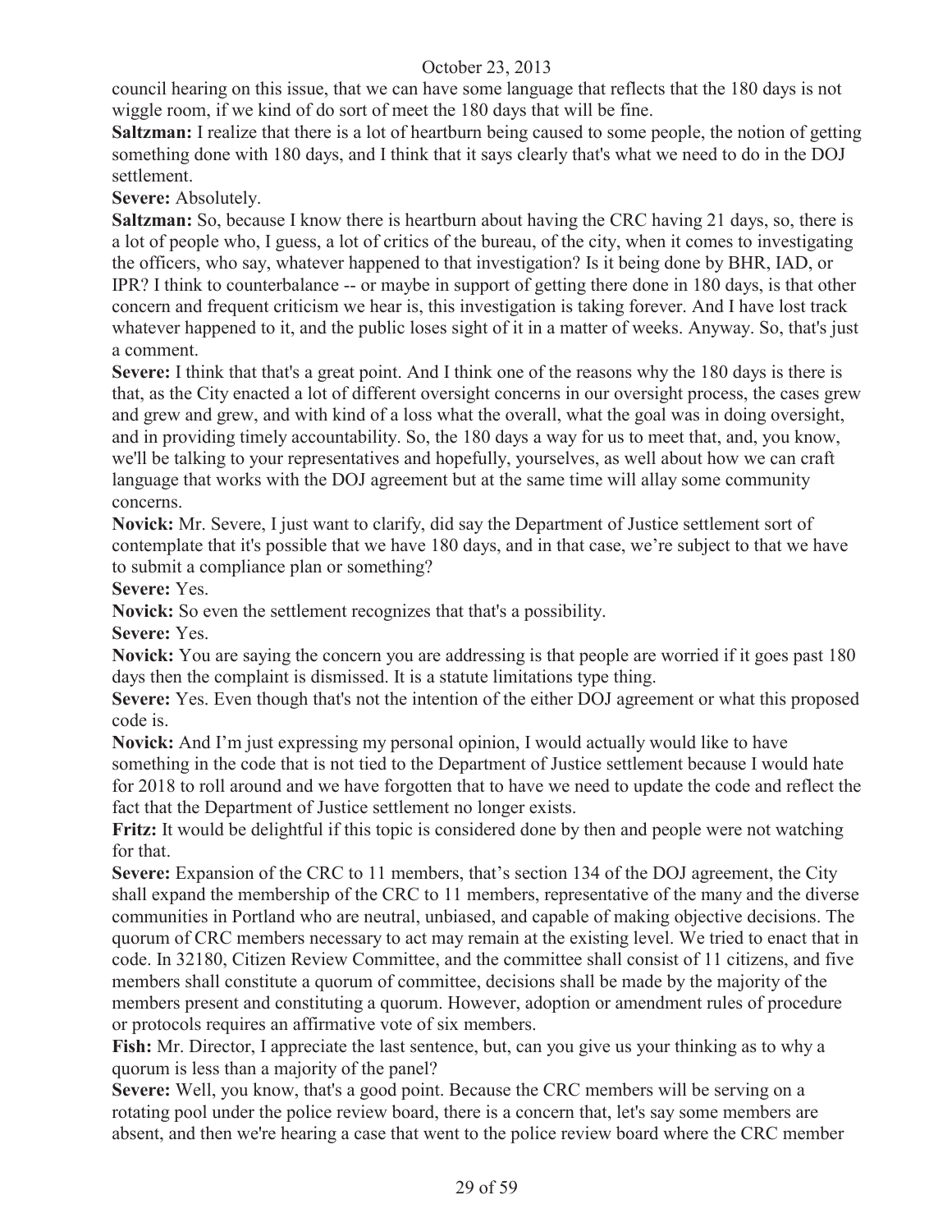council hearing on this issue, that we can have some language that reflects that the 180 days is not wiggle room, if we kind of do sort of meet the 180 days that will be fine.

**Saltzman:** I realize that there is a lot of heartburn being caused to some people, the notion of getting something done with 180 days, and I think that it says clearly that's what we need to do in the DOJ settlement.

**Severe:** Absolutely.

**Saltzman:** So, because I know there is heartburn about having the CRC having 21 days, so, there is a lot of people who, I guess, a lot of critics of the bureau, of the city, when it comes to investigating the officers, who say, whatever happened to that investigation? Is it being done by BHR, IAD, or IPR? I think to counterbalance -- or maybe in support of getting there done in 180 days, is that other concern and frequent criticism we hear is, this investigation is taking forever. And I have lost track whatever happened to it, and the public loses sight of it in a matter of weeks. Anyway. So, that's just a comment.

**Severe:** I think that that's a great point. And I think one of the reasons why the 180 days is there is that, as the City enacted a lot of different oversight concerns in our oversight process, the cases grew and grew and grew, and with kind of a loss what the overall, what the goal was in doing oversight, and in providing timely accountability. So, the 180 days a way for us to meet that, and, you know, we'll be talking to your representatives and hopefully, yourselves, as well about how we can craft language that works with the DOJ agreement but at the same time will allay some community concerns.

**Novick:** Mr. Severe, I just want to clarify, did say the Department of Justice settlement sort of contemplate that it's possible that we have 180 days, and in that case, we're subject to that we have to submit a compliance plan or something?

**Severe:** Yes.

**Novick:** So even the settlement recognizes that that's a possibility.

**Severe:** Yes.

**Novick:** You are saying the concern you are addressing is that people are worried if it goes past 180 days then the complaint is dismissed. It is a statute limitations type thing.

**Severe:** Yes. Even though that's not the intention of the either DOJ agreement or what this proposed code is.

**Novick:** And I'm just expressing my personal opinion, I would actually would like to have something in the code that is not tied to the Department of Justice settlement because I would hate for 2018 to roll around and we have forgotten that to have we need to update the code and reflect the fact that the Department of Justice settlement no longer exists.

**Fritz:** It would be delightful if this topic is considered done by then and people were not watching for that.

**Severe:** Expansion of the CRC to 11 members, that's section 134 of the DOJ agreement, the City shall expand the membership of the CRC to 11 members, representative of the many and the diverse communities in Portland who are neutral, unbiased, and capable of making objective decisions. The quorum of CRC members necessary to act may remain at the existing level. We tried to enact that in code. In 32180, Citizen Review Committee, and the committee shall consist of 11 citizens, and five members shall constitute a quorum of committee, decisions shall be made by the majority of the members present and constituting a quorum. However, adoption or amendment rules of procedure or protocols requires an affirmative vote of six members.

**Fish:** Mr. Director, I appreciate the last sentence, but, can you give us your thinking as to why a quorum is less than a majority of the panel?

**Severe:** Well, you know, that's a good point. Because the CRC members will be serving on a rotating pool under the police review board, there is a concern that, let's say some members are absent, and then we're hearing a case that went to the police review board where the CRC member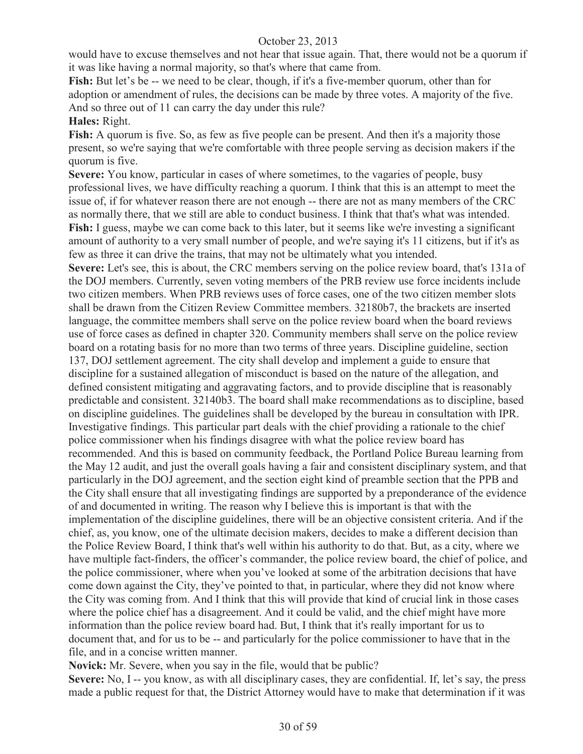would have to excuse themselves and not hear that issue again. That, there would not be a quorum if it was like having a normal majority, so that's where that came from.

**Fish:** But let's be -- we need to be clear, though, if it's a five-member quorum, other than for adoption or amendment of rules, the decisions can be made by three votes. A majority of the five. And so three out of 11 can carry the day under this rule?

**Hales:** Right.

**Fish:** A quorum is five. So, as few as five people can be present. And then it's a majority those present, so we're saying that we're comfortable with three people serving as decision makers if the quorum is five.

**Severe:** You know, particular in cases of where sometimes, to the vagaries of people, busy professional lives, we have difficulty reaching a quorum. I think that this is an attempt to meet the issue of, if for whatever reason there are not enough -- there are not as many members of the CRC as normally there, that we still are able to conduct business. I think that that's what was intended.

**Fish:** I guess, maybe we can come back to this later, but it seems like we're investing a significant amount of authority to a very small number of people, and we're saying it's 11 citizens, but if it's as few as three it can drive the trains, that may not be ultimately what you intended.

**Severe:** Let's see, this is about, the CRC members serving on the police review board, that's 131a of the DOJ members. Currently, seven voting members of the PRB review use force incidents include two citizen members. When PRB reviews uses of force cases, one of the two citizen member slots shall be drawn from the Citizen Review Committee members. 32180b7, the brackets are inserted language, the committee members shall serve on the police review board when the board reviews use of force cases as defined in chapter 320. Community members shall serve on the police review board on a rotating basis for no more than two terms of three years. Discipline guideline, section 137, DOJ settlement agreement. The city shall develop and implement a guide to ensure that discipline for a sustained allegation of misconduct is based on the nature of the allegation, and defined consistent mitigating and aggravating factors, and to provide discipline that is reasonably predictable and consistent. 32140b3. The board shall make recommendations as to discipline, based on discipline guidelines. The guidelines shall be developed by the bureau in consultation with IPR. Investigative findings. This particular part deals with the chief providing a rationale to the chief police commissioner when his findings disagree with what the police review board has recommended. And this is based on community feedback, the Portland Police Bureau learning from the May 12 audit, and just the overall goals having a fair and consistent disciplinary system, and that particularly in the DOJ agreement, and the section eight kind of preamble section that the PPB and the City shall ensure that all investigating findings are supported by a preponderance of the evidence of and documented in writing. The reason why I believe this is important is that with the implementation of the discipline guidelines, there will be an objective consistent criteria. And if the chief, as, you know, one of the ultimate decision makers, decides to make a different decision than the Police Review Board, I think that's well within his authority to do that. But, as a city, where we have multiple fact-finders, the officer's commander, the police review board, the chief of police, and the police commissioner, where when you've looked at some of the arbitration decisions that have come down against the City, they've pointed to that, in particular, where they did not know where the City was coming from. And I think that this will provide that kind of crucial link in those cases where the police chief has a disagreement. And it could be valid, and the chief might have more information than the police review board had. But, I think that it's really important for us to document that, and for us to be -- and particularly for the police commissioner to have that in the file, and in a concise written manner.

**Novick:** Mr. Severe, when you say in the file, would that be public?

**Severe:** No, I -- you know, as with all disciplinary cases, they are confidential. If, let's say, the press made a public request for that, the District Attorney would have to make that determination if it was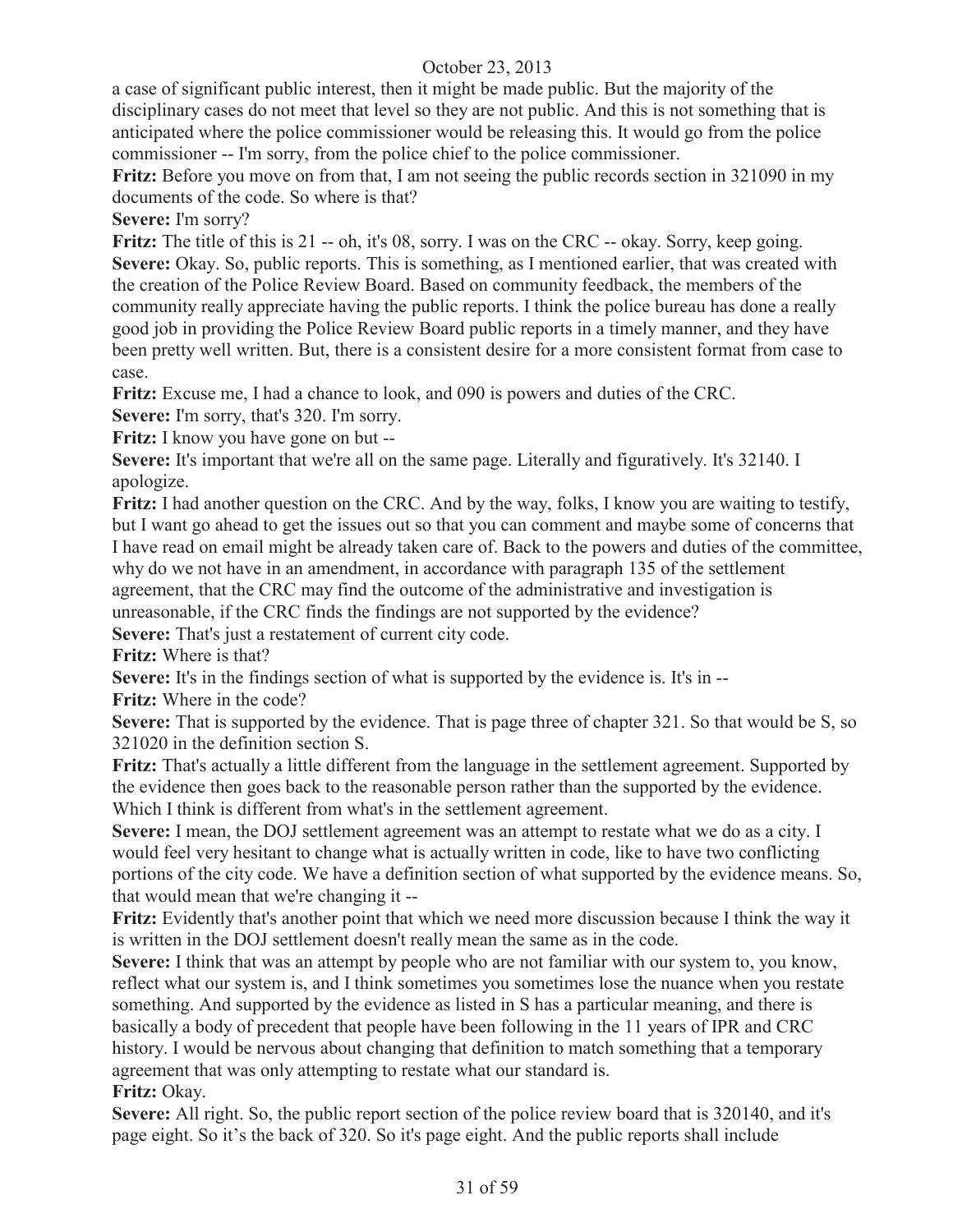a case of significant public interest, then it might be made public. But the majority of the disciplinary cases do not meet that level so they are not public. And this is not something that is anticipated where the police commissioner would be releasing this. It would go from the police commissioner -- I'm sorry, from the police chief to the police commissioner.

**Fritz:** Before you move on from that, I am not seeing the public records section in 321090 in my documents of the code. So where is that?

**Severe:** I'm sorry?

**Fritz:** The title of this is 21 -- oh, it's 08, sorry. I was on the CRC -- okay. Sorry, keep going.

**Severe:** Okay. So, public reports. This is something, as I mentioned earlier, that was created with the creation of the Police Review Board. Based on community feedback, the members of the community really appreciate having the public reports. I think the police bureau has done a really good job in providing the Police Review Board public reports in a timely manner, and they have been pretty well written. But, there is a consistent desire for a more consistent format from case to case.

**Fritz:** Excuse me, I had a chance to look, and 090 is powers and duties of the CRC.

**Severe:** I'm sorry, that's 320. I'm sorry.

**Fritz:** I know you have gone on but --

**Severe:** It's important that we're all on the same page. Literally and figuratively. It's 32140. I apologize.

**Fritz:** I had another question on the CRC. And by the way, folks, I know you are waiting to testify, but I want go ahead to get the issues out so that you can comment and maybe some of concerns that I have read on email might be already taken care of. Back to the powers and duties of the committee, why do we not have in an amendment, in accordance with paragraph 135 of the settlement agreement, that the CRC may find the outcome of the administrative and investigation is unreasonable, if the CRC finds the findings are not supported by the evidence?

**Severe:** That's just a restatement of current city code.

**Fritz:** Where is that?

**Severe:** It's in the findings section of what is supported by the evidence is. It's in --

**Fritz:** Where in the code?

**Severe:** That is supported by the evidence. That is page three of chapter 321. So that would be S, so 321020 in the definition section S.

**Fritz:** That's actually a little different from the language in the settlement agreement. Supported by the evidence then goes back to the reasonable person rather than the supported by the evidence. Which I think is different from what's in the settlement agreement.

**Severe:** I mean, the DOJ settlement agreement was an attempt to restate what we do as a city. I would feel very hesitant to change what is actually written in code, like to have two conflicting portions of the city code. We have a definition section of what supported by the evidence means. So, that would mean that we're changing it --

**Fritz:** Evidently that's another point that which we need more discussion because I think the way it is written in the DOJ settlement doesn't really mean the same as in the code.

**Severe:** I think that was an attempt by people who are not familiar with our system to, you know, reflect what our system is, and I think sometimes you sometimes lose the nuance when you restate something. And supported by the evidence as listed in S has a particular meaning, and there is basically a body of precedent that people have been following in the 11 years of IPR and CRC history. I would be nervous about changing that definition to match something that a temporary agreement that was only attempting to restate what our standard is.

**Fritz:** Okay.

**Severe:** All right. So, the public report section of the police review board that is 320140, and it's page eight. So it's the back of 320. So it's page eight. And the public reports shall include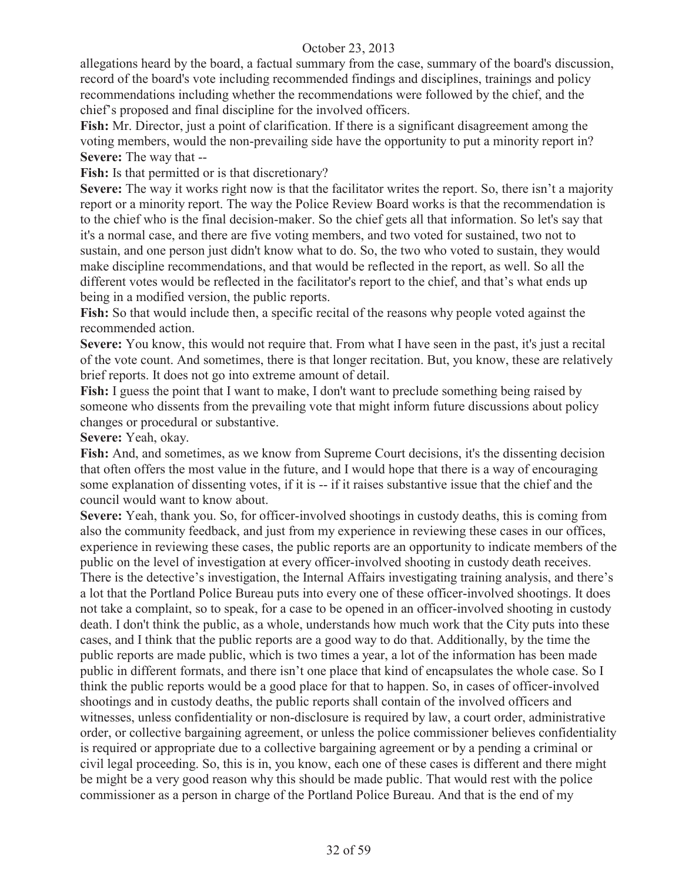allegations heard by the board, a factual summary from the case, summary of the board's discussion, record of the board's vote including recommended findings and disciplines, trainings and policy recommendations including whether the recommendations were followed by the chief, and the chief's proposed and final discipline for the involved officers.

**Fish:** Mr. Director, just a point of clarification. If there is a significant disagreement among the voting members, would the non-prevailing side have the opportunity to put a minority report in?

**Severe:** The way that --

**Fish:** Is that permitted or is that discretionary?

**Severe:** The way it works right now is that the facilitator writes the report. So, there isn't a majority report or a minority report. The way the Police Review Board works is that the recommendation is to the chief who is the final decision-maker. So the chief gets all that information. So let's say that it's a normal case, and there are five voting members, and two voted for sustained, two not to sustain, and one person just didn't know what to do. So, the two who voted to sustain, they would make discipline recommendations, and that would be reflected in the report, as well. So all the different votes would be reflected in the facilitator's report to the chief, and that's what ends up being in a modified version, the public reports.

**Fish:** So that would include then, a specific recital of the reasons why people voted against the recommended action.

**Severe:** You know, this would not require that. From what I have seen in the past, it's just a recital of the vote count. And sometimes, there is that longer recitation. But, you know, these are relatively brief reports. It does not go into extreme amount of detail.

**Fish:** I guess the point that I want to make, I don't want to preclude something being raised by someone who dissents from the prevailing vote that might inform future discussions about policy changes or procedural or substantive.

**Severe:** Yeah, okay.

**Fish:** And, and sometimes, as we know from Supreme Court decisions, it's the dissenting decision that often offers the most value in the future, and I would hope that there is a way of encouraging some explanation of dissenting votes, if it is -- if it raises substantive issue that the chief and the council would want to know about.

**Severe:** Yeah, thank you. So, for officer-involved shootings in custody deaths, this is coming from also the community feedback, and just from my experience in reviewing these cases in our offices, experience in reviewing these cases, the public reports are an opportunity to indicate members of the public on the level of investigation at every officer-involved shooting in custody death receives. There is the detective's investigation, the Internal Affairs investigating training analysis, and there's a lot that the Portland Police Bureau puts into every one of these officer-involved shootings. It does not take a complaint, so to speak, for a case to be opened in an officer-involved shooting in custody death. I don't think the public, as a whole, understands how much work that the City puts into these cases, and I think that the public reports are a good way to do that. Additionally, by the time the public reports are made public, which is two times a year, a lot of the information has been made public in different formats, and there isn't one place that kind of encapsulates the whole case. So I think the public reports would be a good place for that to happen. So, in cases of officer-involved shootings and in custody deaths, the public reports shall contain of the involved officers and witnesses, unless confidentiality or non-disclosure is required by law, a court order, administrative order, or collective bargaining agreement, or unless the police commissioner believes confidentiality is required or appropriate due to a collective bargaining agreement or by a pending a criminal or civil legal proceeding. So, this is in, you know, each one of these cases is different and there might be might be a very good reason why this should be made public. That would rest with the police commissioner as a person in charge of the Portland Police Bureau. And that is the end of my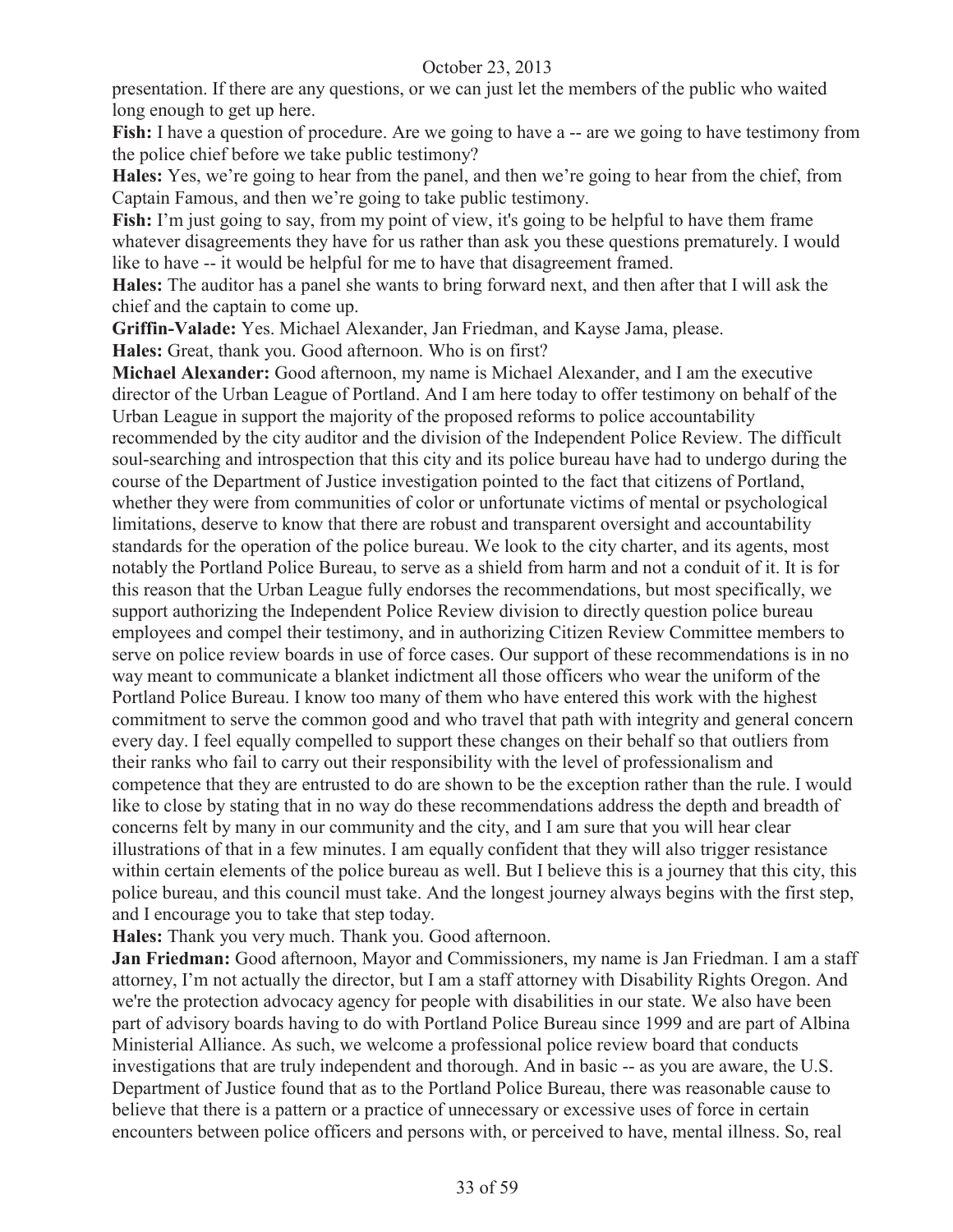presentation. If there are any questions, or we can just let the members of the public who waited long enough to get up here.

**Fish:** I have a question of procedure. Are we going to have a -- are we going to have testimony from the police chief before we take public testimony?

**Hales:** Yes, we're going to hear from the panel, and then we're going to hear from the chief, from Captain Famous, and then we're going to take public testimony.

**Fish:** I'm just going to say, from my point of view, it's going to be helpful to have them frame whatever disagreements they have for us rather than ask you these questions prematurely. I would like to have -- it would be helpful for me to have that disagreement framed.

**Hales:** The auditor has a panel she wants to bring forward next, and then after that I will ask the chief and the captain to come up.

**Griffin-Valade:** Yes. Michael Alexander, Jan Friedman, and Kayse Jama, please.

**Hales:** Great, thank you. Good afternoon. Who is on first?

**Michael Alexander:** Good afternoon, my name is Michael Alexander, and I am the executive director of the Urban League of Portland. And I am here today to offer testimony on behalf of the Urban League in support the majority of the proposed reforms to police accountability recommended by the city auditor and the division of the Independent Police Review. The difficult soul-searching and introspection that this city and its police bureau have had to undergo during the course of the Department of Justice investigation pointed to the fact that citizens of Portland, whether they were from communities of color or unfortunate victims of mental or psychological limitations, deserve to know that there are robust and transparent oversight and accountability standards for the operation of the police bureau. We look to the city charter, and its agents, most notably the Portland Police Bureau, to serve as a shield from harm and not a conduit of it. It is for this reason that the Urban League fully endorses the recommendations, but most specifically, we support authorizing the Independent Police Review division to directly question police bureau employees and compel their testimony, and in authorizing Citizen Review Committee members to serve on police review boards in use of force cases. Our support of these recommendations is in no way meant to communicate a blanket indictment all those officers who wear the uniform of the Portland Police Bureau. I know too many of them who have entered this work with the highest commitment to serve the common good and who travel that path with integrity and general concern every day. I feel equally compelled to support these changes on their behalf so that outliers from their ranks who fail to carry out their responsibility with the level of professionalism and competence that they are entrusted to do are shown to be the exception rather than the rule. I would like to close by stating that in no way do these recommendations address the depth and breadth of concerns felt by many in our community and the city, and I am sure that you will hear clear illustrations of that in a few minutes. I am equally confident that they will also trigger resistance within certain elements of the police bureau as well. But I believe this is a journey that this city, this police bureau, and this council must take. And the longest journey always begins with the first step, and I encourage you to take that step today.

**Hales:** Thank you very much. Thank you. Good afternoon.

**Jan Friedman:** Good afternoon, Mayor and Commissioners, my name is Jan Friedman. I am a staff attorney, I'm not actually the director, but I am a staff attorney with Disability Rights Oregon. And we're the protection advocacy agency for people with disabilities in our state. We also have been part of advisory boards having to do with Portland Police Bureau since 1999 and are part of Albina Ministerial Alliance. As such, we welcome a professional police review board that conducts investigations that are truly independent and thorough. And in basic -- as you are aware, the U.S. Department of Justice found that as to the Portland Police Bureau, there was reasonable cause to believe that there is a pattern or a practice of unnecessary or excessive uses of force in certain encounters between police officers and persons with, or perceived to have, mental illness. So, real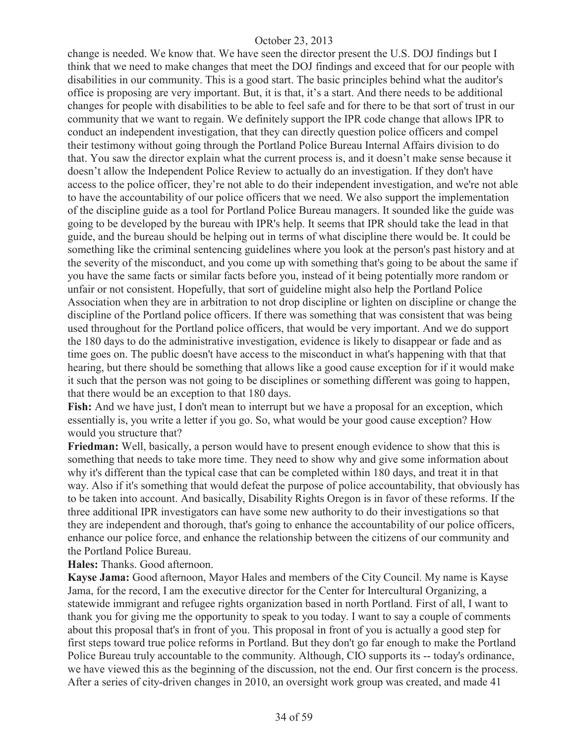change is needed. We know that. We have seen the director present the U.S. DOJ findings but I think that we need to make changes that meet the DOJ findings and exceed that for our people with disabilities in our community. This is a good start. The basic principles behind what the auditor's office is proposing are very important. But, it is that, it's a start. And there needs to be additional changes for people with disabilities to be able to feel safe and for there to be that sort of trust in our community that we want to regain. We definitely support the IPR code change that allows IPR to conduct an independent investigation, that they can directly question police officers and compel their testimony without going through the Portland Police Bureau Internal Affairs division to do that. You saw the director explain what the current process is, and it doesn't make sense because it doesn't allow the Independent Police Review to actually do an investigation. If they don't have access to the police officer, they're not able to do their independent investigation, and we're not able to have the accountability of our police officers that we need. We also support the implementation of the discipline guide as a tool for Portland Police Bureau managers. It sounded like the guide was going to be developed by the bureau with IPR's help. It seems that IPR should take the lead in that guide, and the bureau should be helping out in terms of what discipline there would be. It could be something like the criminal sentencing guidelines where you look at the person's past history and at the severity of the misconduct, and you come up with something that's going to be about the same if you have the same facts or similar facts before you, instead of it being potentially more random or unfair or not consistent. Hopefully, that sort of guideline might also help the Portland Police Association when they are in arbitration to not drop discipline or lighten on discipline or change the discipline of the Portland police officers. If there was something that was consistent that was being used throughout for the Portland police officers, that would be very important. And we do support the 180 days to do the administrative investigation, evidence is likely to disappear or fade and as time goes on. The public doesn't have access to the misconduct in what's happening with that that hearing, but there should be something that allows like a good cause exception for if it would make it such that the person was not going to be disciplines or something different was going to happen, that there would be an exception to that 180 days.

**Fish:** And we have just, I don't mean to interrupt but we have a proposal for an exception, which essentially is, you write a letter if you go. So, what would be your good cause exception? How would you structure that?

**Friedman:** Well, basically, a person would have to present enough evidence to show that this is something that needs to take more time. They need to show why and give some information about why it's different than the typical case that can be completed within 180 days, and treat it in that way. Also if it's something that would defeat the purpose of police accountability, that obviously has to be taken into account. And basically, Disability Rights Oregon is in favor of these reforms. If the three additional IPR investigators can have some new authority to do their investigations so that they are independent and thorough, that's going to enhance the accountability of our police officers, enhance our police force, and enhance the relationship between the citizens of our community and the Portland Police Bureau.

**Hales:** Thanks. Good afternoon.

**Kayse Jama:** Good afternoon, Mayor Hales and members of the City Council. My name is Kayse Jama, for the record, I am the executive director for the Center for Intercultural Organizing, a statewide immigrant and refugee rights organization based in north Portland. First of all, I want to thank you for giving me the opportunity to speak to you today. I want to say a couple of comments about this proposal that's in front of you. This proposal in front of you is actually a good step for first steps toward true police reforms in Portland. But they don't go far enough to make the Portland Police Bureau truly accountable to the community. Although, CIO supports its -- today's ordinance, we have viewed this as the beginning of the discussion, not the end. Our first concern is the process. After a series of city-driven changes in 2010, an oversight work group was created, and made 41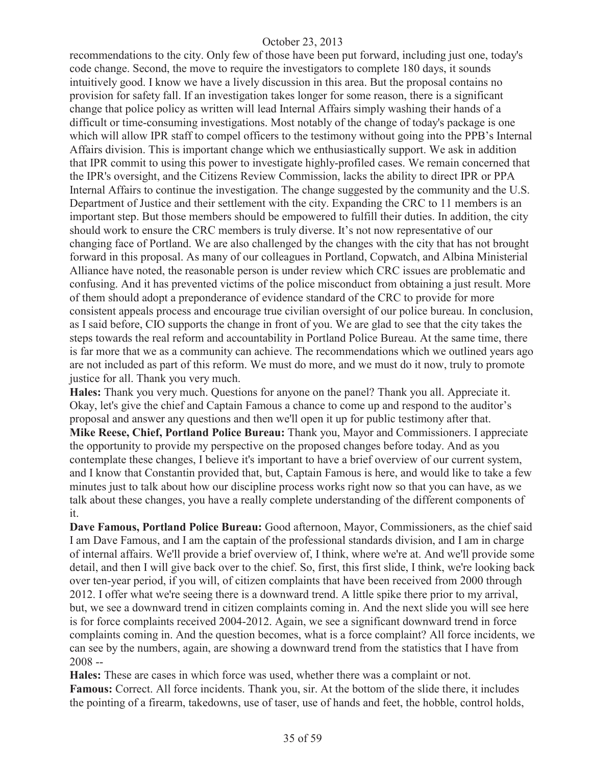recommendations to the city. Only few of those have been put forward, including just one, today's code change. Second, the move to require the investigators to complete 180 days, it sounds intuitively good. I know we have a lively discussion in this area. But the proposal contains no provision for safety fall. If an investigation takes longer for some reason, there is a significant change that police policy as written will lead Internal Affairs simply washing their hands of a difficult or time-consuming investigations. Most notably of the change of today's package is one which will allow IPR staff to compel officers to the testimony without going into the PPB's Internal Affairs division. This is important change which we enthusiastically support. We ask in addition that IPR commit to using this power to investigate highly-profiled cases. We remain concerned that the IPR's oversight, and the Citizens Review Commission, lacks the ability to direct IPR or PPA Internal Affairs to continue the investigation. The change suggested by the community and the U.S. Department of Justice and their settlement with the city. Expanding the CRC to 11 members is an important step. But those members should be empowered to fulfill their duties. In addition, the city should work to ensure the CRC members is truly diverse. It's not now representative of our changing face of Portland. We are also challenged by the changes with the city that has not brought forward in this proposal. As many of our colleagues in Portland, Copwatch, and Albina Ministerial Alliance have noted, the reasonable person is under review which CRC issues are problematic and confusing. And it has prevented victims of the police misconduct from obtaining a just result. More of them should adopt a preponderance of evidence standard of the CRC to provide for more consistent appeals process and encourage true civilian oversight of our police bureau. In conclusion, as I said before, CIO supports the change in front of you. We are glad to see that the city takes the steps towards the real reform and accountability in Portland Police Bureau. At the same time, there is far more that we as a community can achieve. The recommendations which we outlined years ago are not included as part of this reform. We must do more, and we must do it now, truly to promote justice for all. Thank you very much.

**Hales:** Thank you very much. Questions for anyone on the panel? Thank you all. Appreciate it. Okay, let's give the chief and Captain Famous a chance to come up and respond to the auditor's proposal and answer any questions and then we'll open it up for public testimony after that.

**Mike Reese, Chief, Portland Police Bureau:** Thank you, Mayor and Commissioners. I appreciate the opportunity to provide my perspective on the proposed changes before today. And as you contemplate these changes, I believe it's important to have a brief overview of our current system, and I know that Constantin provided that, but, Captain Famous is here, and would like to take a few minutes just to talk about how our discipline process works right now so that you can have, as we talk about these changes, you have a really complete understanding of the different components of it.

**Dave Famous, Portland Police Bureau:** Good afternoon, Mayor, Commissioners, as the chief said I am Dave Famous, and I am the captain of the professional standards division, and I am in charge of internal affairs. We'll provide a brief overview of, I think, where we're at. And we'll provide some detail, and then I will give back over to the chief. So, first, this first slide, I think, we're looking back over ten-year period, if you will, of citizen complaints that have been received from 2000 through 2012. I offer what we're seeing there is a downward trend. A little spike there prior to my arrival, but, we see a downward trend in citizen complaints coming in. And the next slide you will see here is for force complaints received 2004-2012. Again, we see a significant downward trend in force complaints coming in. And the question becomes, what is a force complaint? All force incidents, we can see by the numbers, again, are showing a downward trend from the statistics that I have from 2008 --

**Hales:** These are cases in which force was used, whether there was a complaint or not.

**Famous:** Correct. All force incidents. Thank you, sir. At the bottom of the slide there, it includes the pointing of a firearm, takedowns, use of taser, use of hands and feet, the hobble, control holds,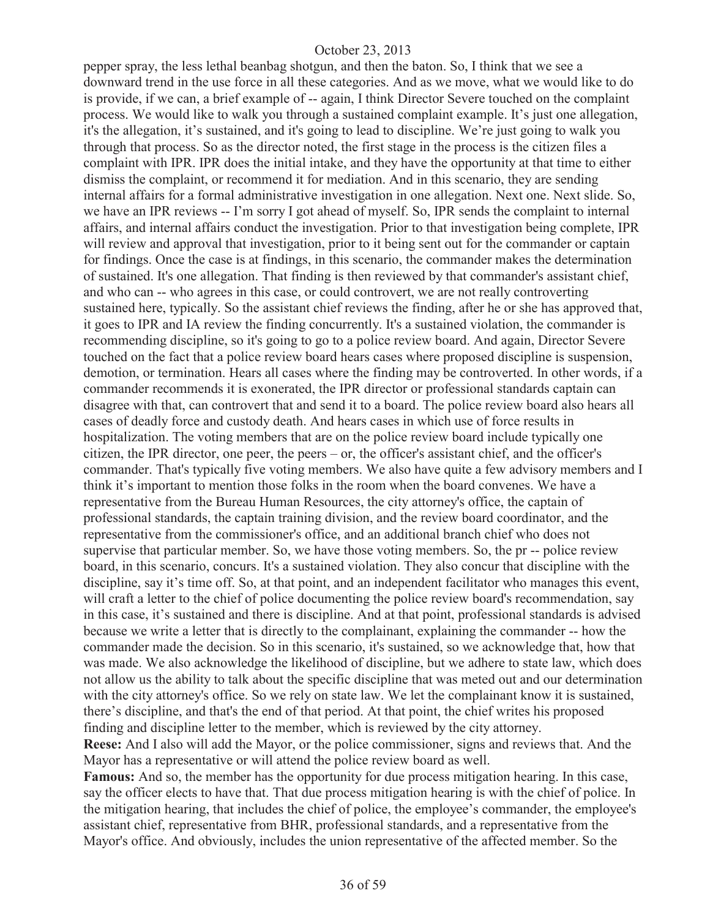pepper spray, the less lethal beanbag shotgun, and then the baton. So, I think that we see a downward trend in the use force in all these categories. And as we move, what we would like to do is provide, if we can, a brief example of -- again, I think Director Severe touched on the complaint process. We would like to walk you through a sustained complaint example. It’s just one allegation, it's the allegation, it’s sustained, and it's going to lead to discipline. We’re just going to walk you through that process. So as the director noted, the first stage in the process is the citizen files a complaint with IPR. IPR does the initial intake, and they have the opportunity at that time to either dismiss the complaint, or recommend it for mediation. And in this scenario, they are sending internal affairs for a formal administrative investigation in one allegation. Next one. Next slide. So, we have an IPR reviews -- I’m sorry I got ahead of myself. So, IPR sends the complaint to internal affairs, and internal affairs conduct the investigation. Prior to that investigation being complete, IPR will review and approval that investigation, prior to it being sent out for the commander or captain for findings. Once the case is at findings, in this scenario, the commander makes the determination of sustained. It's one allegation. That finding is then reviewed by that commander's assistant chief, and who can -- who agrees in this case, or could controvert, we are not really controverting sustained here, typically. So the assistant chief reviews the finding, after he or she has approved that, it goes to IPR and IA review the finding concurrently. It's a sustained violation, the commander is recommending discipline, so it's going to go to a police review board. And again, Director Severe touched on the fact that a police review board hears cases where proposed discipline is suspension, demotion, or termination. Hears all cases where the finding may be controverted. In other words, if a commander recommends it is exonerated, the IPR director or professional standards captain can disagree with that, can controvert that and send it to a board. The police review board also hears all cases of deadly force and custody death. And hears cases in which use of force results in hospitalization. The voting members that are on the police review board include typically one citizen, the IPR director, one peer, the peers – or, the officer's assistant chief, and the officer's commander. That's typically five voting members. We also have quite a few advisory members and I think it’s important to mention those folks in the room when the board convenes. We have a representative from the Bureau Human Resources, the city attorney's office, the captain of professional standards, the captain training division, and the review board coordinator, and the representative from the commissioner's office, and an additional branch chief who does not supervise that particular member. So, we have those voting members. So, the pr -- police review board, in this scenario, concurs. It's a sustained violation. They also concur that discipline with the discipline, say it’s time off. So, at that point, and an independent facilitator who manages this event, will craft a letter to the chief of police documenting the police review board's recommendation, say in this case, it’s sustained and there is discipline. And at that point, professional standards is advised because we write a letter that is directly to the complainant, explaining the commander -- how the commander made the decision. So in this scenario, it's sustained, so we acknowledge that, how that was made. We also acknowledge the likelihood of discipline, but we adhere to state law, which does not allow us the ability to talk about the specific discipline that was meted out and our determination with the city attorney's office. So we rely on state law. We let the complainant know it is sustained, there’s discipline, and that's the end of that period. At that point, the chief writes his proposed finding and discipline letter to the member, which is reviewed by the city attorney.

**Reese:** And I also will add the Mayor, or the police commissioner, signs and reviews that. And the Mayor has a representative or will attend the police review board as well.

**Famous:** And so, the member has the opportunity for due process mitigation hearing. In this case, say the officer elects to have that. That due process mitigation hearing is with the chief of police. In the mitigation hearing, that includes the chief of police, the employee’s commander, the employee's assistant chief, representative from BHR, professional standards, and a representative from the Mayor's office. And obviously, includes the union representative of the affected member. So the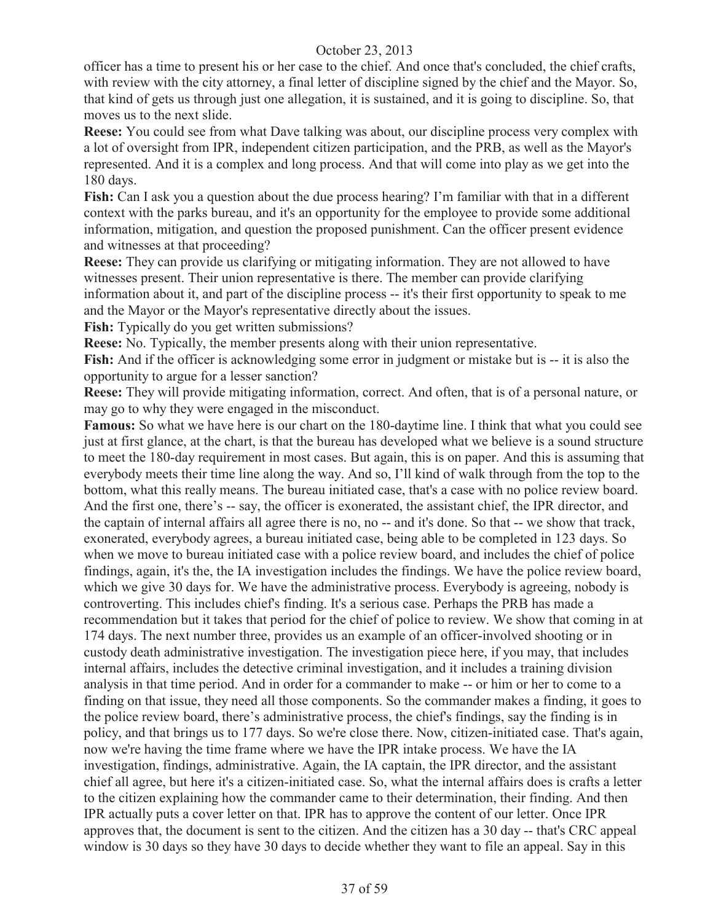officer has a time to present his or her case to the chief. And once that's concluded, the chief crafts, with review with the city attorney, a final letter of discipline signed by the chief and the Mayor. So, that kind of gets us through just one allegation, it is sustained, and it is going to discipline. So, that moves us to the next slide.

**Reese:** You could see from what Dave talking was about, our discipline process very complex with a lot of oversight from IPR, independent citizen participation, and the PRB, as well as the Mayor's represented. And it is a complex and long process. And that will come into play as we get into the 180 days.

**Fish:** Can I ask you a question about the due process hearing? I'm familiar with that in a different context with the parks bureau, and it's an opportunity for the employee to provide some additional information, mitigation, and question the proposed punishment. Can the officer present evidence and witnesses at that proceeding?

**Reese:** They can provide us clarifying or mitigating information. They are not allowed to have witnesses present. Their union representative is there. The member can provide clarifying information about it, and part of the discipline process -- it's their first opportunity to speak to me and the Mayor or the Mayor's representative directly about the issues.

**Fish:** Typically do you get written submissions?

**Reese:** No. Typically, the member presents along with their union representative.

**Fish:** And if the officer is acknowledging some error in judgment or mistake but is -- it is also the opportunity to argue for a lesser sanction?

**Reese:** They will provide mitigating information, correct. And often, that is of a personal nature, or may go to why they were engaged in the misconduct.

**Famous:** So what we have here is our chart on the 180-daytime line. I think that what you could see just at first glance, at the chart, is that the bureau has developed what we believe is a sound structure to meet the 180-day requirement in most cases. But again, this is on paper. And this is assuming that everybody meets their time line along the way. And so, I'll kind of walk through from the top to the bottom, what this really means. The bureau initiated case, that's a case with no police review board. And the first one, there's -- say, the officer is exonerated, the assistant chief, the IPR director, and the captain of internal affairs all agree there is no, no -- and it's done. So that -- we show that track, exonerated, everybody agrees, a bureau initiated case, being able to be completed in 123 days. So when we move to bureau initiated case with a police review board, and includes the chief of police findings, again, it's the, the IA investigation includes the findings. We have the police review board, which we give 30 days for. We have the administrative process. Everybody is agreeing, nobody is controverting. This includes chief's finding. It's a serious case. Perhaps the PRB has made a recommendation but it takes that period for the chief of police to review. We show that coming in at 174 days. The next number three, provides us an example of an officer-involved shooting or in custody death administrative investigation. The investigation piece here, if you may, that includes internal affairs, includes the detective criminal investigation, and it includes a training division analysis in that time period. And in order for a commander to make -- or him or her to come to a finding on that issue, they need all those components. So the commander makes a finding, it goes to the police review board, there's administrative process, the chief's findings, say the finding is in policy, and that brings us to 177 days. So we're close there. Now, citizen-initiated case. That's again, now we're having the time frame where we have the IPR intake process. We have the IA investigation, findings, administrative. Again, the IA captain, the IPR director, and the assistant chief all agree, but here it's a citizen-initiated case. So, what the internal affairs does is crafts a letter to the citizen explaining how the commander came to their determination, their finding. And then IPR actually puts a cover letter on that. IPR has to approve the content of our letter. Once IPR approves that, the document is sent to the citizen. And the citizen has a 30 day -- that's CRC appeal window is 30 days so they have 30 days to decide whether they want to file an appeal. Say in this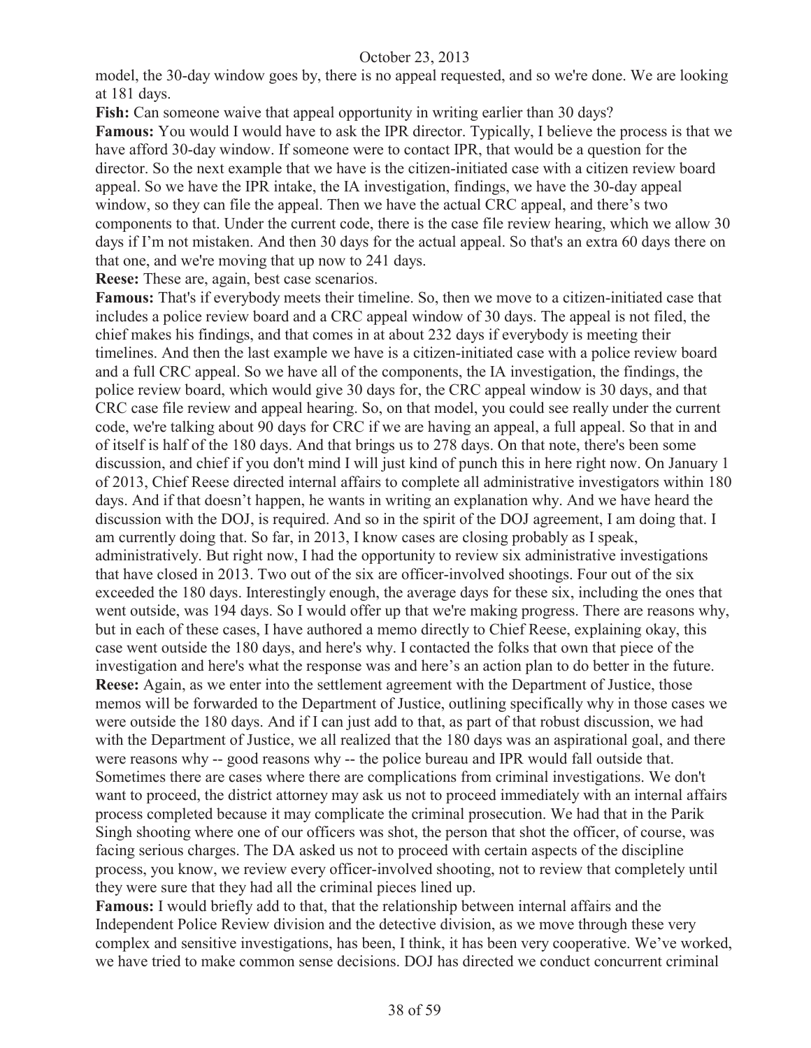model, the 30-day window goes by, there is no appeal requested, and so we're done. We are looking at 181 days.

**Fish:** Can someone waive that appeal opportunity in writing earlier than 30 days?

**Famous:** You would I would have to ask the IPR director. Typically, I believe the process is that we have afford 30-day window. If someone were to contact IPR, that would be a question for the director. So the next example that we have is the citizen-initiated case with a citizen review board appeal. So we have the IPR intake, the IA investigation, findings, we have the 30-day appeal window, so they can file the appeal. Then we have the actual CRC appeal, and there's two components to that. Under the current code, there is the case file review hearing, which we allow 30 days if I'm not mistaken. And then 30 days for the actual appeal. So that's an extra 60 days there on that one, and we're moving that up now to 241 days.

**Reese:** These are, again, best case scenarios.

**Famous:** That's if everybody meets their timeline. So, then we move to a citizen-initiated case that includes a police review board and a CRC appeal window of 30 days. The appeal is not filed, the chief makes his findings, and that comes in at about 232 days if everybody is meeting their timelines. And then the last example we have is a citizen-initiated case with a police review board and a full CRC appeal. So we have all of the components, the IA investigation, the findings, the police review board, which would give 30 days for, the CRC appeal window is 30 days, and that CRC case file review and appeal hearing. So, on that model, you could see really under the current code, we're talking about 90 days for CRC if we are having an appeal, a full appeal. So that in and of itself is half of the 180 days. And that brings us to 278 days. On that note, there's been some discussion, and chief if you don't mind I will just kind of punch this in here right now. On January 1 of 2013, Chief Reese directed internal affairs to complete all administrative investigators within 180 days. And if that doesn't happen, he wants in writing an explanation why. And we have heard the discussion with the DOJ, is required. And so in the spirit of the DOJ agreement, I am doing that. I am currently doing that. So far, in 2013, I know cases are closing probably as I speak, administratively. But right now, I had the opportunity to review six administrative investigations that have closed in 2013. Two out of the six are officer-involved shootings. Four out of the six exceeded the 180 days. Interestingly enough, the average days for these six, including the ones that went outside, was 194 days. So I would offer up that we're making progress. There are reasons why, but in each of these cases, I have authored a memo directly to Chief Reese, explaining okay, this case went outside the 180 days, and here's why. I contacted the folks that own that piece of the investigation and here's what the response was and here's an action plan to do better in the future.

**Reese:** Again, as we enter into the settlement agreement with the Department of Justice, those memos will be forwarded to the Department of Justice, outlining specifically why in those cases we were outside the 180 days. And if I can just add to that, as part of that robust discussion, we had with the Department of Justice, we all realized that the 180 days was an aspirational goal, and there were reasons why -- good reasons why -- the police bureau and IPR would fall outside that. Sometimes there are cases where there are complications from criminal investigations. We don't want to proceed, the district attorney may ask us not to proceed immediately with an internal affairs process completed because it may complicate the criminal prosecution. We had that in the Parik Singh shooting where one of our officers was shot, the person that shot the officer, of course, was facing serious charges. The DA asked us not to proceed with certain aspects of the discipline process, you know, we review every officer-involved shooting, not to review that completely until they were sure that they had all the criminal pieces lined up.

**Famous:** I would briefly add to that, that the relationship between internal affairs and the Independent Police Review division and the detective division, as we move through these very complex and sensitive investigations, has been, I think, it has been very cooperative. We've worked, we have tried to make common sense decisions. DOJ has directed we conduct concurrent criminal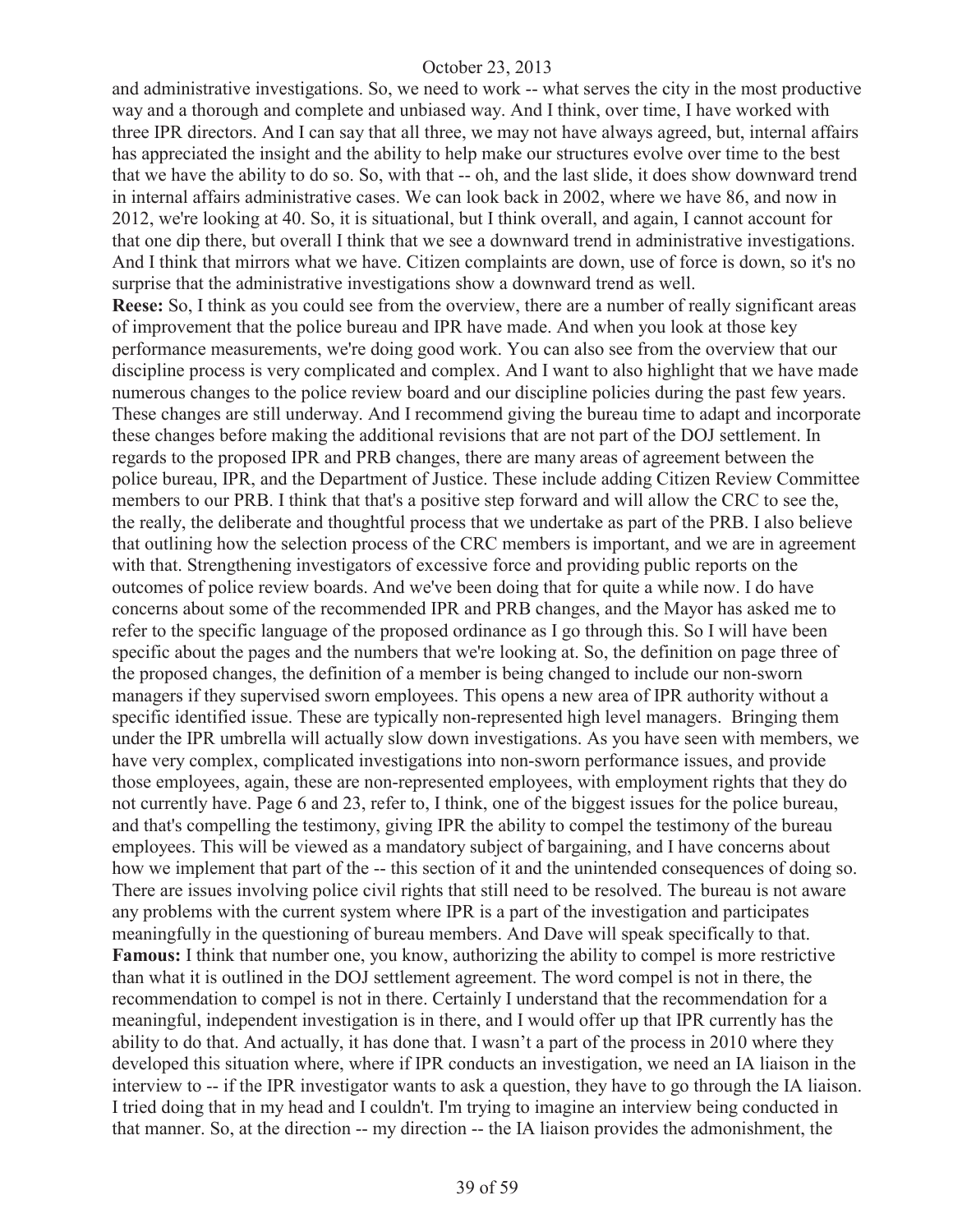and administrative investigations. So, we need to work -- what serves the city in the most productive way and a thorough and complete and unbiased way. And I think, over time, I have worked with three IPR directors. And I can say that all three, we may not have always agreed, but, internal affairs has appreciated the insight and the ability to help make our structures evolve over time to the best that we have the ability to do so. So, with that -- oh, and the last slide, it does show downward trend in internal affairs administrative cases. We can look back in 2002, where we have 86, and now in 2012, we're looking at 40. So, it is situational, but I think overall, and again, I cannot account for that one dip there, but overall I think that we see a downward trend in administrative investigations. And I think that mirrors what we have. Citizen complaints are down, use of force is down, so it's no surprise that the administrative investigations show a downward trend as well.

**Reese:** So, I think as you could see from the overview, there are a number of really significant areas of improvement that the police bureau and IPR have made. And when you look at those key performance measurements, we're doing good work. You can also see from the overview that our discipline process is very complicated and complex. And I want to also highlight that we have made numerous changes to the police review board and our discipline policies during the past few years. These changes are still underway. And I recommend giving the bureau time to adapt and incorporate these changes before making the additional revisions that are not part of the DOJ settlement. In regards to the proposed IPR and PRB changes, there are many areas of agreement between the police bureau, IPR, and the Department of Justice. These include adding Citizen Review Committee members to our PRB. I think that that's a positive step forward and will allow the CRC to see the, the really, the deliberate and thoughtful process that we undertake as part of the PRB. I also believe that outlining how the selection process of the CRC members is important, and we are in agreement with that. Strengthening investigators of excessive force and providing public reports on the outcomes of police review boards. And we've been doing that for quite a while now. I do have concerns about some of the recommended IPR and PRB changes, and the Mayor has asked me to refer to the specific language of the proposed ordinance as I go through this. So I will have been specific about the pages and the numbers that we're looking at. So, the definition on page three of the proposed changes, the definition of a member is being changed to include our non-sworn managers if they supervised sworn employees. This opens a new area of IPR authority without a specific identified issue. These are typically non-represented high level managers. Bringing them under the IPR umbrella will actually slow down investigations. As you have seen with members, we have very complex, complicated investigations into non-sworn performance issues, and provide those employees, again, these are non-represented employees, with employment rights that they do not currently have. Page 6 and 23, refer to, I think, one of the biggest issues for the police bureau, and that's compelling the testimony, giving IPR the ability to compel the testimony of the bureau employees. This will be viewed as a mandatory subject of bargaining, and I have concerns about how we implement that part of the -- this section of it and the unintended consequences of doing so. There are issues involving police civil rights that still need to be resolved. The bureau is not aware any problems with the current system where IPR is a part of the investigation and participates meaningfully in the questioning of bureau members. And Dave will speak specifically to that.

**Famous:** I think that number one, you know, authorizing the ability to compel is more restrictive than what it is outlined in the DOJ settlement agreement. The word compel is not in there, the recommendation to compel is not in there. Certainly I understand that the recommendation for a meaningful, independent investigation is in there, and I would offer up that IPR currently has the ability to do that. And actually, it has done that. I wasn't a part of the process in 2010 where they developed this situation where, where if IPR conducts an investigation, we need an IA liaison in the interview to -- if the IPR investigator wants to ask a question, they have to go through the IA liaison. I tried doing that in my head and I couldn't. I'm trying to imagine an interview being conducted in that manner. So, at the direction -- my direction -- the IA liaison provides the admonishment, the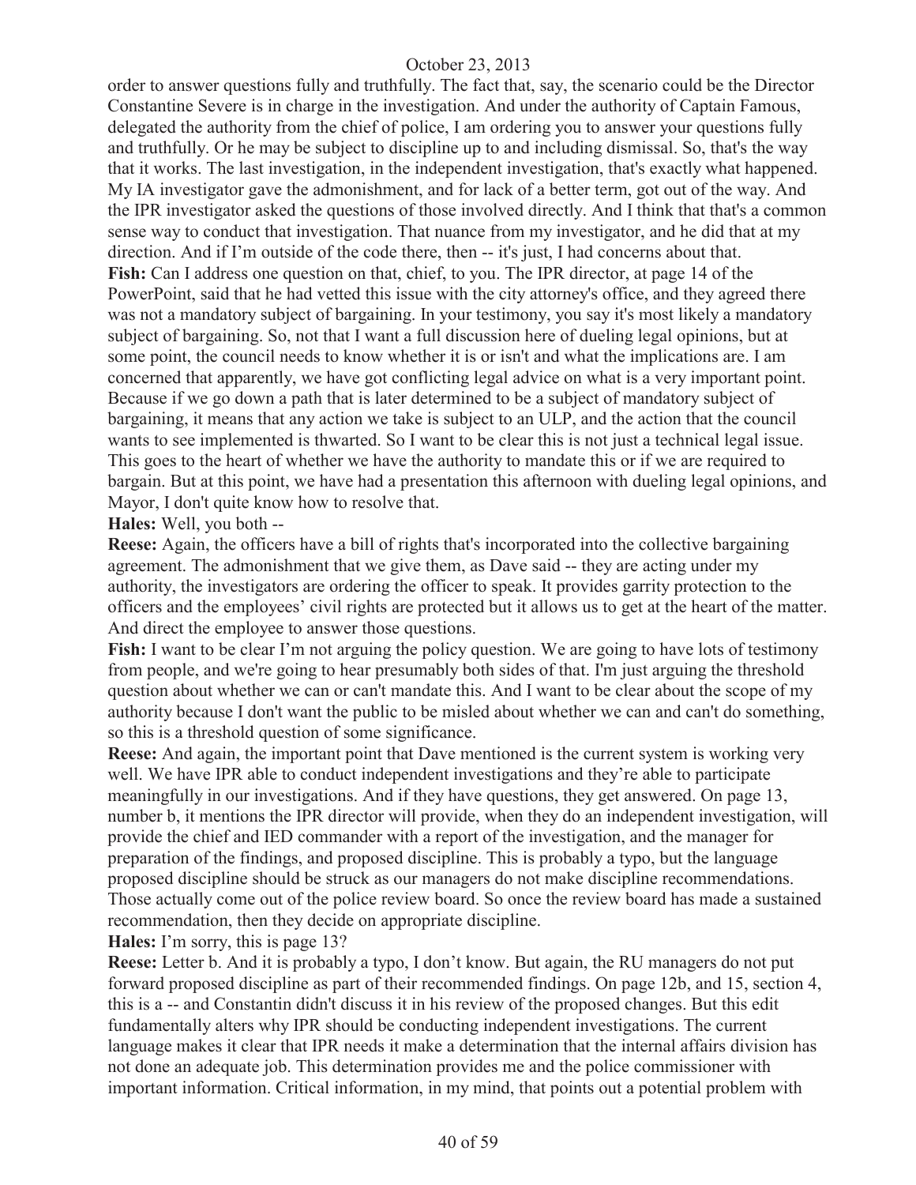order to answer questions fully and truthfully. The fact that, say, the scenario could be the Director Constantine Severe is in charge in the investigation. And under the authority of Captain Famous, delegated the authority from the chief of police, I am ordering you to answer your questions fully and truthfully. Or he may be subject to discipline up to and including dismissal. So, that's the way that it works. The last investigation, in the independent investigation, that's exactly what happened. My IA investigator gave the admonishment, and for lack of a better term, got out of the way. And the IPR investigator asked the questions of those involved directly. And I think that that's a common sense way to conduct that investigation. That nuance from my investigator, and he did that at my direction. And if I'm outside of the code there, then -- it's just, I had concerns about that.

**Fish:** Can I address one question on that, chief, to you. The IPR director, at page 14 of the PowerPoint, said that he had vetted this issue with the city attorney's office, and they agreed there was not a mandatory subject of bargaining. In your testimony, you say it's most likely a mandatory subject of bargaining. So, not that I want a full discussion here of dueling legal opinions, but at some point, the council needs to know whether it is or isn't and what the implications are. I am concerned that apparently, we have got conflicting legal advice on what is a very important point. Because if we go down a path that is later determined to be a subject of mandatory subject of bargaining, it means that any action we take is subject to an ULP, and the action that the council wants to see implemented is thwarted. So I want to be clear this is not just a technical legal issue. This goes to the heart of whether we have the authority to mandate this or if we are required to bargain. But at this point, we have had a presentation this afternoon with dueling legal opinions, and Mayor, I don't quite know how to resolve that.

**Hales:** Well, you both --

**Reese:** Again, the officers have a bill of rights that's incorporated into the collective bargaining agreement. The admonishment that we give them, as Dave said -- they are acting under my authority, the investigators are ordering the officer to speak. It provides garrity protection to the officers and the employees' civil rights are protected but it allows us to get at the heart of the matter. And direct the employee to answer those questions.

**Fish:** I want to be clear I'm not arguing the policy question. We are going to have lots of testimony from people, and we're going to hear presumably both sides of that. I'm just arguing the threshold question about whether we can or can't mandate this. And I want to be clear about the scope of my authority because I don't want the public to be misled about whether we can and can't do something, so this is a threshold question of some significance.

**Reese:** And again, the important point that Dave mentioned is the current system is working very well. We have IPR able to conduct independent investigations and they're able to participate meaningfully in our investigations. And if they have questions, they get answered. On page 13, number b, it mentions the IPR director will provide, when they do an independent investigation, will provide the chief and IED commander with a report of the investigation, and the manager for preparation of the findings, and proposed discipline. This is probably a typo, but the language proposed discipline should be struck as our managers do not make discipline recommendations. Those actually come out of the police review board. So once the review board has made a sustained recommendation, then they decide on appropriate discipline.

**Hales:** I'm sorry, this is page 13?

**Reese:** Letter b. And it is probably a typo, I don't know. But again, the RU managers do not put forward proposed discipline as part of their recommended findings. On page 12b, and 15, section 4, this is a -- and Constantin didn't discuss it in his review of the proposed changes. But this edit fundamentally alters why IPR should be conducting independent investigations. The current language makes it clear that IPR needs it make a determination that the internal affairs division has not done an adequate job. This determination provides me and the police commissioner with important information. Critical information, in my mind, that points out a potential problem with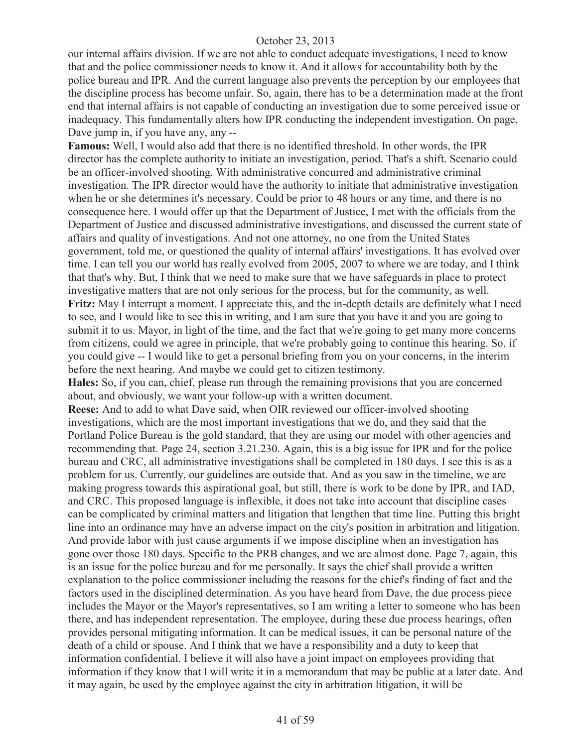our internal affairs division. If we are not able to conduct adequate investigations, I need to know that and the police commissioner needs to know it. And it allows for accountability both by the police bureau and IPR. And the current language also prevents the perception by our employees that the discipline process has become unfair. So, again, there has to be a determination made at the front end that internal affairs is not capable of conducting an investigation due to some perceived issue or inadequacy. This fundamentally alters how IPR conducting the independent investigation. On page, Dave jump in, if you have any, any --

**Famous:** Well, I would also add that there is no identified threshold. In other words, the IPR director has the complete authority to initiate an investigation, period. That's a shift. Scenario could be an officer-involved shooting. With administrative concurred and administrative criminal investigation. The IPR director would have the authority to initiate that administrative investigation when he or she determines it's necessary. Could be prior to 48 hours or any time, and there is no consequence here. I would offer up that the Department of Justice, I met with the officials from the Department of Justice and discussed administrative investigations, and discussed the current state of affairs and quality of investigations. And not one attorney, no one from the United States government, told me, or questioned the quality of internal affairs' investigations. It has evolved over time. I can tell you our world has really evolved from 2005, 2007 to where we are today, and I think that that's why. But, I think that we need to make sure that we have safeguards in place to protect investigative matters that are not only serious for the process, but for the community, as well.

**Fritz:** May I interrupt a moment. I appreciate this, and the in-depth details are definitely what I need to see, and I would like to see this in writing, and I am sure that you have it and you are going to submit it to us. Mayor, in light of the time, and the fact that we're going to get many more concerns from citizens, could we agree in principle, that we're probably going to continue this hearing. So, if you could give -- I would like to get a personal briefing from you on your concerns, in the interim before the next hearing. And maybe we could get to citizen testimony.

**Hales:** So, if you can, chief, please run through the remaining provisions that you are concerned about, and obviously, we want your follow-up with a written document.

**Reese:** And to add to what Dave said, when OIR reviewed our officer-involved shooting investigations, which are the most important investigations that we do, and they said that the Portland Police Bureau is the gold standard, that they are using our model with other agencies and recommending that. Page 24, section 3.21.230. Again, this is a big issue for IPR and for the police bureau and CRC, all administrative investigations shall be completed in 180 days. I see this is as a problem for us. Currently, our guidelines are outside that. And as you saw in the timeline, we are making progress towards this aspirational goal, but still, there is work to be done by IPR, and IAD, and CRC. This proposed language is inflexible, it does not take into account that discipline cases can be complicated by criminal matters and litigation that lengthen that time line. Putting this bright line into an ordinance may have an adverse impact on the city's position in arbitration and litigation. And provide labor with just cause arguments if we impose discipline when an investigation has gone over those 180 days. Specific to the PRB changes, and we are almost done. Page 7, again, this is an issue for the police bureau and for me personally. It says the chief shall provide a written explanation to the police commissioner including the reasons for the chief's finding of fact and the factors used in the disciplined determination. As you have heard from Dave, the due process piece includes the Mayor or the Mayor's representatives, so I am writing a letter to someone who has been there, and has independent representation. The employee, during these due process hearings, often provides personal mitigating information. It can be medical issues, it can be personal nature of the death of a child or spouse. And I think that we have a responsibility and a duty to keep that information confidential. I believe it will also have a joint impact on employees providing that information if they know that I will write it in a memorandum that may be public at a later date. And it may again, be used by the employee against the city in arbitration litigation, it will be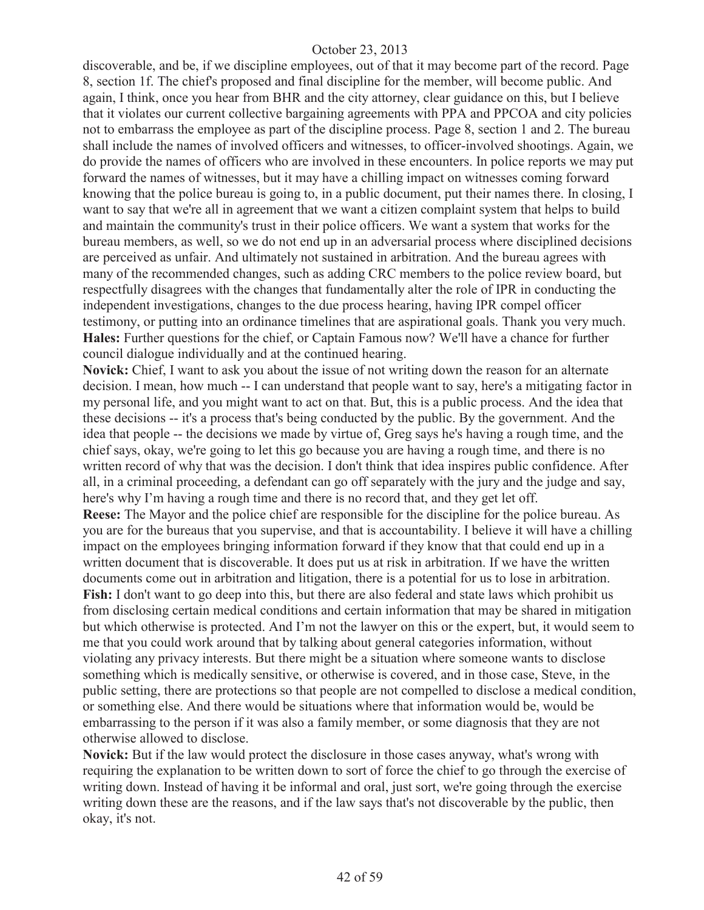discoverable, and be, if we discipline employees, out of that it may become part of the record. Page 8, section 1f. The chief's proposed and final discipline for the member, will become public. And again, I think, once you hear from BHR and the city attorney, clear guidance on this, but I believe that it violates our current collective bargaining agreements with PPA and PPCOA and city policies not to embarrass the employee as part of the discipline process. Page 8, section 1 and 2. The bureau shall include the names of involved officers and witnesses, to officer-involved shootings. Again, we do provide the names of officers who are involved in these encounters. In police reports we may put forward the names of witnesses, but it may have a chilling impact on witnesses coming forward knowing that the police bureau is going to, in a public document, put their names there. In closing, I want to say that we're all in agreement that we want a citizen complaint system that helps to build and maintain the community's trust in their police officers. We want a system that works for the bureau members, as well, so we do not end up in an adversarial process where disciplined decisions are perceived as unfair. And ultimately not sustained in arbitration. And the bureau agrees with many of the recommended changes, such as adding CRC members to the police review board, but respectfully disagrees with the changes that fundamentally alter the role of IPR in conducting the independent investigations, changes to the due process hearing, having IPR compel officer testimony, or putting into an ordinance timelines that are aspirational goals. Thank you very much.

**Hales:** Further questions for the chief, or Captain Famous now? We'll have a chance for further council dialogue individually and at the continued hearing.

**Novick:** Chief, I want to ask you about the issue of not writing down the reason for an alternate decision. I mean, how much -- I can understand that people want to say, here's a mitigating factor in my personal life, and you might want to act on that. But, this is a public process. And the idea that these decisions -- it's a process that's being conducted by the public. By the government. And the idea that people -- the decisions we made by virtue of, Greg says he's having a rough time, and the chief says, okay, we're going to let this go because you are having a rough time, and there is no written record of why that was the decision. I don't think that idea inspires public confidence. After all, in a criminal proceeding, a defendant can go off separately with the jury and the judge and say, here's why I'm having a rough time and there is no record that, and they get let off.

**Reese:** The Mayor and the police chief are responsible for the discipline for the police bureau. As you are for the bureaus that you supervise, and that is accountability. I believe it will have a chilling impact on the employees bringing information forward if they know that that could end up in a written document that is discoverable. It does put us at risk in arbitration. If we have the written documents come out in arbitration and litigation, there is a potential for us to lose in arbitration.

**Fish:** I don't want to go deep into this, but there are also federal and state laws which prohibit us from disclosing certain medical conditions and certain information that may be shared in mitigation but which otherwise is protected. And I'm not the lawyer on this or the expert, but, it would seem to me that you could work around that by talking about general categories information, without violating any privacy interests. But there might be a situation where someone wants to disclose something which is medically sensitive, or otherwise is covered, and in those case, Steve, in the public setting, there are protections so that people are not compelled to disclose a medical condition, or something else. And there would be situations where that information would be, would be embarrassing to the person if it was also a family member, or some diagnosis that they are not otherwise allowed to disclose.

**Novick:** But if the law would protect the disclosure in those cases anyway, what's wrong with requiring the explanation to be written down to sort of force the chief to go through the exercise of writing down. Instead of having it be informal and oral, just sort, we're going through the exercise writing down these are the reasons, and if the law says that's not discoverable by the public, then okay, it's not.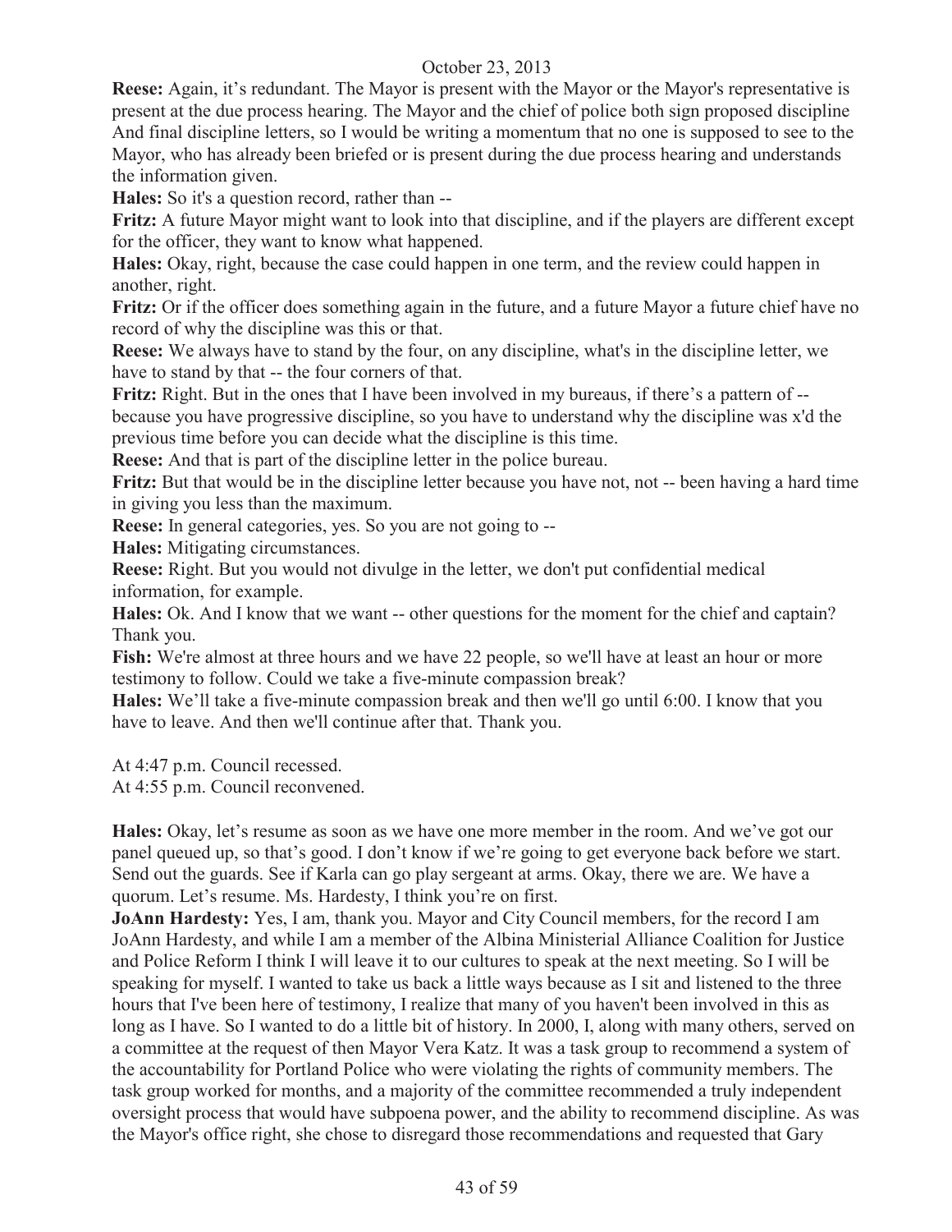**Reese:** Again, it's redundant. The Mayor is present with the Mayor or the Mayor's representative is present at the due process hearing. The Mayor and the chief of police both sign proposed discipline And final discipline letters, so I would be writing a momentum that no one is supposed to see to the Mayor, who has already been briefed or is present during the due process hearing and understands the information given.

**Hales:** So it's a question record, rather than --

**Fritz:** A future Mayor might want to look into that discipline, and if the players are different except for the officer, they want to know what happened.

**Hales:** Okay, right, because the case could happen in one term, and the review could happen in another, right.

**Fritz:** Or if the officer does something again in the future, and a future Mayor a future chief have no record of why the discipline was this or that.

**Reese:** We always have to stand by the four, on any discipline, what's in the discipline letter, we have to stand by that -- the four corners of that.

**Fritz:** Right. But in the ones that I have been involved in my bureaus, if there's a pattern of -- because you have progressive discipline, so you have to understand why the discipline was x'd the previous time before you can decide what the discipline is this time.

**Reese:** And that is part of the discipline letter in the police bureau.

**Fritz:** But that would be in the discipline letter because you have not, not -- been having a hard time in giving you less than the maximum.

**Reese:** In general categories, yes. So you are not going to --

**Hales:** Mitigating circumstances.

**Reese:** Right. But you would not divulge in the letter, we don't put confidential medical information, for example.

**Hales:** Ok. And I know that we want -- other questions for the moment for the chief and captain? Thank you.

**Fish:** We're almost at three hours and we have 22 people, so we'll have at least an hour or more testimony to follow. Could we take a five-minute compassion break?

**Hales:** We'll take a five-minute compassion break and then we'll go until 6:00. I know that you have to leave. And then we'll continue after that. Thank you.

At 4:47 p.m. Council recessed.
At 4:55 p.m. Council reconvened.

**Hales:** Okay, let's resume as soon as we have one more member in the room. And we've got our panel queued up, so that's good. I don't know if we're going to get everyone back before we start. Send out the guards. See if Karla can go play sergeant at arms. Okay, there we are. We have a quorum. Let's resume. Ms. Hardesty, I think you're on first.

**JoAnn Hardesty:** Yes, I am, thank you. Mayor and City Council members, for the record I am JoAnn Hardesty, and while I am a member of the Albina Ministerial Alliance Coalition for Justice and Police Reform I think I will leave it to our cultures to speak at the next meeting. So I will be speaking for myself. I wanted to take us back a little ways because as I sit and listened to the three hours that I've been here of testimony, I realize that many of you haven't been involved in this as long as I have. So I wanted to do a little bit of history. In 2000, I, along with many others, served on a committee at the request of then Mayor Vera Katz. It was a task group to recommend a system of the accountability for Portland Police who were violating the rights of community members. The task group worked for months, and a majority of the committee recommended a truly independent oversight process that would have subpoena power, and the ability to recommend discipline. As was the Mayor's office right, she chose to disregard those recommendations and requested that Gary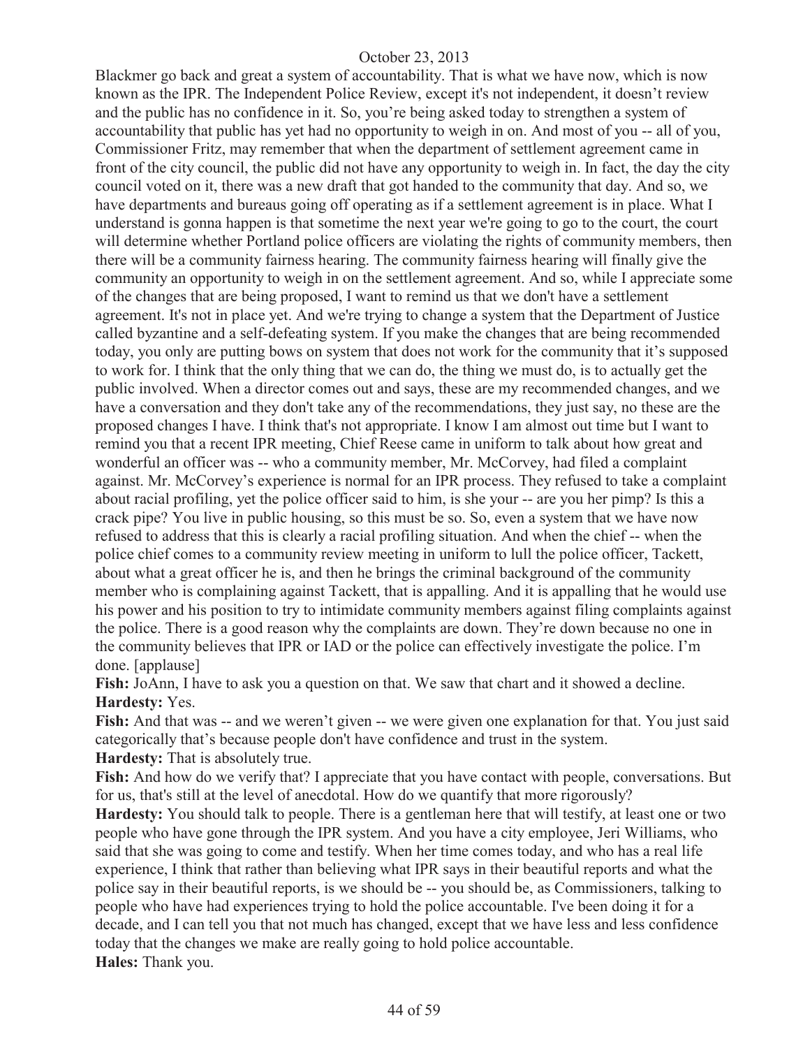Blackmer go back and great a system of accountability. That is what we have now, which is now known as the IPR. The Independent Police Review, except it's not independent, it doesn't review and the public has no confidence in it. So, you're being asked today to strengthen a system of accountability that public has yet had no opportunity to weigh in on. And most of you -- all of you, Commissioner Fritz, may remember that when the department of settlement agreement came in front of the city council, the public did not have any opportunity to weigh in. In fact, the day the city council voted on it, there was a new draft that got handed to the community that day. And so, we have departments and bureaus going off operating as if a settlement agreement is in place. What I understand is gonna happen is that sometime the next year we're going to go to the court, the court will determine whether Portland police officers are violating the rights of community members, then there will be a community fairness hearing. The community fairness hearing will finally give the community an opportunity to weigh in on the settlement agreement. And so, while I appreciate some of the changes that are being proposed, I want to remind us that we don't have a settlement agreement. It's not in place yet. And we're trying to change a system that the Department of Justice called byzantine and a self-defeating system. If you make the changes that are being recommended today, you only are putting bows on system that does not work for the community that it's supposed to work for. I think that the only thing that we can do, the thing we must do, is to actually get the public involved. When a director comes out and says, these are my recommended changes, and we have a conversation and they don't take any of the recommendations, they just say, no these are the proposed changes I have. I think that's not appropriate. I know I am almost out time but I want to remind you that a recent IPR meeting, Chief Reese came in uniform to talk about how great and wonderful an officer was -- who a community member, Mr. McCorvey, had filed a complaint against. Mr. McCorvey's experience is normal for an IPR process. They refused to take a complaint about racial profiling, yet the police officer said to him, is she your -- are you her pimp? Is this a crack pipe? You live in public housing, so this must be so. So, even a system that we have now refused to address that this is clearly a racial profiling situation. And when the chief -- when the police chief comes to a community review meeting in uniform to lull the police officer, Tackett, about what a great officer he is, and then he brings the criminal background of the community member who is complaining against Tackett, that is appalling. And it is appalling that he would use his power and his position to try to intimidate community members against filing complaints against the police. There is a good reason why the complaints are down. They're down because no one in the community believes that IPR or IAD or the police can effectively investigate the police. I'm done. [applause]

**Fish:** JoAnn, I have to ask you a question on that. We saw that chart and it showed a decline.

**Hardesty:** Yes.

**Fish:** And that was -- and we weren't given -- we were given one explanation for that. You just said categorically that's because people don't have confidence and trust in the system.

**Hardesty:** That is absolutely true.

**Fish:** And how do we verify that? I appreciate that you have contact with people, conversations. But for us, that's still at the level of anecdotal. How do we quantify that more rigorously?

**Hardesty:** You should talk to people. There is a gentleman here that will testify, at least one or two people who have gone through the IPR system. And you have a city employee, Jeri Williams, who said that she was going to come and testify. When her time comes today, and who has a real life experience, I think that rather than believing what IPR says in their beautiful reports and what the police say in their beautiful reports, is we should be -- you should be, as Commissioners, talking to people who have had experiences trying to hold the police accountable. I've been doing it for a decade, and I can tell you that not much has changed, except that we have less and less confidence today that the changes we make are really going to hold police accountable.

**Hales:** Thank you.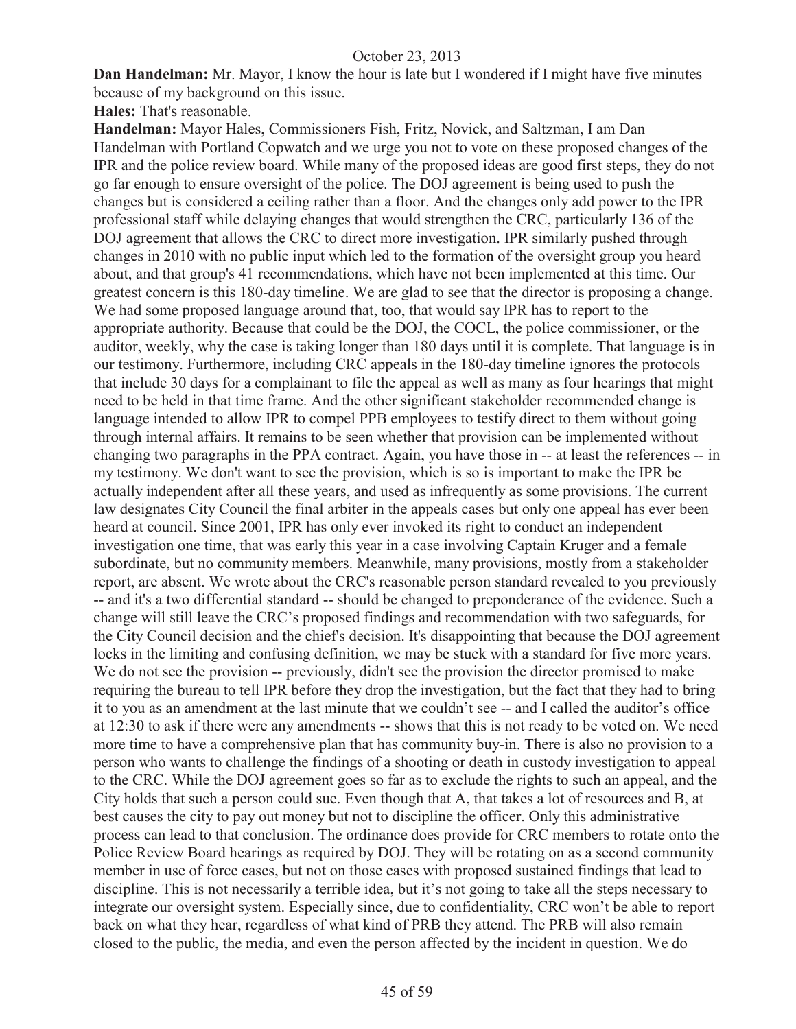**Dan Handelman:** Mr. Mayor, I know the hour is late but I wondered if I might have five minutes because of my background on this issue.

**Hales:** That's reasonable.

**Handelman:** Mayor Hales, Commissioners Fish, Fritz, Novick, and Saltzman, I am Dan Handelman with Portland Copwatch and we urge you not to vote on these proposed changes of the IPR and the police review board. While many of the proposed ideas are good first steps, they do not go far enough to ensure oversight of the police. The DOJ agreement is being used to push the changes but is considered a ceiling rather than a floor. And the changes only add power to the IPR professional staff while delaying changes that would strengthen the CRC, particularly 136 of the DOJ agreement that allows the CRC to direct more investigation. IPR similarly pushed through changes in 2010 with no public input which led to the formation of the oversight group you heard about, and that group's 41 recommendations, which have not been implemented at this time. Our greatest concern is this 180-day timeline. We are glad to see that the director is proposing a change. We had some proposed language around that, too, that would say IPR has to report to the appropriate authority. Because that could be the DOJ, the COCL, the police commissioner, or the auditor, weekly, why the case is taking longer than 180 days until it is complete. That language is in our testimony. Furthermore, including CRC appeals in the 180-day timeline ignores the protocols that include 30 days for a complainant to file the appeal as well as many as four hearings that might need to be held in that time frame. And the other significant stakeholder recommended change is language intended to allow IPR to compel PPB employees to testify direct to them without going through internal affairs. It remains to be seen whether that provision can be implemented without changing two paragraphs in the PPA contract. Again, you have those in -- at least the references -- in my testimony. We don't want to see the provision, which is so is important to make the IPR be actually independent after all these years, and used as infrequently as some provisions. The current law designates City Council the final arbiter in the appeals cases but only one appeal has ever been heard at council. Since 2001, IPR has only ever invoked its right to conduct an independent investigation one time, that was early this year in a case involving Captain Kruger and a female subordinate, but no community members. Meanwhile, many provisions, mostly from a stakeholder report, are absent. We wrote about the CRC's reasonable person standard revealed to you previously -- and it's a two differential standard -- should be changed to preponderance of the evidence. Such a change will still leave the CRC's proposed findings and recommendation with two safeguards, for the City Council decision and the chief's decision. It's disappointing that because the DOJ agreement locks in the limiting and confusing definition, we may be stuck with a standard for five more years. We do not see the provision -- previously, didn't see the provision the director promised to make requiring the bureau to tell IPR before they drop the investigation, but the fact that they had to bring it to you as an amendment at the last minute that we couldn't see -- and I called the auditor's office at 12:30 to ask if there were any amendments -- shows that this is not ready to be voted on. We need more time to have a comprehensive plan that has community buy-in. There is also no provision to a person who wants to challenge the findings of a shooting or death in custody investigation to appeal to the CRC. While the DOJ agreement goes so far as to exclude the rights to such an appeal, and the City holds that such a person could sue. Even though that A, that takes a lot of resources and B, at best causes the city to pay out money but not to discipline the officer. Only this administrative process can lead to that conclusion. The ordinance does provide for CRC members to rotate onto the Police Review Board hearings as required by DOJ. They will be rotating on as a second community member in use of force cases, but not on those cases with proposed sustained findings that lead to discipline. This is not necessarily a terrible idea, but it's not going to take all the steps necessary to integrate our oversight system. Especially since, due to confidentiality, CRC won't be able to report back on what they hear, regardless of what kind of PRB they attend. The PRB will also remain closed to the public, the media, and even the person affected by the incident in question. We do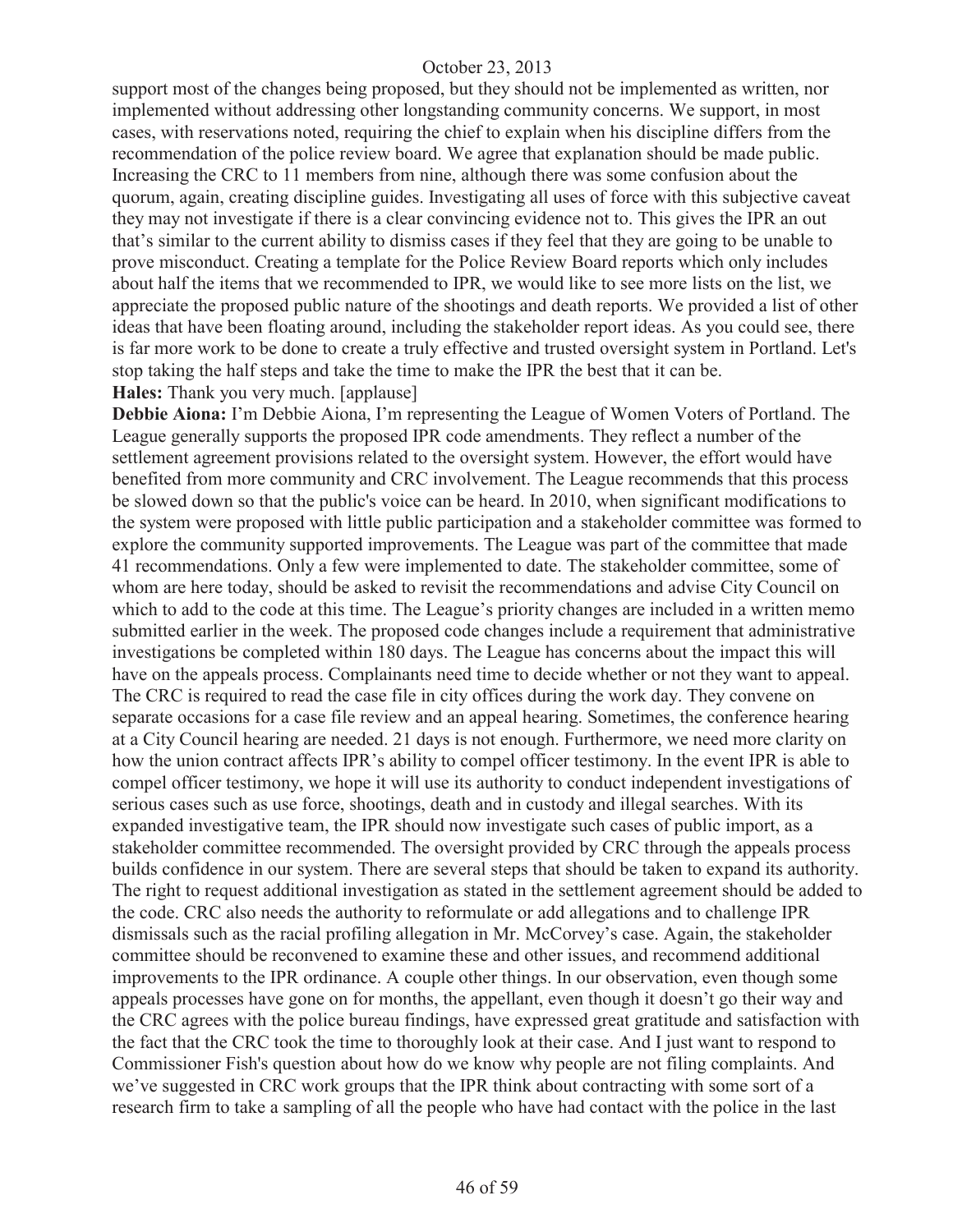support most of the changes being proposed, but they should not be implemented as written, nor implemented without addressing other longstanding community concerns. We support, in most cases, with reservations noted, requiring the chief to explain when his discipline differs from the recommendation of the police review board. We agree that explanation should be made public. Increasing the CRC to 11 members from nine, although there was some confusion about the quorum, again, creating discipline guides. Investigating all uses of force with this subjective caveat they may not investigate if there is a clear convincing evidence not to. This gives the IPR an out that's similar to the current ability to dismiss cases if they feel that they are going to be unable to prove misconduct. Creating a template for the Police Review Board reports which only includes about half the items that we recommended to IPR, we would like to see more lists on the list, we appreciate the proposed public nature of the shootings and death reports. We provided a list of other ideas that have been floating around, including the stakeholder report ideas. As you could see, there is far more work to be done to create a truly effective and trusted oversight system in Portland. Let's stop taking the half steps and take the time to make the IPR the best that it can be.

**Hales:** Thank you very much. [applause]

**Debbie Aiona:** I'm Debbie Aiona, I'm representing the League of Women Voters of Portland. The League generally supports the proposed IPR code amendments. They reflect a number of the settlement agreement provisions related to the oversight system. However, the effort would have benefited from more community and CRC involvement. The League recommends that this process be slowed down so that the public's voice can be heard. In 2010, when significant modifications to the system were proposed with little public participation and a stakeholder committee was formed to explore the community supported improvements. The League was part of the committee that made 41 recommendations. Only a few were implemented to date. The stakeholder committee, some of whom are here today, should be asked to revisit the recommendations and advise City Council on which to add to the code at this time. The League's priority changes are included in a written memo submitted earlier in the week. The proposed code changes include a requirement that administrative investigations be completed within 180 days. The League has concerns about the impact this will have on the appeals process. Complainants need time to decide whether or not they want to appeal. The CRC is required to read the case file in city offices during the work day. They convene on separate occasions for a case file review and an appeal hearing. Sometimes, the conference hearing at a City Council hearing are needed. 21 days is not enough. Furthermore, we need more clarity on how the union contract affects IPR's ability to compel officer testimony. In the event IPR is able to compel officer testimony, we hope it will use its authority to conduct independent investigations of serious cases such as use force, shootings, death and in custody and illegal searches. With its expanded investigative team, the IPR should now investigate such cases of public import, as a stakeholder committee recommended. The oversight provided by CRC through the appeals process builds confidence in our system. There are several steps that should be taken to expand its authority. The right to request additional investigation as stated in the settlement agreement should be added to the code. CRC also needs the authority to reformulate or add allegations and to challenge IPR dismissals such as the racial profiling allegation in Mr. McCorvey's case. Again, the stakeholder committee should be reconvened to examine these and other issues, and recommend additional improvements to the IPR ordinance. A couple other things. In our observation, even though some appeals processes have gone on for months, the appellant, even though it doesn't go their way and the CRC agrees with the police bureau findings, have expressed great gratitude and satisfaction with the fact that the CRC took the time to thoroughly look at their case. And I just want to respond to Commissioner Fish's question about how do we know why people are not filing complaints. And we've suggested in CRC work groups that the IPR think about contracting with some sort of a research firm to take a sampling of all the people who have had contact with the police in the last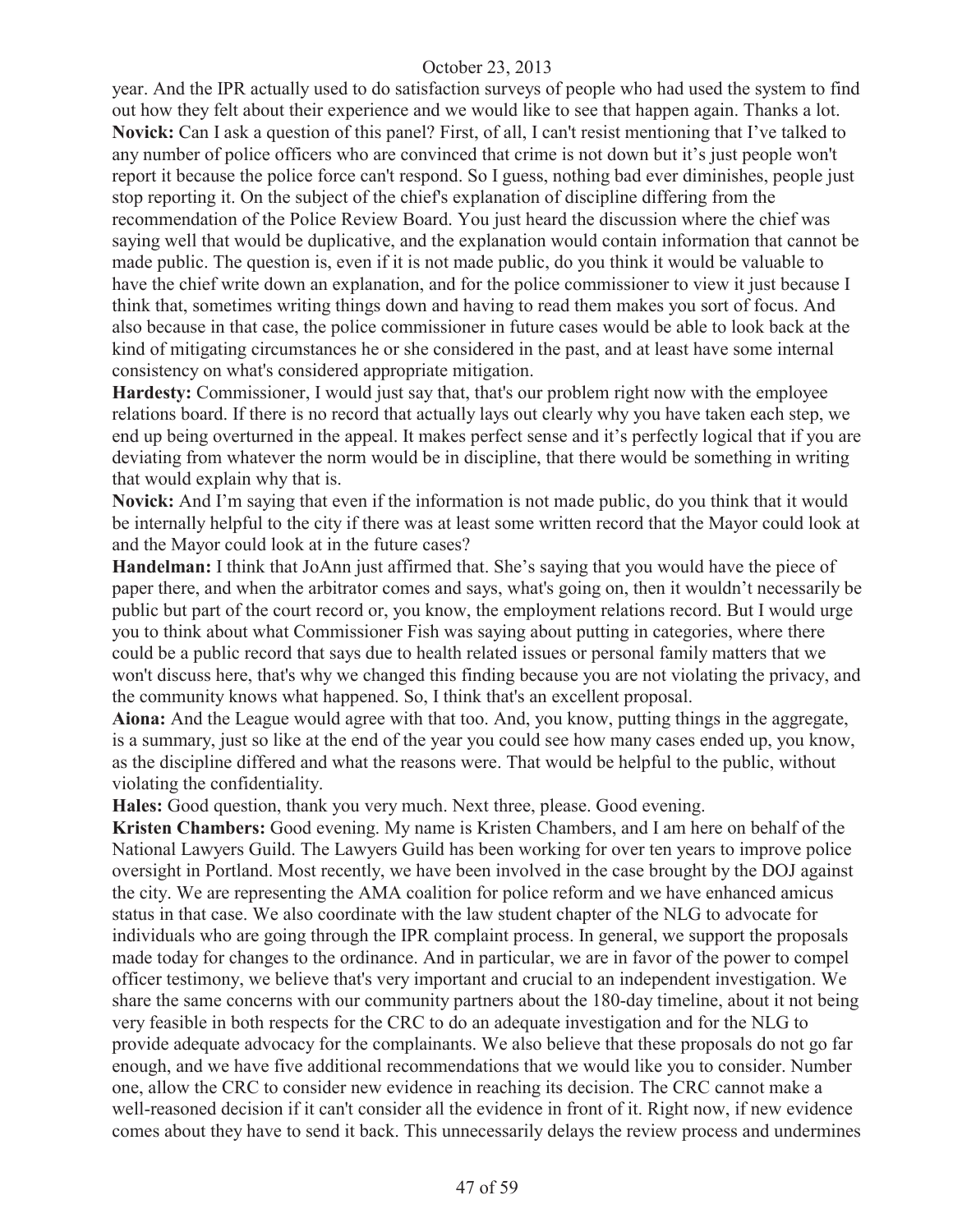year. And the IPR actually used to do satisfaction surveys of people who had used the system to find out how they felt about their experience and we would like to see that happen again. Thanks a lot.

**Novick:** Can I ask a question of this panel? First, of all, I can't resist mentioning that I've talked to any number of police officers who are convinced that crime is not down but it's just people won't report it because the police force can't respond. So I guess, nothing bad ever diminishes, people just stop reporting it. On the subject of the chief's explanation of discipline differing from the recommendation of the Police Review Board. You just heard the discussion where the chief was saying well that would be duplicative, and the explanation would contain information that cannot be made public. The question is, even if it is not made public, do you think it would be valuable to have the chief write down an explanation, and for the police commissioner to view it just because I think that, sometimes writing things down and having to read them makes you sort of focus. And also because in that case, the police commissioner in future cases would be able to look back at the kind of mitigating circumstances he or she considered in the past, and at least have some internal consistency on what's considered appropriate mitigation.

**Hardesty:** Commissioner, I would just say that, that's our problem right now with the employee relations board. If there is no record that actually lays out clearly why you have taken each step, we end up being overturned in the appeal. It makes perfect sense and it's perfectly logical that if you are deviating from whatever the norm would be in discipline, that there would be something in writing that would explain why that is.

**Novick:** And I'm saying that even if the information is not made public, do you think that it would be internally helpful to the city if there was at least some written record that the Mayor could look at and the Mayor could look at in the future cases?

**Handelman:** I think that JoAnn just affirmed that. She's saying that you would have the piece of paper there, and when the arbitrator comes and says, what's going on, then it wouldn't necessarily be public but part of the court record or, you know, the employment relations record. But I would urge you to think about what Commissioner Fish was saying about putting in categories, where there could be a public record that says due to health related issues or personal family matters that we won't discuss here, that's why we changed this finding because you are not violating the privacy, and the community knows what happened. So, I think that's an excellent proposal.

**Aiona:** And the League would agree with that too. And, you know, putting things in the aggregate, is a summary, just so like at the end of the year you could see how many cases ended up, you know, as the discipline differed and what the reasons were. That would be helpful to the public, without violating the confidentiality.

**Hales:** Good question, thank you very much. Next three, please. Good evening.

**Kristen Chambers:** Good evening. My name is Kristen Chambers, and I am here on behalf of the National Lawyers Guild. The Lawyers Guild has been working for over ten years to improve police oversight in Portland. Most recently, we have been involved in the case brought by the DOJ against the city. We are representing the AMA coalition for police reform and we have enhanced amicus status in that case. We also coordinate with the law student chapter of the NLG to advocate for individuals who are going through the IPR complaint process. In general, we support the proposals made today for changes to the ordinance. And in particular, we are in favor of the power to compel officer testimony, we believe that's very important and crucial to an independent investigation. We share the same concerns with our community partners about the 180-day timeline, about it not being very feasible in both respects for the CRC to do an adequate investigation and for the NLG to provide adequate advocacy for the complainants. We also believe that these proposals do not go far enough, and we have five additional recommendations that we would like you to consider. Number one, allow the CRC to consider new evidence in reaching its decision. The CRC cannot make a well-reasoned decision if it can't consider all the evidence in front of it. Right now, if new evidence comes about they have to send it back. This unnecessarily delays the review process and undermines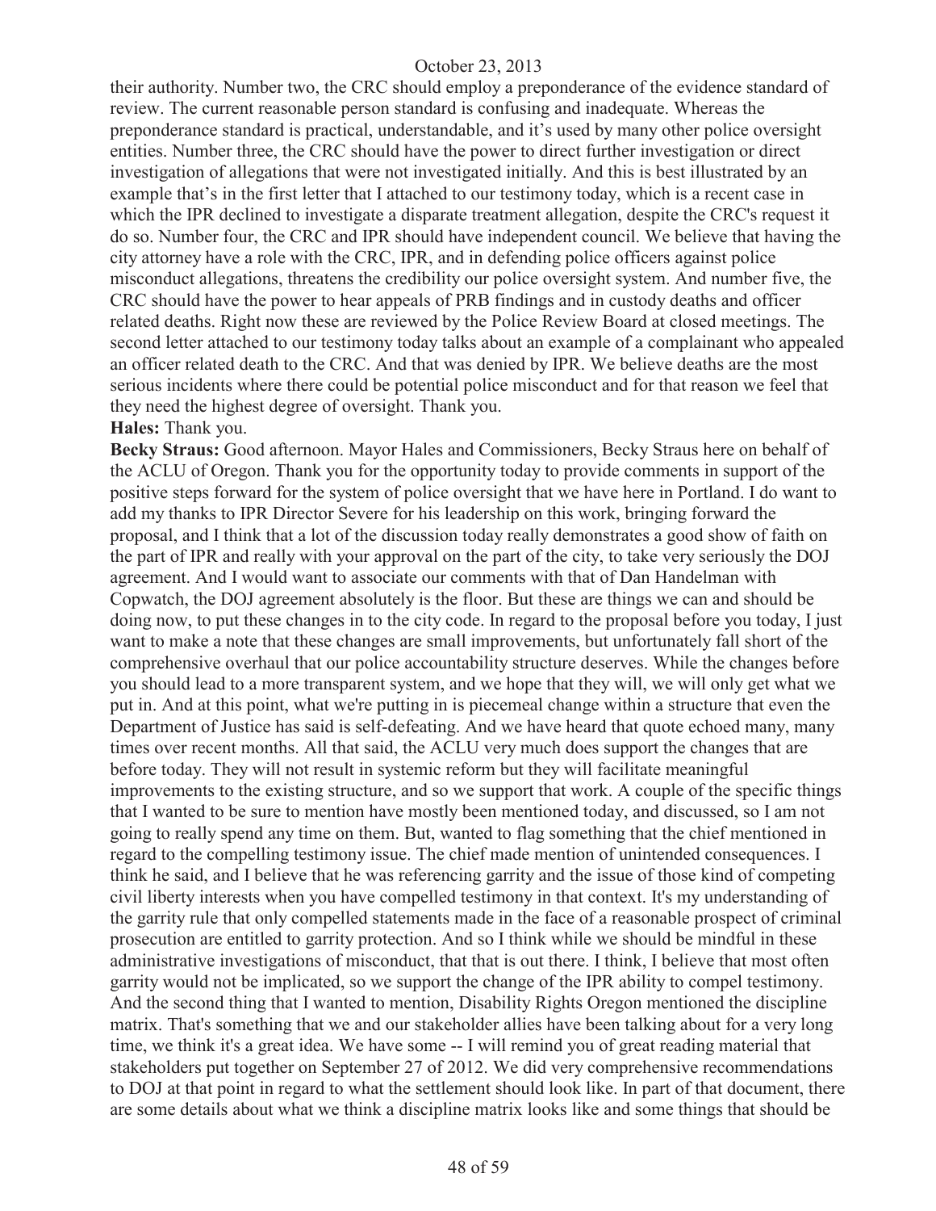their authority. Number two, the CRC should employ a preponderance of the evidence standard of review. The current reasonable person standard is confusing and inadequate. Whereas the preponderance standard is practical, understandable, and it's used by many other police oversight entities. Number three, the CRC should have the power to direct further investigation or direct investigation of allegations that were not investigated initially. And this is best illustrated by an example that's in the first letter that I attached to our testimony today, which is a recent case in which the IPR declined to investigate a disparate treatment allegation, despite the CRC's request it do so. Number four, the CRC and IPR should have independent council. We believe that having the city attorney have a role with the CRC, IPR, and in defending police officers against police misconduct allegations, threatens the credibility our police oversight system. And number five, the CRC should have the power to hear appeals of PRB findings and in custody deaths and officer related deaths. Right now these are reviewed by the Police Review Board at closed meetings. The second letter attached to our testimony today talks about an example of a complainant who appealed an officer related death to the CRC. And that was denied by IPR. We believe deaths are the most serious incidents where there could be potential police misconduct and for that reason we feel that they need the highest degree of oversight. Thank you.

**Hales:** Thank you.

**Becky Straus:** Good afternoon. Mayor Hales and Commissioners, Becky Straus here on behalf of the ACLU of Oregon. Thank you for the opportunity today to provide comments in support of the positive steps forward for the system of police oversight that we have here in Portland. I do want to add my thanks to IPR Director Severe for his leadership on this work, bringing forward the proposal, and I think that a lot of the discussion today really demonstrates a good show of faith on the part of IPR and really with your approval on the part of the city, to take very seriously the DOJ agreement. And I would want to associate our comments with that of Dan Handelman with Copwatch, the DOJ agreement absolutely is the floor. But these are things we can and should be doing now, to put these changes in to the city code. In regard to the proposal before you today, I just want to make a note that these changes are small improvements, but unfortunately fall short of the comprehensive overhaul that our police accountability structure deserves. While the changes before you should lead to a more transparent system, and we hope that they will, we will only get what we put in. And at this point, what we're putting in is piecemeal change within a structure that even the Department of Justice has said is self-defeating. And we have heard that quote echoed many, many times over recent months. All that said, the ACLU very much does support the changes that are before today. They will not result in systemic reform but they will facilitate meaningful improvements to the existing structure, and so we support that work. A couple of the specific things that I wanted to be sure to mention have mostly been mentioned today, and discussed, so I am not going to really spend any time on them. But, wanted to flag something that the chief mentioned in regard to the compelling testimony issue. The chief made mention of unintended consequences. I think he said, and I believe that he was referencing garrity and the issue of those kind of competing civil liberty interests when you have compelled testimony in that context. It's my understanding of the garrity rule that only compelled statements made in the face of a reasonable prospect of criminal prosecution are entitled to garrity protection. And so I think while we should be mindful in these administrative investigations of misconduct, that that is out there. I think, I believe that most often garrity would not be implicated, so we support the change of the IPR ability to compel testimony. And the second thing that I wanted to mention, Disability Rights Oregon mentioned the discipline matrix. That's something that we and our stakeholder allies have been talking about for a very long time, we think it's a great idea. We have some -- I will remind you of great reading material that stakeholders put together on September 27 of 2012. We did very comprehensive recommendations to DOJ at that point in regard to what the settlement should look like. In part of that document, there are some details about what we think a discipline matrix looks like and some things that should be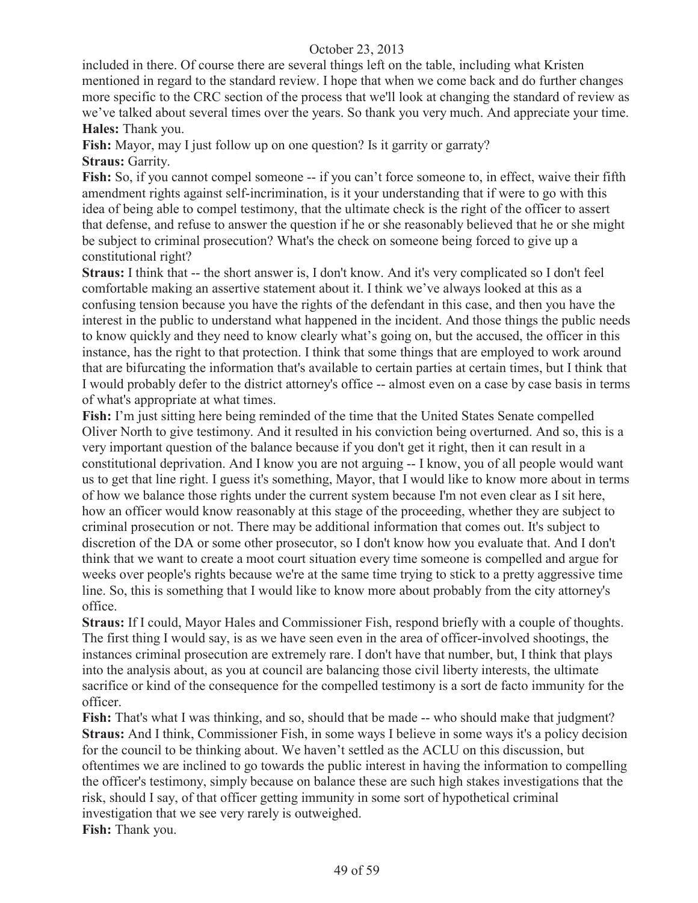included in there. Of course there are several things left on the table, including what Kristen mentioned in regard to the standard review. I hope that when we come back and do further changes more specific to the CRC section of the process that we'll look at changing the standard of review as we've talked about several times over the years. So thank you very much. And appreciate your time.

**Hales:** Thank you.

**Fish:** Mayor, may I just follow up on one question? Is it garrity or garraty?

**Straus:** Garrity.

**Fish:** So, if you cannot compel someone -- if you can't force someone to, in effect, waive their fifth amendment rights against self-incrimination, is it your understanding that if were to go with this idea of being able to compel testimony, that the ultimate check is the right of the officer to assert that defense, and refuse to answer the question if he or she reasonably believed that he or she might be subject to criminal prosecution? What's the check on someone being forced to give up a constitutional right?

**Straus:** I think that -- the short answer is, I don't know. And it's very complicated so I don't feel comfortable making an assertive statement about it. I think we've always looked at this as a confusing tension because you have the rights of the defendant in this case, and then you have the interest in the public to understand what happened in the incident. And those things the public needs to know quickly and they need to know clearly what's going on, but the accused, the officer in this instance, has the right to that protection. I think that some things that are employed to work around that are bifurcating the information that's available to certain parties at certain times, but I think that I would probably defer to the district attorney's office -- almost even on a case by case basis in terms of what's appropriate at what times.

**Fish:** I'm just sitting here being reminded of the time that the United States Senate compelled Oliver North to give testimony. And it resulted in his conviction being overturned. And so, this is a very important question of the balance because if you don't get it right, then it can result in a constitutional deprivation. And I know you are not arguing -- I know, you of all people would want us to get that line right. I guess it's something, Mayor, that I would like to know more about in terms of how we balance those rights under the current system because I'm not even clear as I sit here, how an officer would know reasonably at this stage of the proceeding, whether they are subject to criminal prosecution or not. There may be additional information that comes out. It's subject to discretion of the DA or some other prosecutor, so I don't know how you evaluate that. And I don't think that we want to create a moot court situation every time someone is compelled and argue for weeks over people's rights because we're at the same time trying to stick to a pretty aggressive time line. So, this is something that I would like to know more about probably from the city attorney's office.

**Straus:** If I could, Mayor Hales and Commissioner Fish, respond briefly with a couple of thoughts. The first thing I would say, is as we have seen even in the area of officer-involved shootings, the instances criminal prosecution are extremely rare. I don't have that number, but, I think that plays into the analysis about, as you at council are balancing those civil liberty interests, the ultimate sacrifice or kind of the consequence for the compelled testimony is a sort de facto immunity for the officer.

**Fish:** That's what I was thinking, and so, should that be made -- who should make that judgment?

**Straus:** And I think, Commissioner Fish, in some ways I believe in some ways it's a policy decision for the council to be thinking about. We haven't settled as the ACLU on this discussion, but oftentimes we are inclined to go towards the public interest in having the information to compelling the officer's testimony, simply because on balance these are such high stakes investigations that the risk, should I say, of that officer getting immunity in some sort of hypothetical criminal investigation that we see very rarely is outweighed.

**Fish:** Thank you.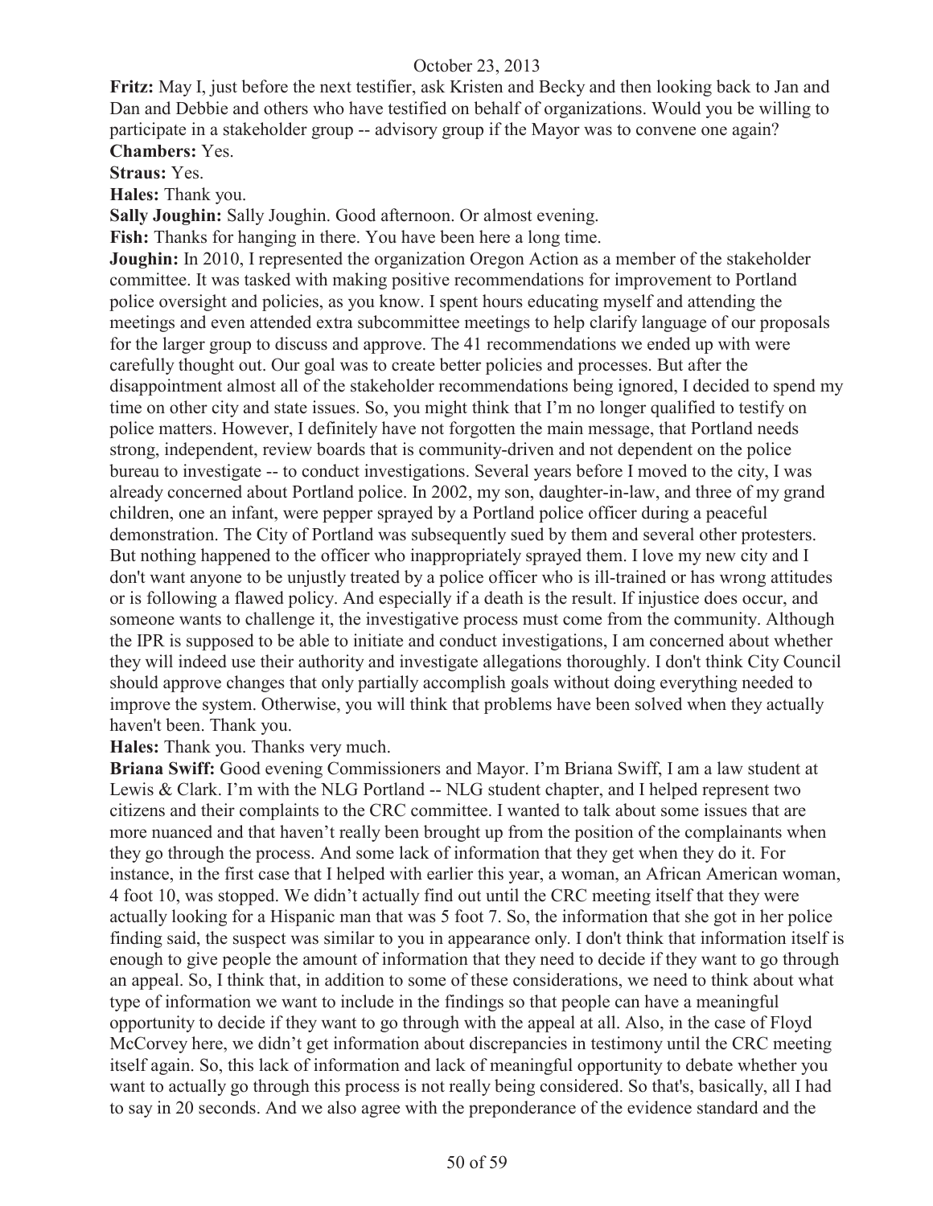**Fritz:** May I, just before the next testifier, ask Kristen and Becky and then looking back to Jan and Dan and Debbie and others who have testified on behalf of organizations. Would you be willing to participate in a stakeholder group -- advisory group if the Mayor was to convene one again?

**Chambers:** Yes.

**Straus:** Yes.

**Hales:** Thank you.

**Sally Joughin:** Sally Joughin. Good afternoon. Or almost evening.

**Fish:** Thanks for hanging in there. You have been here a long time.

**Joughin:** In 2010, I represented the organization Oregon Action as a member of the stakeholder committee. It was tasked with making positive recommendations for improvement to Portland police oversight and policies, as you know. I spent hours educating myself and attending the meetings and even attended extra subcommittee meetings to help clarify language of our proposals for the larger group to discuss and approve. The 41 recommendations we ended up with were carefully thought out. Our goal was to create better policies and processes. But after the disappointment almost all of the stakeholder recommendations being ignored, I decided to spend my time on other city and state issues. So, you might think that I'm no longer qualified to testify on police matters. However, I definitely have not forgotten the main message, that Portland needs strong, independent, review boards that is community-driven and not dependent on the police bureau to investigate -- to conduct investigations. Several years before I moved to the city, I was already concerned about Portland police. In 2002, my son, daughter-in-law, and three of my grand children, one an infant, were pepper sprayed by a Portland police officer during a peaceful demonstration. The City of Portland was subsequently sued by them and several other protesters. But nothing happened to the officer who inappropriately sprayed them. I love my new city and I don't want anyone to be unjustly treated by a police officer who is ill-trained or has wrong attitudes or is following a flawed policy. And especially if a death is the result. If injustice does occur, and someone wants to challenge it, the investigative process must come from the community. Although the IPR is supposed to be able to initiate and conduct investigations, I am concerned about whether they will indeed use their authority and investigate allegations thoroughly. I don't think City Council should approve changes that only partially accomplish goals without doing everything needed to improve the system. Otherwise, you will think that problems have been solved when they actually haven't been. Thank you.

**Hales:** Thank you. Thanks very much.

**Briana Swiff:** Good evening Commissioners and Mayor. I'm Briana Swiff, I am a law student at Lewis & Clark. I'm with the NLG Portland -- NLG student chapter, and I helped represent two citizens and their complaints to the CRC committee. I wanted to talk about some issues that are more nuanced and that haven't really been brought up from the position of the complainants when they go through the process. And some lack of information that they get when they do it. For instance, in the first case that I helped with earlier this year, a woman, an African American woman, 4 foot 10, was stopped. We didn't actually find out until the CRC meeting itself that they were actually looking for a Hispanic man that was 5 foot 7. So, the information that she got in her police finding said, the suspect was similar to you in appearance only. I don't think that information itself is enough to give people the amount of information that they need to decide if they want to go through an appeal. So, I think that, in addition to some of these considerations, we need to think about what type of information we want to include in the findings so that people can have a meaningful opportunity to decide if they want to go through with the appeal at all. Also, in the case of Floyd McCorvey here, we didn't get information about discrepancies in testimony until the CRC meeting itself again. So, this lack of information and lack of meaningful opportunity to debate whether you want to actually go through this process is not really being considered. So that's, basically, all I had to say in 20 seconds. And we also agree with the preponderance of the evidence standard and the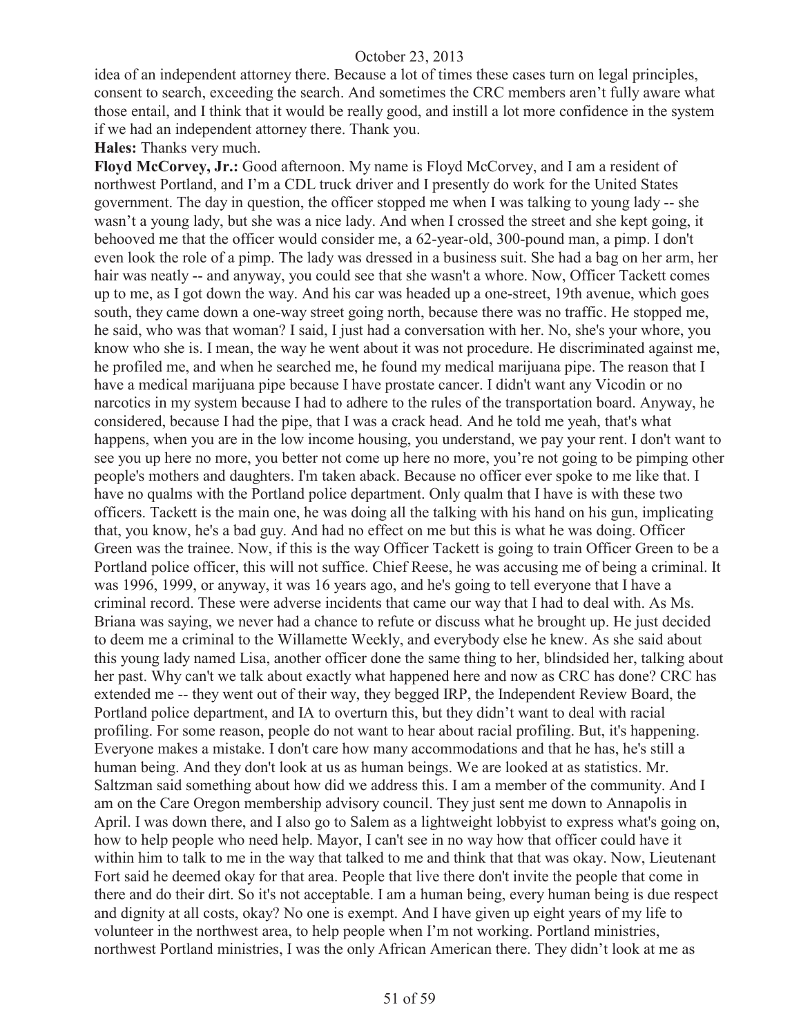idea of an independent attorney there. Because a lot of times these cases turn on legal principles, consent to search, exceeding the search. And sometimes the CRC members aren't fully aware what those entail, and I think that it would be really good, and instill a lot more confidence in the system if we had an independent attorney there. Thank you.

**Hales:** Thanks very much.

**Floyd McCorvey, Jr.:** Good afternoon. My name is Floyd McCorvey, and I am a resident of northwest Portland, and I'm a CDL truck driver and I presently do work for the United States government. The day in question, the officer stopped me when I was talking to young lady -- she wasn't a young lady, but she was a nice lady. And when I crossed the street and she kept going, it behooved me that the officer would consider me, a 62-year-old, 300-pound man, a pimp. I don't even look the role of a pimp. The lady was dressed in a business suit. She had a bag on her arm, her hair was neatly -- and anyway, you could see that she wasn't a whore. Now, Officer Tackett comes up to me, as I got down the way. And his car was headed up a one-street, 19th avenue, which goes south, they came down a one-way street going north, because there was no traffic. He stopped me, he said, who was that woman? I said, I just had a conversation with her. No, she's your whore, you know who she is. I mean, the way he went about it was not procedure. He discriminated against me, he profiled me, and when he searched me, he found my medical marijuana pipe. The reason that I have a medical marijuana pipe because I have prostate cancer. I didn't want any Vicodin or no narcotics in my system because I had to adhere to the rules of the transportation board. Anyway, he considered, because I had the pipe, that I was a crack head. And he told me yeah, that's what happens, when you are in the low income housing, you understand, we pay your rent. I don't want to see you up here no more, you better not come up here no more, you're not going to be pimping other people's mothers and daughters. I'm taken aback. Because no officer ever spoke to me like that. I have no qualms with the Portland police department. Only qualm that I have is with these two officers. Tackett is the main one, he was doing all the talking with his hand on his gun, implicating that, you know, he's a bad guy. And had no effect on me but this is what he was doing. Officer Green was the trainee. Now, if this is the way Officer Tackett is going to train Officer Green to be a Portland police officer, this will not suffice. Chief Reese, he was accusing me of being a criminal. It was 1996, 1999, or anyway, it was 16 years ago, and he's going to tell everyone that I have a criminal record. These were adverse incidents that came our way that I had to deal with. As Ms. Briana was saying, we never had a chance to refute or discuss what he brought up. He just decided to deem me a criminal to the Willamette Weekly, and everybody else he knew. As she said about this young lady named Lisa, another officer done the same thing to her, blindsided her, talking about her past. Why can't we talk about exactly what happened here and now as CRC has done? CRC has extended me -- they went out of their way, they begged IRP, the Independent Review Board, the Portland police department, and IA to overturn this, but they didn't want to deal with racial profiling. For some reason, people do not want to hear about racial profiling. But, it's happening. Everyone makes a mistake. I don't care how many accommodations and that he has, he's still a human being. And they don't look at us as human beings. We are looked at as statistics. Mr. Saltzman said something about how did we address this. I am a member of the community. And I am on the Care Oregon membership advisory council. They just sent me down to Annapolis in April. I was down there, and I also go to Salem as a lightweight lobbyist to express what's going on, how to help people who need help. Mayor, I can't see in no way how that officer could have it within him to talk to me in the way that talked to me and think that that was okay. Now, Lieutenant Fort said he deemed okay for that area. People that live there don't invite the people that come in there and do their dirt. So it's not acceptable. I am a human being, every human being is due respect and dignity at all costs, okay? No one is exempt. And I have given up eight years of my life to volunteer in the northwest area, to help people when I'm not working. Portland ministries, northwest Portland ministries, I was the only African American there. They didn't look at me as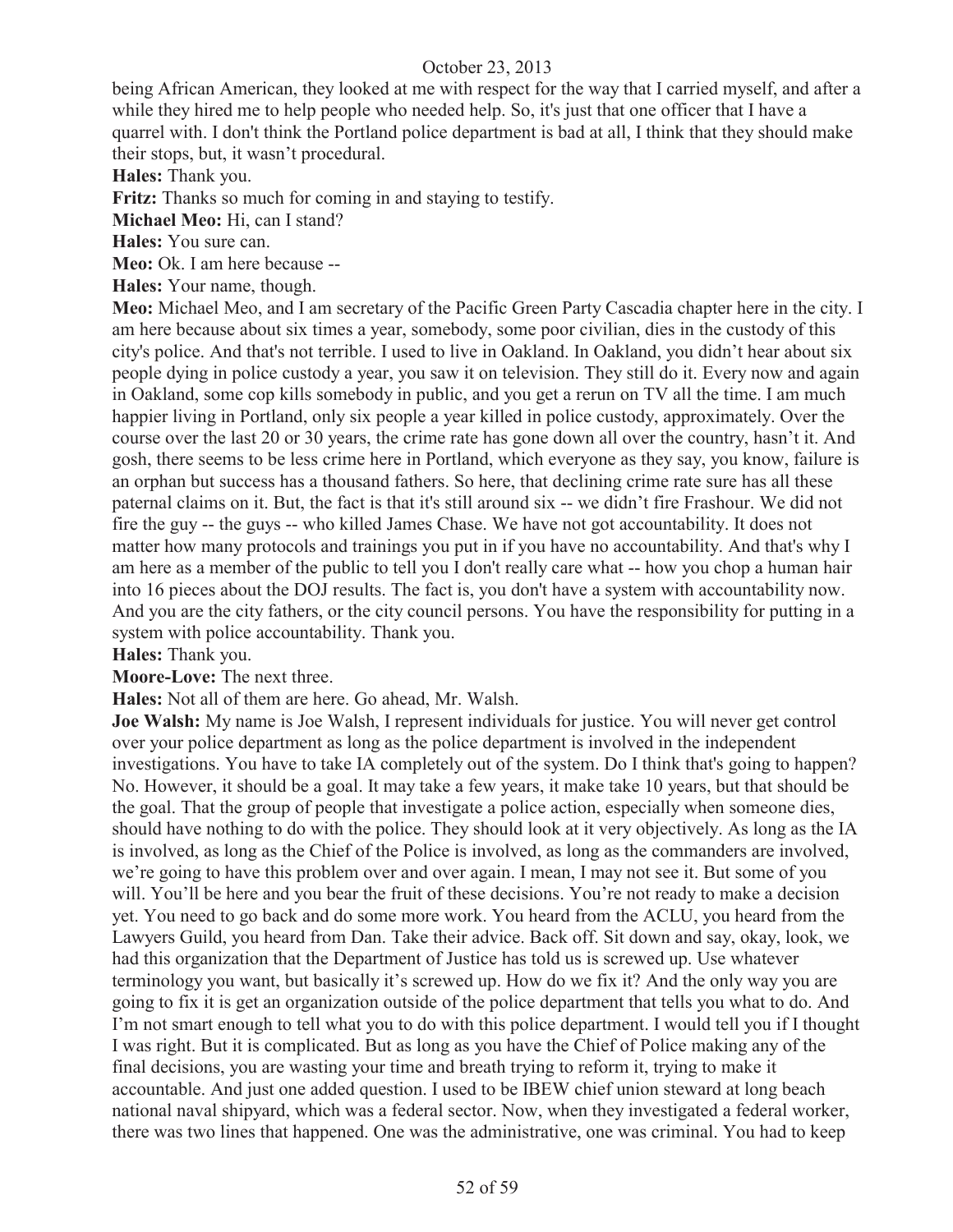being African American, they looked at me with respect for the way that I carried myself, and after a while they hired me to help people who needed help. So, it's just that one officer that I have a quarrel with. I don't think the Portland police department is bad at all, I think that they should make their stops, but, it wasn't procedural.

**Hales:** Thank you.

**Fritz:** Thanks so much for coming in and staying to testify.

**Michael Meo:** Hi, can I stand?

**Hales:** You sure can.

**Meo:** Ok. I am here because --

**Hales:** Your name, though.

**Meo:** Michael Meo, and I am secretary of the Pacific Green Party Cascadia chapter here in the city. I am here because about six times a year, somebody, some poor civilian, dies in the custody of this city's police. And that's not terrible. I used to live in Oakland. In Oakland, you didn't hear about six people dying in police custody a year, you saw it on television. They still do it. Every now and again in Oakland, some cop kills somebody in public, and you get a rerun on TV all the time. I am much happier living in Portland, only six people a year killed in police custody, approximately. Over the course over the last 20 or 30 years, the crime rate has gone down all over the country, hasn't it. And gosh, there seems to be less crime here in Portland, which everyone as they say, you know, failure is an orphan but success has a thousand fathers. So here, that declining crime rate sure has all these paternal claims on it. But, the fact is that it's still around six -- we didn't fire Frashour. We did not fire the guy -- the guys -- who killed James Chase. We have not got accountability. It does not matter how many protocols and trainings you put in if you have no accountability. And that's why I am here as a member of the public to tell you I don't really care what -- how you chop a human hair into 16 pieces about the DOJ results. The fact is, you don't have a system with accountability now. And you are the city fathers, or the city council persons. You have the responsibility for putting in a system with police accountability. Thank you.

**Hales:** Thank you.

**Moore-Love:** The next three.

**Hales:** Not all of them are here. Go ahead, Mr. Walsh.

**Joe Walsh:** My name is Joe Walsh, I represent individuals for justice. You will never get control over your police department as long as the police department is involved in the independent investigations. You have to take IA completely out of the system. Do I think that's going to happen? No. However, it should be a goal. It may take a few years, it make take 10 years, but that should be the goal. That the group of people that investigate a police action, especially when someone dies, should have nothing to do with the police. They should look at it very objectively. As long as the IA is involved, as long as the Chief of the Police is involved, as long as the commanders are involved, we're going to have this problem over and over again. I mean, I may not see it. But some of you will. You'll be here and you bear the fruit of these decisions. You're not ready to make a decision yet. You need to go back and do some more work. You heard from the ACLU, you heard from the Lawyers Guild, you heard from Dan. Take their advice. Back off. Sit down and say, okay, look, we had this organization that the Department of Justice has told us is screwed up. Use whatever terminology you want, but basically it's screwed up. How do we fix it? And the only way you are going to fix it is get an organization outside of the police department that tells you what to do. And I'm not smart enough to tell what you to do with this police department. I would tell you if I thought I was right. But it is complicated. But as long as you have the Chief of Police making any of the final decisions, you are wasting your time and breath trying to reform it, trying to make it accountable. And just one added question. I used to be IBEW chief union steward at long beach national naval shipyard, which was a federal sector. Now, when they investigated a federal worker, there was two lines that happened. One was the administrative, one was criminal. You had to keep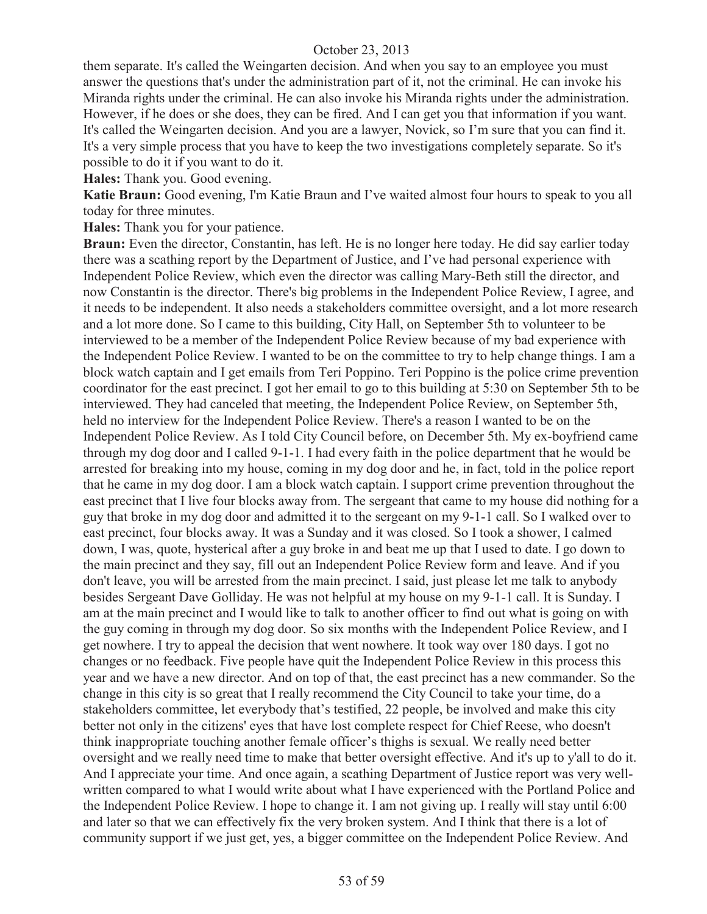them separate. It's called the Weingarten decision. And when you say to an employee you must answer the questions that's under the administration part of it, not the criminal. He can invoke his Miranda rights under the criminal. He can also invoke his Miranda rights under the administration. However, if he does or she does, they can be fired. And I can get you that information if you want. It's called the Weingarten decision. And you are a lawyer, Novick, so I'm sure that you can find it. It's a very simple process that you have to keep the two investigations completely separate. So it's possible to do it if you want to do it.

**Hales:** Thank you. Good evening.

**Katie Braun:** Good evening, I'm Katie Braun and I've waited almost four hours to speak to you all today for three minutes.

**Hales:** Thank you for your patience.

**Braun:** Even the director, Constantin, has left. He is no longer here today. He did say earlier today there was a scathing report by the Department of Justice, and I've had personal experience with Independent Police Review, which even the director was calling Mary-Beth still the director, and now Constantin is the director. There's big problems in the Independent Police Review, I agree, and it needs to be independent. It also needs a stakeholders committee oversight, and a lot more research and a lot more done. So I came to this building, City Hall, on September 5th to volunteer to be interviewed to be a member of the Independent Police Review because of my bad experience with the Independent Police Review. I wanted to be on the committee to try to help change things. I am a block watch captain and I get emails from Teri Poppino. Teri Poppino is the police crime prevention coordinator for the east precinct. I got her email to go to this building at 5:30 on September 5th to be interviewed. They had canceled that meeting, the Independent Police Review, on September 5th, held no interview for the Independent Police Review. There's a reason I wanted to be on the Independent Police Review. As I told City Council before, on December 5th. My ex-boyfriend came through my dog door and I called 9-1-1. I had every faith in the police department that he would be arrested for breaking into my house, coming in my dog door and he, in fact, told in the police report that he came in my dog door. I am a block watch captain. I support crime prevention throughout the east precinct that I live four blocks away from. The sergeant that came to my house did nothing for a guy that broke in my dog door and admitted it to the sergeant on my 9-1-1 call. So I walked over to east precinct, four blocks away. It was a Sunday and it was closed. So I took a shower, I calmed down, I was, quote, hysterical after a guy broke in and beat me up that I used to date. I go down to the main precinct and they say, fill out an Independent Police Review form and leave. And if you don't leave, you will be arrested from the main precinct. I said, just please let me talk to anybody besides Sergeant Dave Golliday. He was not helpful at my house on my 9-1-1 call. It is Sunday. I am at the main precinct and I would like to talk to another officer to find out what is going on with the guy coming in through my dog door. So six months with the Independent Police Review, and I get nowhere. I try to appeal the decision that went nowhere. It took way over 180 days. I got no changes or no feedback. Five people have quit the Independent Police Review in this process this year and we have a new director. And on top of that, the east precinct has a new commander. So the change in this city is so great that I really recommend the City Council to take your time, do a stakeholders committee, let everybody that's testified, 22 people, be involved and make this city better not only in the citizens' eyes that have lost complete respect for Chief Reese, who doesn't think inappropriate touching another female officer's thighs is sexual. We really need better oversight and we really need time to make that better oversight effective. And it's up to y'all to do it. And I appreciate your time. And once again, a scathing Department of Justice report was very well-written compared to what I would write about what I have experienced with the Portland Police and the Independent Police Review. I hope to change it. I am not giving up. I really will stay until 6:00 and later so that we can effectively fix the very broken system. And I think that there is a lot of community support if we just get, yes, a bigger committee on the Independent Police Review. And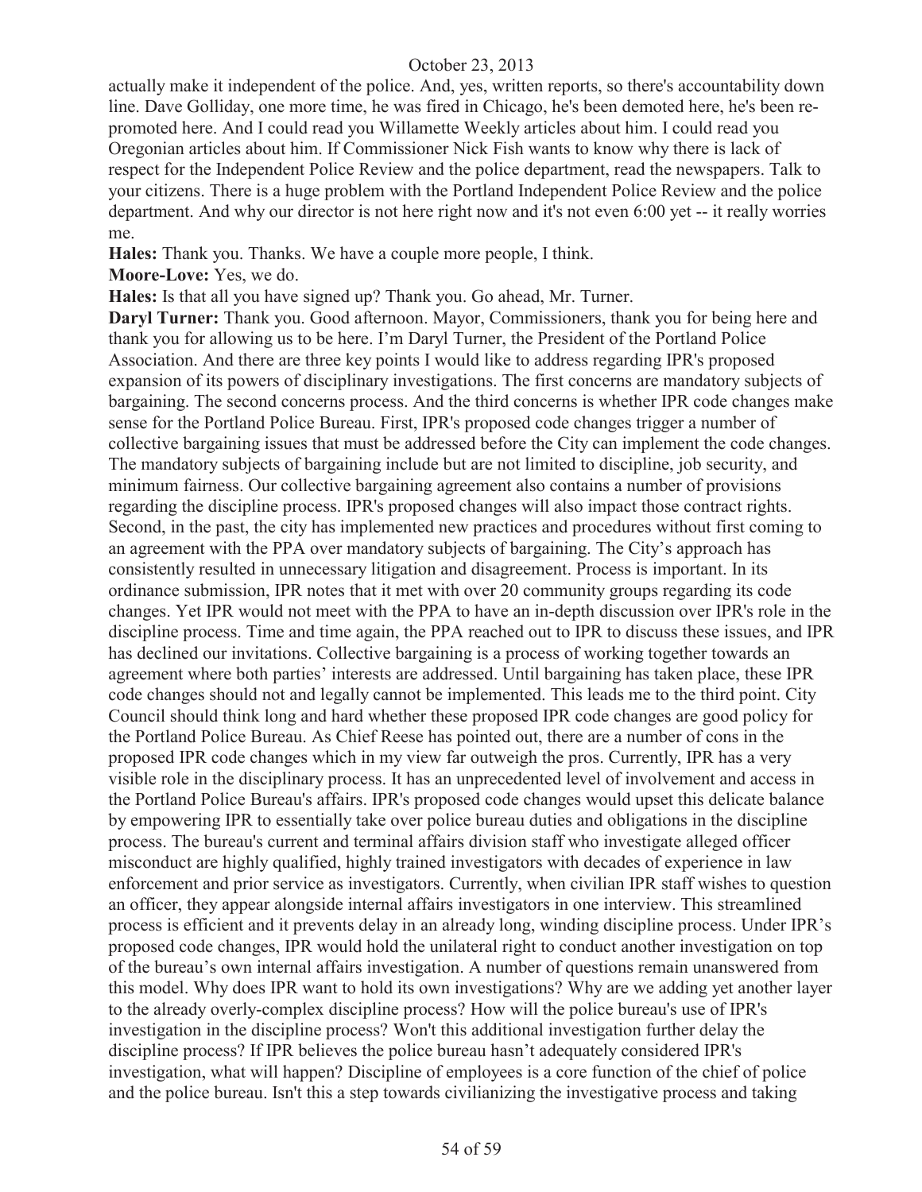actually make it independent of the police. And, yes, written reports, so there's accountability down line. Dave Golliday, one more time, he was fired in Chicago, he's been demoted here, he's been re-promoted here. And I could read you Willamette Weekly articles about him. I could read you Oregonian articles about him. If Commissioner Nick Fish wants to know why there is lack of respect for the Independent Police Review and the police department, read the newspapers. Talk to your citizens. There is a huge problem with the Portland Independent Police Review and the police department. And why our director is not here right now and it's not even 6:00 yet -- it really worries me.

**Hales:** Thank you. Thanks. We have a couple more people, I think.

**Moore-Love:** Yes, we do.

**Hales:** Is that all you have signed up? Thank you. Go ahead, Mr. Turner.

**Daryl Turner:** Thank you. Good afternoon. Mayor, Commissioners, thank you for being here and thank you for allowing us to be here. I'm Daryl Turner, the President of the Portland Police Association. And there are three key points I would like to address regarding IPR's proposed expansion of its powers of disciplinary investigations. The first concerns are mandatory subjects of bargaining. The second concerns process. And the third concerns is whether IPR code changes make sense for the Portland Police Bureau. First, IPR's proposed code changes trigger a number of collective bargaining issues that must be addressed before the City can implement the code changes. The mandatory subjects of bargaining include but are not limited to discipline, job security, and minimum fairness. Our collective bargaining agreement also contains a number of provisions regarding the discipline process. IPR's proposed changes will also impact those contract rights. Second, in the past, the city has implemented new practices and procedures without first coming to an agreement with the PPA over mandatory subjects of bargaining. The City's approach has consistently resulted in unnecessary litigation and disagreement. Process is important. In its ordinance submission, IPR notes that it met with over 20 community groups regarding its code changes. Yet IPR would not meet with the PPA to have an in-depth discussion over IPR's role in the discipline process. Time and time again, the PPA reached out to IPR to discuss these issues, and IPR has declined our invitations. Collective bargaining is a process of working together towards an agreement where both parties' interests are addressed. Until bargaining has taken place, these IPR code changes should not and legally cannot be implemented. This leads me to the third point. City Council should think long and hard whether these proposed IPR code changes are good policy for the Portland Police Bureau. As Chief Reese has pointed out, there are a number of cons in the proposed IPR code changes which in my view far outweigh the pros. Currently, IPR has a very visible role in the disciplinary process. It has an unprecedented level of involvement and access in the Portland Police Bureau's affairs. IPR's proposed code changes would upset this delicate balance by empowering IPR to essentially take over police bureau duties and obligations in the discipline process. The bureau's current and terminal affairs division staff who investigate alleged officer misconduct are highly qualified, highly trained investigators with decades of experience in law enforcement and prior service as investigators. Currently, when civilian IPR staff wishes to question an officer, they appear alongside internal affairs investigators in one interview. This streamlined process is efficient and it prevents delay in an already long, winding discipline process. Under IPR's proposed code changes, IPR would hold the unilateral right to conduct another investigation on top of the bureau's own internal affairs investigation. A number of questions remain unanswered from this model. Why does IPR want to hold its own investigations? Why are we adding yet another layer to the already overly-complex discipline process? How will the police bureau's use of IPR's investigation in the discipline process? Won't this additional investigation further delay the discipline process? If IPR believes the police bureau hasn't adequately considered IPR's investigation, what will happen? Discipline of employees is a core function of the chief of police and the police bureau. Isn't this a step towards civilianizing the investigative process and taking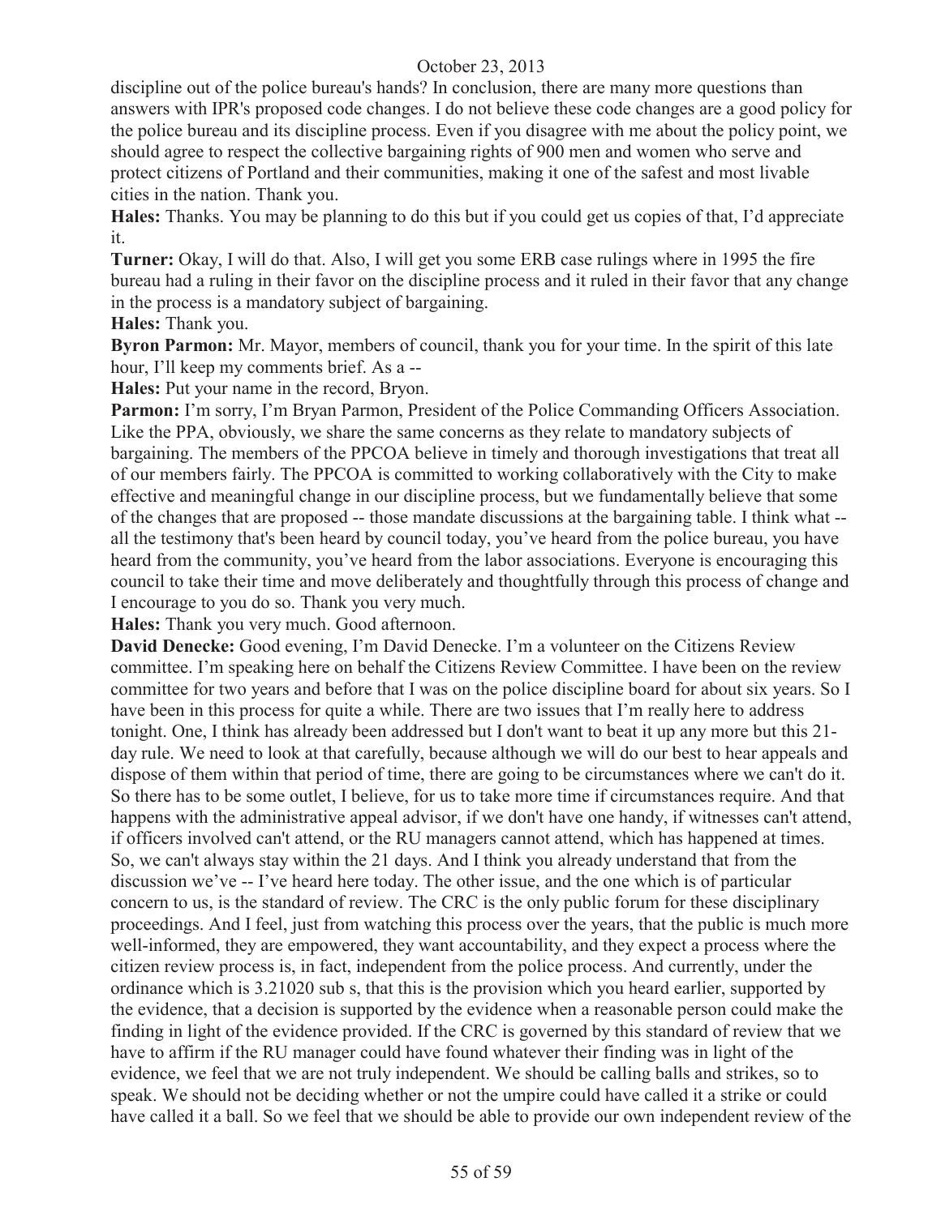discipline out of the police bureau's hands? In conclusion, there are many more questions than answers with IPR's proposed code changes. I do not believe these code changes are a good policy for the police bureau and its discipline process. Even if you disagree with me about the policy point, we should agree to respect the collective bargaining rights of 900 men and women who serve and protect citizens of Portland and their communities, making it one of the safest and most livable cities in the nation. Thank you.

**Hales:** Thanks. You may be planning to do this but if you could get us copies of that, I'd appreciate it.

**Turner:** Okay, I will do that. Also, I will get you some ERB case rulings where in 1995 the fire bureau had a ruling in their favor on the discipline process and it ruled in their favor that any change in the process is a mandatory subject of bargaining.

**Hales:** Thank you.

**Byron Parmon:** Mr. Mayor, members of council, thank you for your time. In the spirit of this late hour, I'll keep my comments brief. As a --

**Hales:** Put your name in the record, Bryon.

**Parmon:** I'm sorry, I'm Bryan Parmon, President of the Police Commanding Officers Association. Like the PPA, obviously, we share the same concerns as they relate to mandatory subjects of bargaining. The members of the PPCOA believe in timely and thorough investigations that treat all of our members fairly. The PPCOA is committed to working collaboratively with the City to make effective and meaningful change in our discipline process, but we fundamentally believe that some of the changes that are proposed -- those mandate discussions at the bargaining table. I think what -- all the testimony that's been heard by council today, you've heard from the police bureau, you have heard from the community, you've heard from the labor associations. Everyone is encouraging this council to take their time and move deliberately and thoughtfully through this process of change and I encourage to you do so. Thank you very much.

**Hales:** Thank you very much. Good afternoon.

**David Denecke:** Good evening, I'm David Denecke. I'm a volunteer on the Citizens Review committee. I'm speaking here on behalf the Citizens Review Committee. I have been on the review committee for two years and before that I was on the police discipline board for about six years. So I have been in this process for quite a while. There are two issues that I'm really here to address tonight. One, I think has already been addressed but I don't want to beat it up any more but this 21-day rule. We need to look at that carefully, because although we will do our best to hear appeals and dispose of them within that period of time, there are going to be circumstances where we can't do it. So there has to be some outlet, I believe, for us to take more time if circumstances require. And that happens with the administrative appeal advisor, if we don't have one handy, if witnesses can't attend, if officers involved can't attend, or the RU managers cannot attend, which has happened at times. So, we can't always stay within the 21 days. And I think you already understand that from the discussion we've -- I've heard here today. The other issue, and the one which is of particular concern to us, is the standard of review. The CRC is the only public forum for these disciplinary proceedings. And I feel, just from watching this process over the years, that the public is much more well-informed, they are empowered, they want accountability, and they expect a process where the citizen review process is, in fact, independent from the police process. And currently, under the ordinance which is 3.21020 sub s, that this is the provision which you heard earlier, supported by the evidence, that a decision is supported by the evidence when a reasonable person could make the finding in light of the evidence provided. If the CRC is governed by this standard of review that we have to affirm if the RU manager could have found whatever their finding was in light of the evidence, we feel that we are not truly independent. We should be calling balls and strikes, so to speak. We should not be deciding whether or not the umpire could have called it a strike or could have called it a ball. So we feel that we should be able to provide our own independent review of the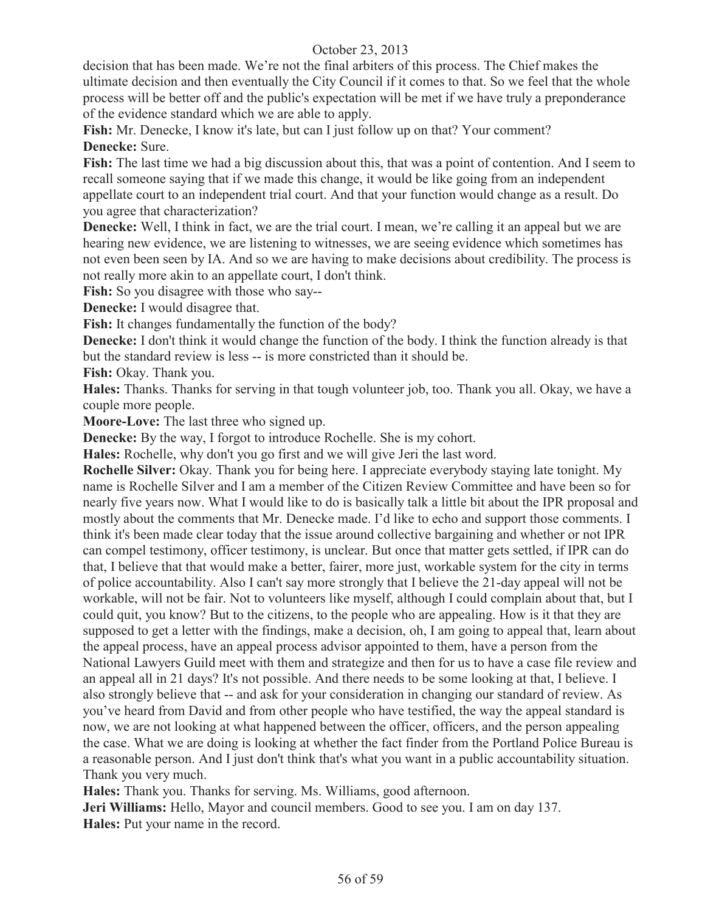decision that has been made. We're not the final arbiters of this process. The Chief makes the ultimate decision and then eventually the City Council if it comes to that. So we feel that the whole process will be better off and the public's expectation will be met if we have truly a preponderance of the evidence standard which we are able to apply.

**Fish:** Mr. Denecke, I know it's late, but can I just follow up on that? Your comment?

**Denecke:** Sure.

**Fish:** The last time we had a big discussion about this, that was a point of contention. And I seem to recall someone saying that if we made this change, it would be like going from an independent appellate court to an independent trial court. And that your function would change as a result. Do you agree that characterization?

**Denecke:** Well, I think in fact, we are the trial court. I mean, we're calling it an appeal but we are hearing new evidence, we are listening to witnesses, we are seeing evidence which sometimes has not even been seen by IA. And so we are having to make decisions about credibility. The process is not really more akin to an appellate court, I don't think.

**Fish:** So you disagree with those who say--

**Denecke:** I would disagree that.

**Fish:** It changes fundamentally the function of the body?

**Denecke:** I don't think it would change the function of the body. I think the function already is that but the standard review is less -- is more constricted than it should be.

**Fish:** Okay. Thank you.

**Hales:** Thanks. Thanks for serving in that tough volunteer job, too. Thank you all. Okay, we have a couple more people.

**Moore-Love:** The last three who signed up.

**Denecke:** By the way, I forgot to introduce Rochelle. She is my cohort.

**Hales:** Rochelle, why don't you go first and we will give Jeri the last word.

**Rochelle Silver:** Okay. Thank you for being here. I appreciate everybody staying late tonight. My name is Rochelle Silver and I am a member of the Citizen Review Committee and have been so for nearly five years now. What I would like to do is basically talk a little bit about the IPR proposal and mostly about the comments that Mr. Denecke made. I'd like to echo and support those comments. I think it's been made clear today that the issue around collective bargaining and whether or not IPR can compel testimony, officer testimony, is unclear. But once that matter gets settled, if IPR can do that, I believe that that would make a better, fairer, more just, workable system for the city in terms of police accountability. Also I can't say more strongly that I believe the 21-day appeal will not be workable, will not be fair. Not to volunteers like myself, although I could complain about that, but I could quit, you know? But to the citizens, to the people who are appealing. How is it that they are supposed to get a letter with the findings, make a decision, oh, I am going to appeal that, learn about the appeal process, have an appeal process advisor appointed to them, have a person from the National Lawyers Guild meet with them and strategize and then for us to have a case file review and an appeal all in 21 days? It's not possible. And there needs to be some looking at that, I believe. I also strongly believe that -- and ask for your consideration in changing our standard of review. As you've heard from David and from other people who have testified, the way the appeal standard is now, we are not looking at what happened between the officer, officers, and the person appealing the case. What we are doing is looking at whether the fact finder from the Portland Police Bureau is a reasonable person. And I just don't think that's what you want in a public accountability situation. Thank you very much.

**Hales:** Thank you. Thanks for serving. Ms. Williams, good afternoon.

**Jeri Williams:** Hello, Mayor and council members. Good to see you. I am on day 137.

**Hales:** Put your name in the record.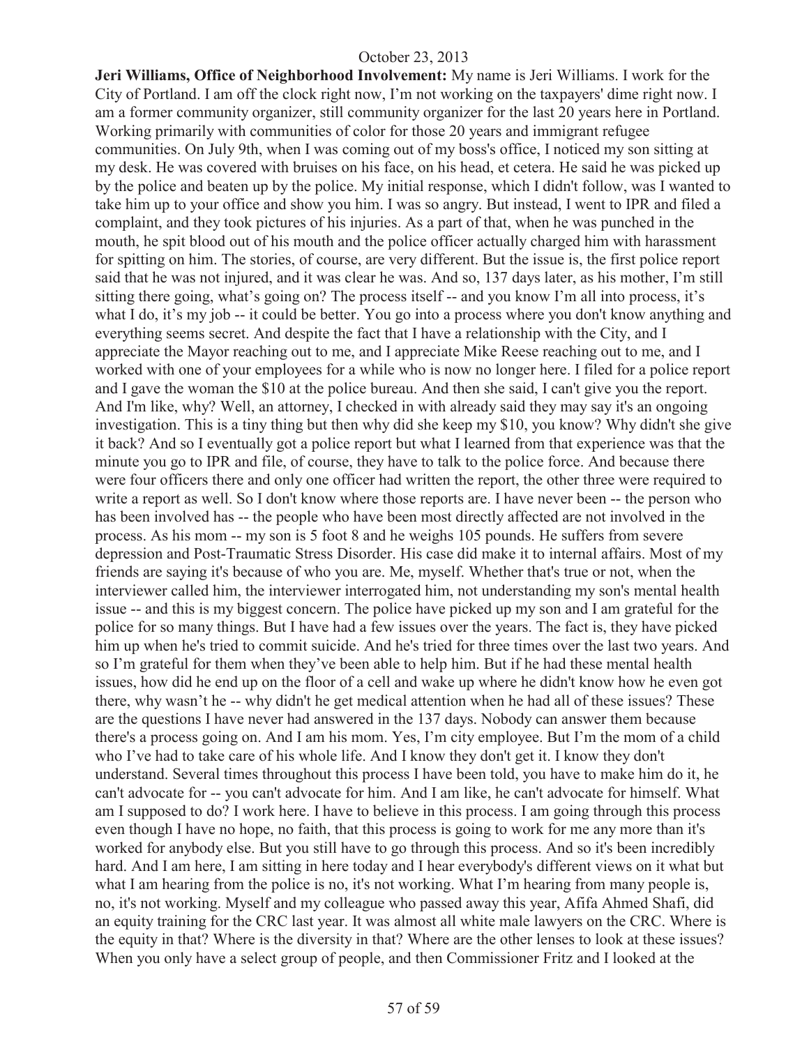**Jeri Williams, Office of Neighborhood Involvement:** My name is Jeri Williams. I work for the City of Portland. I am off the clock right now, I'm not working on the taxpayers' dime right now. I am a former community organizer, still community organizer for the last 20 years here in Portland. Working primarily with communities of color for those 20 years and immigrant refugee communities. On July 9th, when I was coming out of my boss's office, I noticed my son sitting at my desk. He was covered with bruises on his face, on his head, et cetera. He said he was picked up by the police and beaten up by the police. My initial response, which I didn't follow, was I wanted to take him up to your office and show you him. I was so angry. But instead, I went to IPR and filed a complaint, and they took pictures of his injuries. As a part of that, when he was punched in the mouth, he spit blood out of his mouth and the police officer actually charged him with harassment for spitting on him. The stories, of course, are very different. But the issue is, the first police report said that he was not injured, and it was clear he was. And so, 137 days later, as his mother, I'm still sitting there going, what's going on? The process itself -- and you know I'm all into process, it's what I do, it's my job -- it could be better. You go into a process where you don't know anything and everything seems secret. And despite the fact that I have a relationship with the City, and I appreciate the Mayor reaching out to me, and I appreciate Mike Reese reaching out to me, and I worked with one of your employees for a while who is now no longer here. I filed for a police report and I gave the woman the $10 at the police bureau. And then she said, I can't give you the report. And I'm like, why? Well, an attorney, I checked in with already said they may say it's an ongoing investigation. This is a tiny thing but then why did she keep my $10, you know? Why didn't she give it back? And so I eventually got a police report but what I learned from that experience was that the minute you go to IPR and file, of course, they have to talk to the police force. And because there were four officers there and only one officer had written the report, the other three were required to write a report as well. So I don't know where those reports are. I have never been -- the person who has been involved has -- the people who have been most directly affected are not involved in the process. As his mom -- my son is 5 foot 8 and he weighs 105 pounds. He suffers from severe depression and Post-Traumatic Stress Disorder. His case did make it to internal affairs. Most of my friends are saying it's because of who you are. Me, myself. Whether that's true or not, when the interviewer called him, the interviewer interrogated him, not understanding my son's mental health issue -- and this is my biggest concern. The police have picked up my son and I am grateful for the police for so many things. But I have had a few issues over the years. The fact is, they have picked him up when he's tried to commit suicide. And he's tried for three times over the last two years. And so I'm grateful for them when they've been able to help him. But if he had these mental health issues, how did he end up on the floor of a cell and wake up where he didn't know how he even got there, why wasn't he -- why didn't he get medical attention when he had all of these issues? These are the questions I have never had answered in the 137 days. Nobody can answer them because there's a process going on. And I am his mom. Yes, I'm city employee. But I'm the mom of a child who I've had to take care of his whole life. And I know they don't get it. I know they don't understand. Several times throughout this process I have been told, you have to make him do it, he can't advocate for -- you can't advocate for him. And I am like, he can't advocate for himself. What am I supposed to do? I work here. I have to believe in this process. I am going through this process even though I have no hope, no faith, that this process is going to work for me any more than it's worked for anybody else. But you still have to go through this process. And so it's been incredibly hard. And I am here, I am sitting in here today and I hear everybody's different views on it what but what I am hearing from the police is no, it's not working. What I'm hearing from many people is, no, it's not working. Myself and my colleague who passed away this year, Afifa Ahmed Shafi, did an equity training for the CRC last year. It was almost all white male lawyers on the CRC. Where is the equity in that? Where is the diversity in that? Where are the other lenses to look at these issues? When you only have a select group of people, and then Commissioner Fritz and I looked at the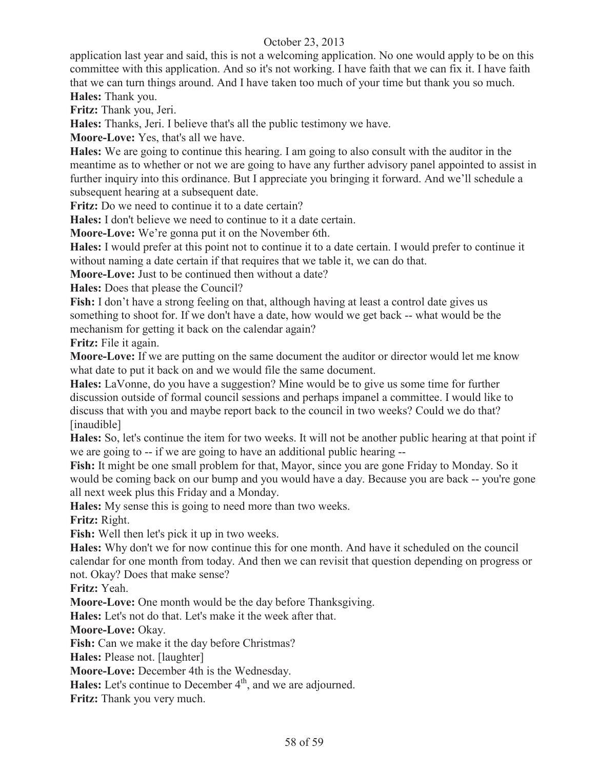application last year and said, this is not a welcoming application. No one would apply to be on this committee with this application. And so it's not working. I have faith that we can fix it. I have faith that we can turn things around. And I have taken too much of your time but thank you so much.

**Hales:** Thank you.

**Fritz:** Thank you, Jeri.

**Hales:** Thanks, Jeri. I believe that's all the public testimony we have.

**Moore-Love:** Yes, that's all we have.

**Hales:** We are going to continue this hearing. I am going to also consult with the auditor in the meantime as to whether or not we are going to have any further advisory panel appointed to assist in further inquiry into this ordinance. But I appreciate you bringing it forward. And we'll schedule a subsequent hearing at a subsequent date.

**Fritz:** Do we need to continue it to a date certain?

**Hales:** I don't believe we need to continue to it a date certain.

**Moore-Love:** We're gonna put it on the November 6th.

**Hales:** I would prefer at this point not to continue it to a date certain. I would prefer to continue it without naming a date certain if that requires that we table it, we can do that.

**Moore-Love:** Just to be continued then without a date?

**Hales:** Does that please the Council?

**Fish:** I don't have a strong feeling on that, although having at least a control date gives us something to shoot for. If we don't have a date, how would we get back -- what would be the mechanism for getting it back on the calendar again?

**Fritz:** File it again.

**Moore-Love:** If we are putting on the same document the auditor or director would let me know what date to put it back on and we would file the same document.

**Hales:** LaVonne, do you have a suggestion? Mine would be to give us some time for further discussion outside of formal council sessions and perhaps impanel a committee. I would like to discuss that with you and maybe report back to the council in two weeks? Could we do that? [inaudible]

**Hales:** So, let's continue the item for two weeks. It will not be another public hearing at that point if we are going to -- if we are going to have an additional public hearing --

**Fish:** It might be one small problem for that, Mayor, since you are gone Friday to Monday. So it would be coming back on our bump and you would have a day. Because you are back -- you're gone all next week plus this Friday and a Monday.

**Hales:** My sense this is going to need more than two weeks.

**Fritz:** Right.

**Fish:** Well then let's pick it up in two weeks.

**Hales:** Why don't we for now continue this for one month. And have it scheduled on the council calendar for one month from today. And then we can revisit that question depending on progress or not. Okay? Does that make sense?

**Fritz:** Yeah.

**Moore-Love:** One month would be the day before Thanksgiving.

**Hales:** Let's not do that. Let's make it the week after that.

**Moore-Love:** Okay.

**Fish:** Can we make it the day before Christmas?

**Hales:** Please not. [laughter]

**Moore-Love:** December 4th is the Wednesday.

**Hales:** Let's continue to December 4th, and we are adjourned.

**Fritz:** Thank you very much.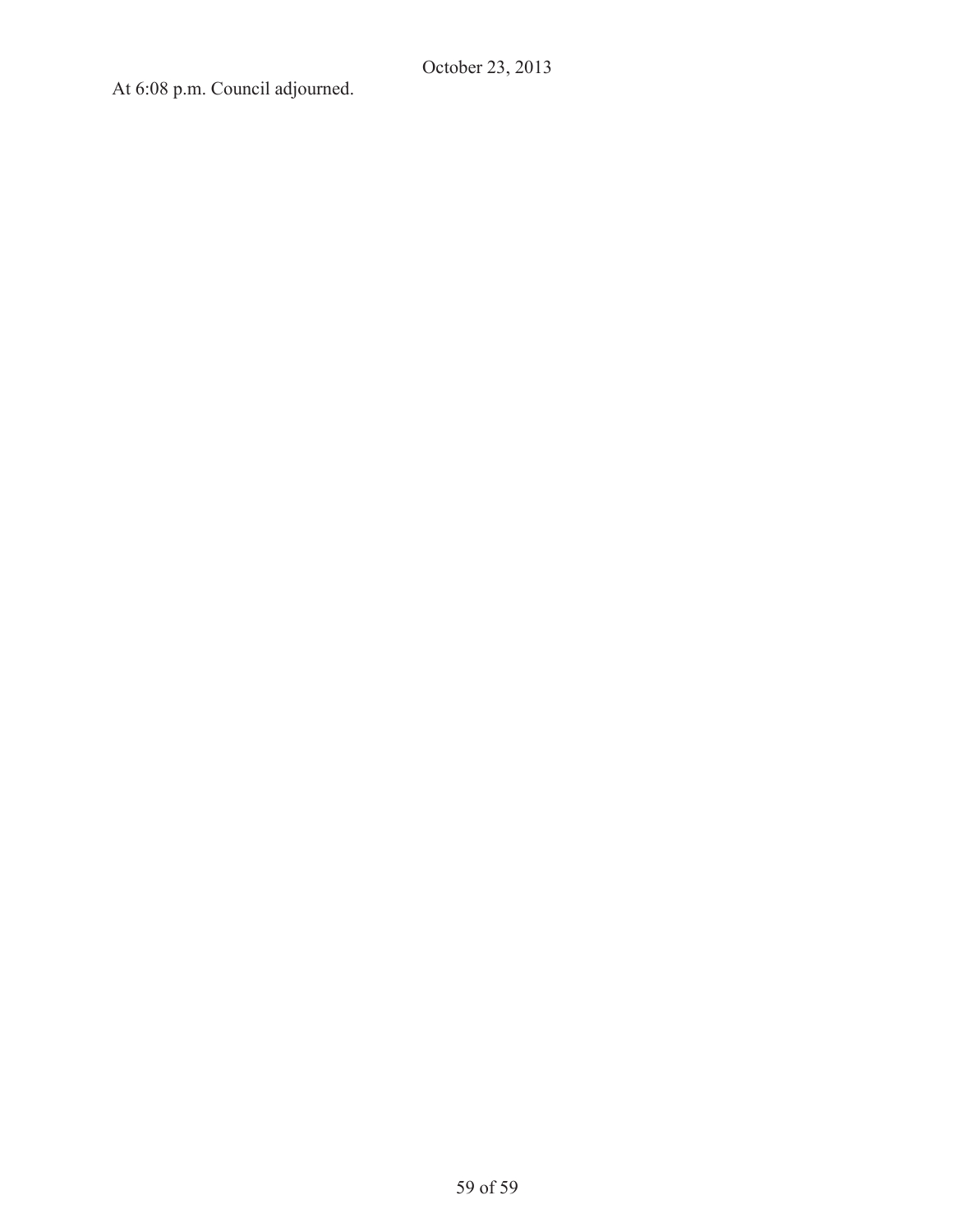At 6:08 p.m. Council adjourned.